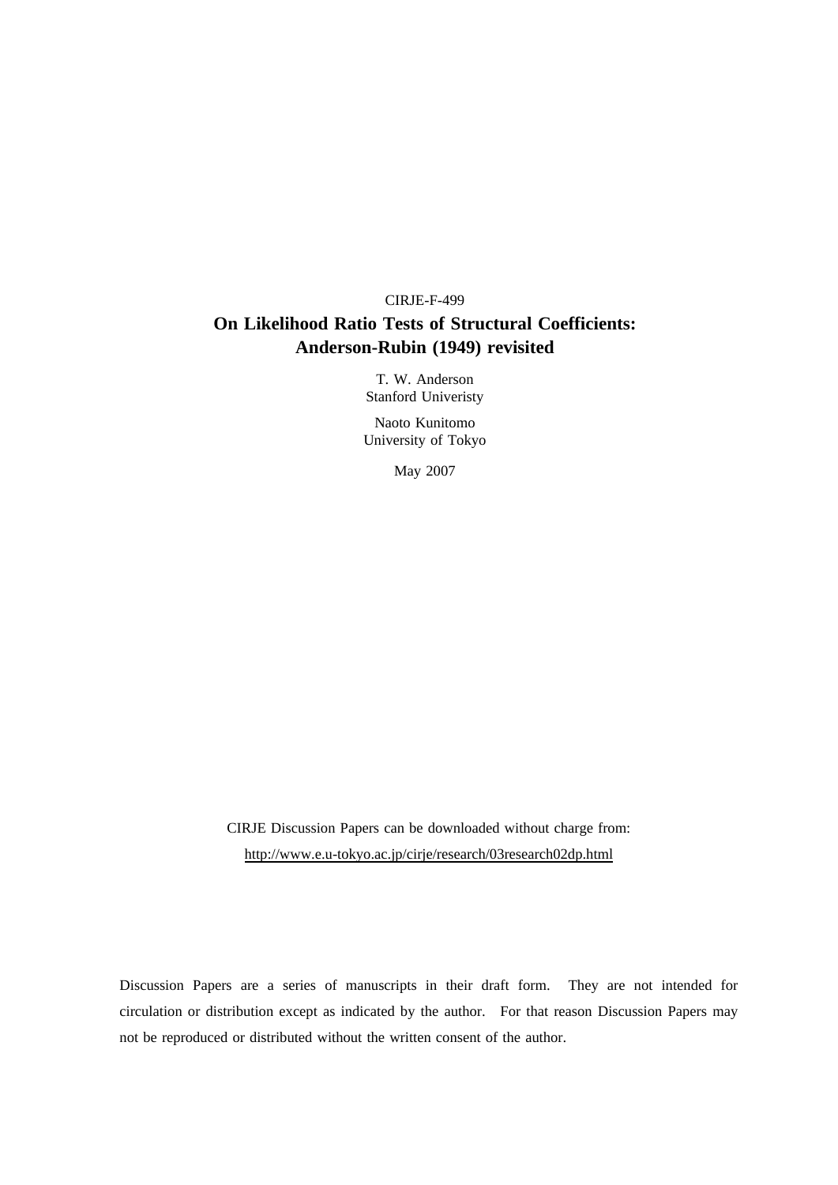CIRJE-F-499

# On Likelihood Ratio Tests of Structural Coefficients: Anderson-Rubin (1949) revisited

T. W. Anderson
Stanford Univeristy

Naoto Kunitomo
University of Tokyo

May 2007

CIRJE Discussion Papers can be downloaded without charge from:
http://www.e.u-tokyo.ac.jp/cirje/research/03research02dp.html

Discussion Papers are a series of manuscripts in their draft form. They are not intended for circulation or distribution except as indicated by the author. For that reason Discussion Papers may not be reproduced or distributed without the written consent of the author.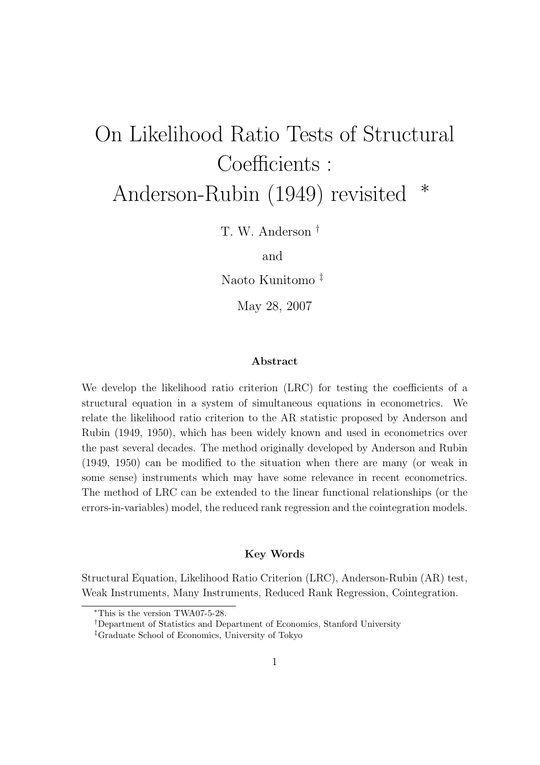# On Likelihood Ratio Tests of Structural Coefficients : Anderson-Rubin (1949) revisited *

T. W. Anderson †

and

Naoto Kunitomo ‡

May 28, 2007

### Abstract

We develop the likelihood ratio criterion (LRC) for testing the coefficients of a structural equation in a system of simultaneous equations in econometrics. We relate the likelihood ratio criterion to the AR statistic proposed by Anderson and Rubin (1949, 1950), which has been widely known and used in econometrics over the past several decades. The method originally developed by Anderson and Rubin (1949, 1950) can be modified to the situation when there are many (or weak in some sense) instruments which may have some relevance in recent econometrics. The method of LRC can be extended to the linear functional relationships (or the errors-in-variables) model, the reduced rank regression and the cointegration models.

### Key Words

Structural Equation, Likelihood Ratio Criterion (LRC), Anderson-Rubin (AR) test, Weak Instruments, Many Instruments, Reduced Rank Regression, Cointegration.

---

*This is the version TWA07-5-28.

†Department of Statistics and Department of Economics, Stanford University

‡Graduate School of Economics, University of Tokyo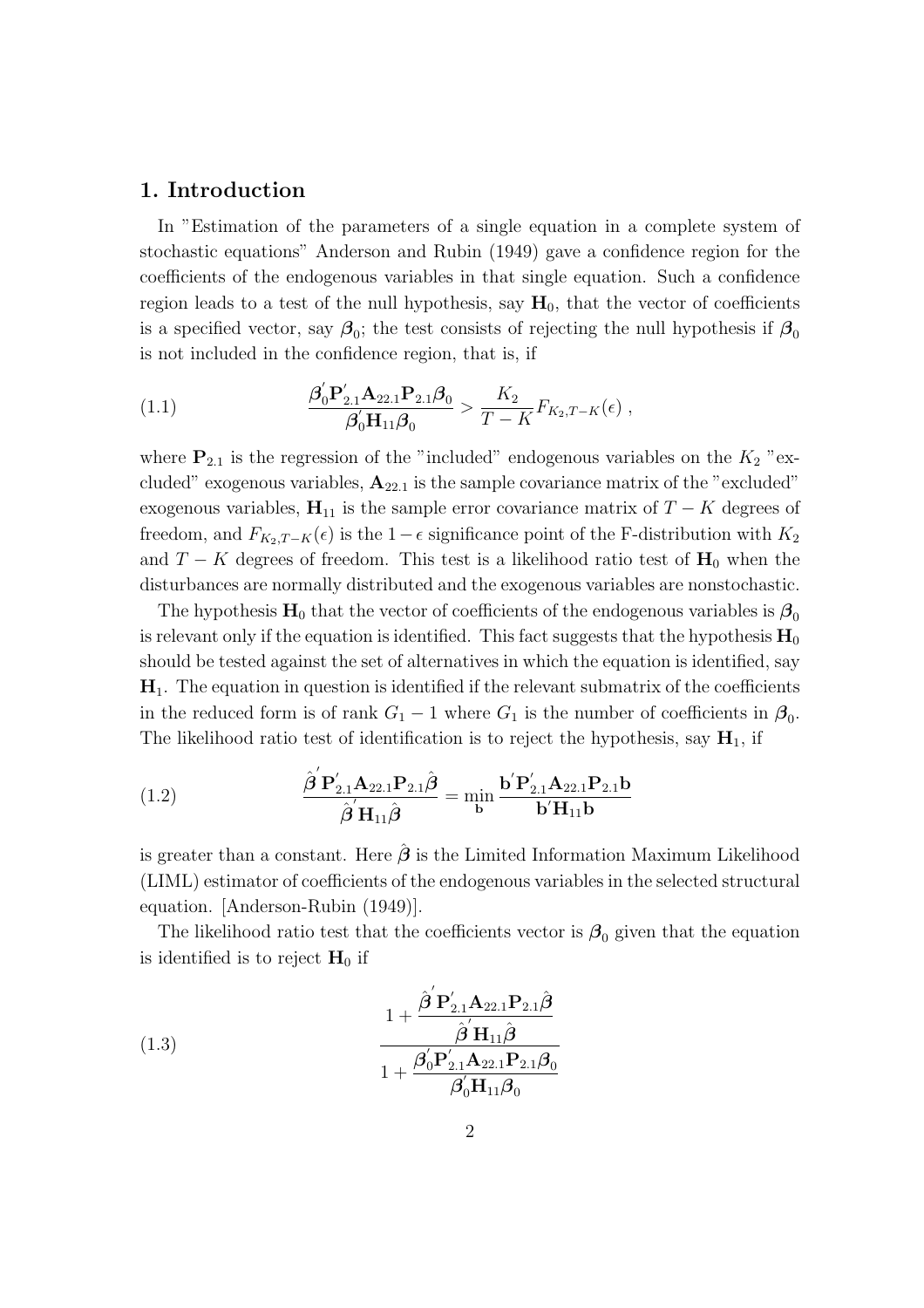## 1. Introduction

In "Estimation of the parameters of a single equation in a complete system of stochastic equations" Anderson and Rubin (1949) gave a confidence region for the coefficients of the endogenous variables in that single equation. Such a confidence region leads to a test of the null hypothesis, say $\mathbf{H}_0$, that the vector of coefficients is a specified vector, say $\boldsymbol{\beta}_0$; the test consists of rejecting the null hypothesis if $\boldsymbol{\beta}_0$ is not included in the confidence region, that is, if

$$\frac{\boldsymbol{\beta}_0^{'}\mathbf{P}_{2.1}^{'}\mathbf{A}_{22.1}\mathbf{P}_{2.1}\boldsymbol{\beta}_0}{\boldsymbol{\beta}_0^{'}\mathbf{H}_{11}\boldsymbol{\beta}_0} > \frac{K_2}{T-K}F_{K_2,T-K}(\epsilon)\ , \tag{1.1}$$

where $\mathbf{P}_{2.1}$ is the regression of the "included" endogenous variables on the $K_2$ "excluded" exogenous variables, $\mathbf{A}_{22.1}$ is the sample covariance matrix of the "excluded" exogenous variables, $\mathbf{H}_{11}$ is the sample error covariance matrix of $T-K$ degrees of freedom, and $F_{K_2,T-K}(\epsilon)$ is the $1-\epsilon$ significance point of the F-distribution with $K_2$ and $T-K$ degrees of freedom. This test is a likelihood ratio test of $\mathbf{H}_0$ when the disturbances are normally distributed and the exogenous variables are nonstochastic.

The hypothesis $\mathbf{H}_0$ that the vector of coefficients of the endogenous variables is $\boldsymbol{\beta}_0$ is relevant only if the equation is identified. This fact suggests that the hypothesis $\mathbf{H}_0$ should be tested against the set of alternatives in which the equation is identified, say $\mathbf{H}_1$. The equation in question is identified if the relevant submatrix of the coefficients in the reduced form is of rank $G_1 - 1$ where $G_1$ is the number of coefficients in $\boldsymbol{\beta}_0$. The likelihood ratio test of identification is to reject the hypothesis, say $\mathbf{H}_1$, if

$$\frac{\hat{\boldsymbol{\beta}}^{'}\mathbf{P}_{2.1}^{'}\mathbf{A}_{22.1}\mathbf{P}_{2.1}\hat{\boldsymbol{\beta}}}{\hat{\boldsymbol{\beta}}^{'}\mathbf{H}_{11}\hat{\boldsymbol{\beta}}} = \min_{\mathbf{b}} \frac{\mathbf{b}^{'}\mathbf{P}_{2.1}^{'}\mathbf{A}_{22.1}\mathbf{P}_{2.1}\mathbf{b}}{\mathbf{b}^{'}\mathbf{H}_{11}\mathbf{b}} \tag{1.2}$$

is greater than a constant. Here $\hat{\boldsymbol{\beta}}$ is the Limited Information Maximum Likelihood (LIML) estimator of coefficients of the endogenous variables in the selected structural equation. [Anderson-Rubin (1949)].

The likelihood ratio test that the coefficients vector is $\boldsymbol{\beta}_0$ given that the equation is identified is to reject $\mathbf{H}_0$ if

$$\frac{1+\dfrac{\hat{\boldsymbol{\beta}}^{'}\mathbf{P}_{2.1}^{'}\mathbf{A}_{22.1}\mathbf{P}_{2.1}\hat{\boldsymbol{\beta}}}{\hat{\boldsymbol{\beta}}^{'}\mathbf{H}_{11}\hat{\boldsymbol{\beta}}}}{1+\dfrac{\boldsymbol{\beta}_0^{'}\mathbf{P}_{2.1}^{'}\mathbf{A}_{22.1}\mathbf{P}_{2.1}\boldsymbol{\beta}_0}{\boldsymbol{\beta}_0^{'}\mathbf{H}_{11}\boldsymbol{\beta}_0}} \tag{1.3}$$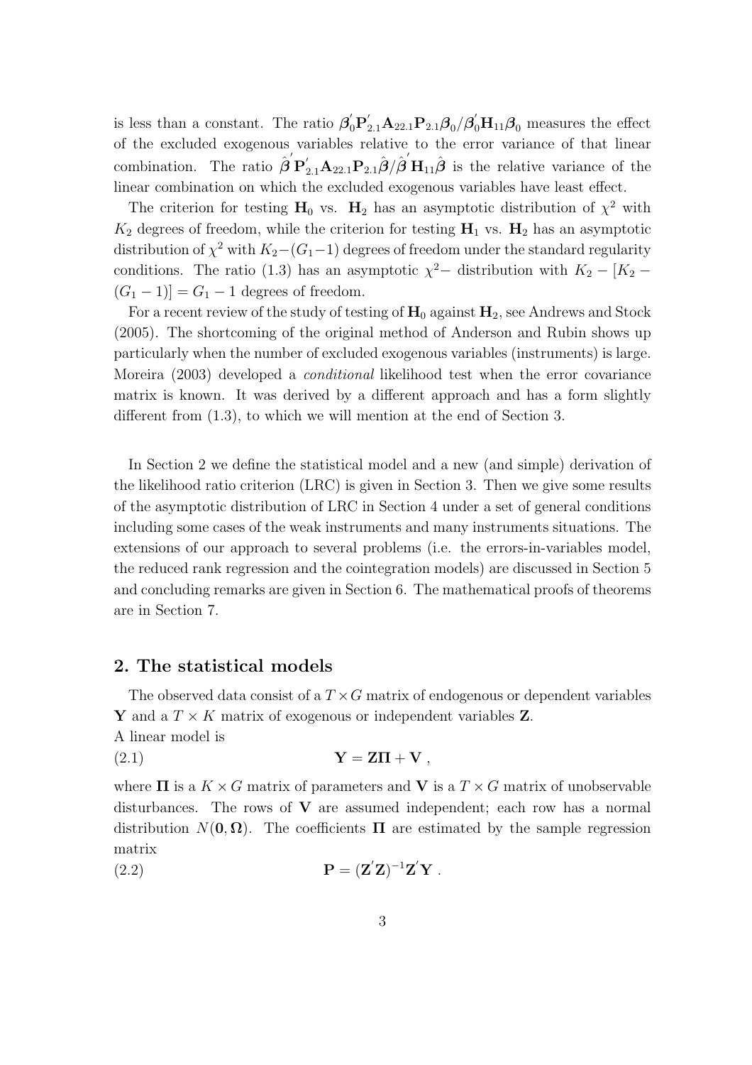is less than a constant. The ratio $\boldsymbol{\beta}_0^{'}\mathbf{P}_{2.1}^{'}\mathbf{A}_{22.1}\mathbf{P}_{2.1}\boldsymbol{\beta}_0/\boldsymbol{\beta}_0^{'}\mathbf{H}_{11}\boldsymbol{\beta}_0$ measures the effect of the excluded exogenous variables relative to the error variance of that linear combination. The ratio $\hat{\boldsymbol{\beta}}^{'}\mathbf{P}_{2.1}^{'}\mathbf{A}_{22.1}\mathbf{P}_{2.1}\hat{\boldsymbol{\beta}}/\hat{\boldsymbol{\beta}}^{'}\mathbf{H}_{11}\hat{\boldsymbol{\beta}}$ is the relative variance of the linear combination on which the excluded exogenous variables have least effect.

The criterion for testing $\mathbf{H}_0$ vs. $\mathbf{H}_2$ has an asymptotic distribution of $\chi^2$ with $K_2$ degrees of freedom, while the criterion for testing $\mathbf{H}_1$ vs. $\mathbf{H}_2$ has an asymptotic distribution of $\chi^2$ with $K_2-(G_1-1)$ degrees of freedom under the standard regularity conditions. The ratio (1.3) has an asymptotic $\chi^2-$ distribution with $K_2-[K_2-(G_1-1)] = G_1-1$ degrees of freedom.

For a recent review of the study of testing of $\mathbf{H}_0$ against $\mathbf{H}_2$, see Andrews and Stock (2005). The shortcoming of the original method of Anderson and Rubin shows up particularly when the number of excluded exogenous variables (instruments) is large. Moreira (2003) developed a *conditional* likelihood test when the error covariance matrix is known. It was derived by a different approach and has a form slightly different from (1.3), to which we will mention at the end of Section 3.

In Section 2 we define the statistical model and a new (and simple) derivation of the likelihood ratio criterion (LRC) is given in Section 3. Then we give some results of the asymptotic distribution of LRC in Section 4 under a set of general conditions including some cases of the weak instruments and many instruments situations. The extensions of our approach to several problems (i.e. the errors-in-variables model, the reduced rank regression and the cointegration models) are discussed in Section 5 and concluding remarks are given in Section 6. The mathematical proofs of theorems are in Section 7.

## 2. The statistical models

The observed data consist of a $T\times G$ matrix of endogenous or dependent variables $\mathbf{Y}$ and a $T\times K$ matrix of exogenous or independent variables $\mathbf{Z}$.
A linear model is

$$\mathbf{Y} = \mathbf{Z}\boldsymbol{\Pi} + \mathbf{V}\ , \tag{2.1}$$

where $\boldsymbol{\Pi}$ is a $K\times G$ matrix of parameters and $\mathbf{V}$ is a $T\times G$ matrix of unobservable disturbances. The rows of $\mathbf{V}$ are assumed independent; each row has a normal distribution $N(\mathbf{0},\boldsymbol{\Omega})$. The coefficients $\boldsymbol{\Pi}$ are estimated by the sample regression matrix

$$\mathbf{P} = (\mathbf{Z}^{'}\mathbf{Z})^{-1}\mathbf{Z}^{'}\mathbf{Y}\ . \tag{2.2}$$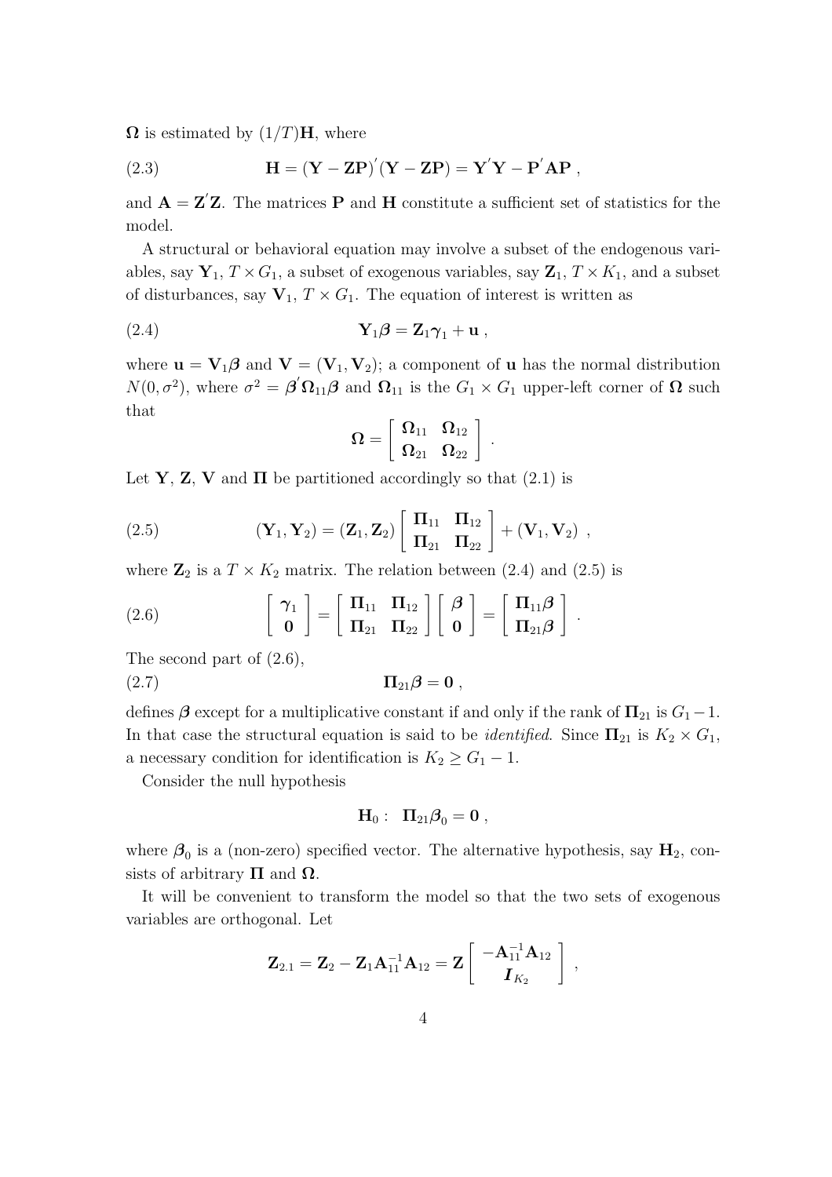$\mathbf{\Omega}$ is estimated by $(1/T)\mathbf{H}$, where

$$\mathbf{H} = (\mathbf{Y} - \mathbf{ZP})'(\mathbf{Y} - \mathbf{ZP}) = \mathbf{Y}'\mathbf{Y} - \mathbf{P}'\mathbf{AP} \ , \tag{2.3}$$

and $\mathbf{A} = \mathbf{Z}'\mathbf{Z}$. The matrices $\mathbf{P}$ and $\mathbf{H}$ constitute a sufficient set of statistics for the model.

A structural or behavioral equation may involve a subset of the endogenous variables, say $\mathbf{Y}_1$, $T \times G_1$, a subset of exogenous variables, say $\mathbf{Z}_1$, $T \times K_1$, and a subset of disturbances, say $\mathbf{V}_1$, $T \times G_1$. The equation of interest is written as

$$\mathbf{Y}_1 \boldsymbol{\beta} = \mathbf{Z}_1 \boldsymbol{\gamma}_1 + \mathbf{u} \ , \tag{2.4}$$

where $\mathbf{u} = \mathbf{V}_1\boldsymbol{\beta}$ and $\mathbf{V} = (\mathbf{V}_1, \mathbf{V}_2)$; a component of $\mathbf{u}$ has the normal distribution $N(0, \sigma^2)$, where $\sigma^2 = \boldsymbol{\beta}'\mathbf{\Omega}_{11}\boldsymbol{\beta}$ and $\mathbf{\Omega}_{11}$ is the $G_1 \times G_1$ upper-left corner of $\mathbf{\Omega}$ such that

$$\mathbf{\Omega} = \begin{bmatrix} \mathbf{\Omega}_{11} & \mathbf{\Omega}_{12} \\ \mathbf{\Omega}_{21} & \mathbf{\Omega}_{22} \end{bmatrix} .$$

Let $\mathbf{Y}$, $\mathbf{Z}$, $\mathbf{V}$ and $\mathbf{\Pi}$ be partitioned accordingly so that (2.1) is

$$(\mathbf{Y}_1, \mathbf{Y}_2) = (\mathbf{Z}_1, \mathbf{Z}_2) \begin{bmatrix} \mathbf{\Pi}_{11} & \mathbf{\Pi}_{12} \\ \mathbf{\Pi}_{21} & \mathbf{\Pi}_{22} \end{bmatrix} + (\mathbf{V}_1, \mathbf{V}_2) \ , \tag{2.5}$$

where $\mathbf{Z}_2$ is a $T \times K_2$ matrix. The relation between (2.4) and (2.5) is

$$\begin{bmatrix} \boldsymbol{\gamma}_1 \\ \mathbf{0} \end{bmatrix} = \begin{bmatrix} \mathbf{\Pi}_{11} & \mathbf{\Pi}_{12} \\ \mathbf{\Pi}_{21} & \mathbf{\Pi}_{22} \end{bmatrix} \begin{bmatrix} \boldsymbol{\beta} \\ \mathbf{0} \end{bmatrix} = \begin{bmatrix} \mathbf{\Pi}_{11}\boldsymbol{\beta} \\ \mathbf{\Pi}_{21}\boldsymbol{\beta} \end{bmatrix} . \tag{2.6}$$

The second part of (2.6),

$$\mathbf{\Pi}_{21}\boldsymbol{\beta} = \mathbf{0} \ , \tag{2.7}$$

defines $\boldsymbol{\beta}$ except for a multiplicative constant if and only if the rank of $\mathbf{\Pi}_{21}$ is $G_1 - 1$. In that case the structural equation is said to be *identified*. Since $\mathbf{\Pi}_{21}$ is $K_2 \times G_1$, a necessary condition for identification is $K_2 \geq G_1 - 1$.

Consider the null hypothesis

$$\mathbf{H}_0 : \ \mathbf{\Pi}_{21}\boldsymbol{\beta}_0 = \mathbf{0} \ ,$$

where $\boldsymbol{\beta}_0$ is a (non-zero) specified vector. The alternative hypothesis, say $\mathbf{H}_2$, consists of arbitrary $\mathbf{\Pi}$ and $\mathbf{\Omega}$.

It will be convenient to transform the model so that the two sets of exogenous variables are orthogonal. Let

$$\mathbf{Z}_{2.1} = \mathbf{Z}_2 - \mathbf{Z}_1\mathbf{A}_{11}^{-1}\mathbf{A}_{12} = \mathbf{Z} \begin{bmatrix} -\mathbf{A}_{11}^{-1}\mathbf{A}_{12} \\ \boldsymbol{I}_{K_2} \end{bmatrix} ,$$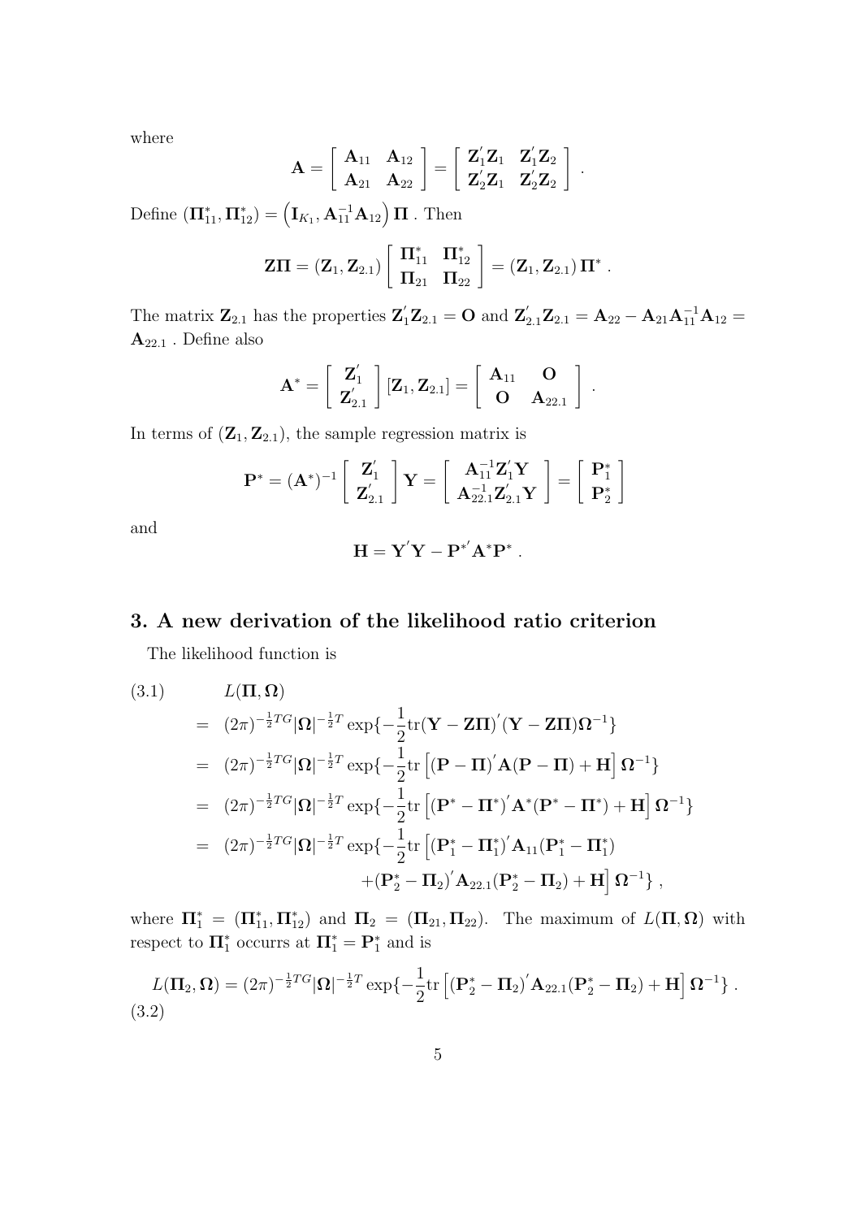where

$$\mathbf{A} = \left[ \begin{array}{cc} \mathbf{A}_{11} & \mathbf{A}_{12} \\ \mathbf{A}_{21} & \mathbf{A}_{22} \end{array} \right] = \left[ \begin{array}{cc} \mathbf{Z}_1^{'}\mathbf{Z}_1 & \mathbf{Z}_1^{'}\mathbf{Z}_2 \\ \mathbf{Z}_2^{'}\mathbf{Z}_1 & \mathbf{Z}_2^{'}\mathbf{Z}_2 \end{array} \right] .$$

Define $(\mathbf{\Pi}_{11}^*, \mathbf{\Pi}_{12}^*) = \left(\mathbf{I}_{K_1}, \mathbf{A}_{11}^{-1}\mathbf{A}_{12}\right)\mathbf{\Pi}$ . Then

$$\mathbf{Z\Pi} = (\mathbf{Z}_1, \mathbf{Z}_{2.1}) \left[ \begin{array}{cc} \mathbf{\Pi}_{11}^* & \mathbf{\Pi}_{12}^* \\ \mathbf{\Pi}_{21} & \mathbf{\Pi}_{22} \end{array} \right] = (\mathbf{Z}_1, \mathbf{Z}_{2.1})\,\mathbf{\Pi}^* .$$

The matrix $\mathbf{Z}_{2.1}$ has the properties $\mathbf{Z}_1^{'}\mathbf{Z}_{2.1} = \mathbf{O}$ and $\mathbf{Z}_{2.1}^{'}\mathbf{Z}_{2.1} = \mathbf{A}_{22} - \mathbf{A}_{21}\mathbf{A}_{11}^{-1}\mathbf{A}_{12} = \mathbf{A}_{22.1}$ . Define also

$$\mathbf{A}^* = \left[ \begin{array}{c} \mathbf{Z}_1^{'} \\ \mathbf{Z}_{2.1}^{'} \end{array} \right] [\mathbf{Z}_1, \mathbf{Z}_{2.1}] = \left[ \begin{array}{cc} \mathbf{A}_{11} & \mathbf{O} \\ \mathbf{O} & \mathbf{A}_{22.1} \end{array} \right] .$$

In terms of $(\mathbf{Z}_1, \mathbf{Z}_{2.1})$, the sample regression matrix is

$$\mathbf{P}^* = (\mathbf{A}^*)^{-1} \left[ \begin{array}{c} \mathbf{Z}_1^{'} \\ \mathbf{Z}_{2.1}^{'} \end{array} \right] \mathbf{Y} = \left[ \begin{array}{c} \mathbf{A}_{11}^{-1}\mathbf{Z}_1^{'}\mathbf{Y} \\ \mathbf{A}_{22.1}^{-1}\mathbf{Z}_{2.1}^{'}\mathbf{Y} \end{array} \right] = \left[ \begin{array}{c} \mathbf{P}_1^* \\ \mathbf{P}_2^* \end{array} \right]$$

and

$$\mathbf{H} = \mathbf{Y}^{'}\mathbf{Y} - \mathbf{P}^{*'}\mathbf{A}^*\mathbf{P}^* .$$

## 3. A new derivation of the likelihood ratio criterion

The likelihood function is

$$\begin{aligned}
(3.1)\qquad & L(\mathbf{\Pi}, \mathbf{\Omega}) \\
&= (2\pi)^{-\frac{1}{2}TG}|\mathbf{\Omega}|^{-\frac{1}{2}T} \exp\{-\frac{1}{2}\mathrm{tr}(\mathbf{Y} - \mathbf{Z\Pi})^{'}(\mathbf{Y} - \mathbf{Z\Pi})\mathbf{\Omega}^{-1}\} \\
&= (2\pi)^{-\frac{1}{2}TG}|\mathbf{\Omega}|^{-\frac{1}{2}T} \exp\{-\frac{1}{2}\mathrm{tr}\left[(\mathbf{P} - \mathbf{\Pi})^{'}\mathbf{A}(\mathbf{P} - \mathbf{\Pi}) + \mathbf{H}\right]\mathbf{\Omega}^{-1}\} \\
&= (2\pi)^{-\frac{1}{2}TG}|\mathbf{\Omega}|^{-\frac{1}{2}T} \exp\{-\frac{1}{2}\mathrm{tr}\left[(\mathbf{P}^* - \mathbf{\Pi}^*)^{'}\mathbf{A}^*(\mathbf{P}^* - \mathbf{\Pi}^*) + \mathbf{H}\right]\mathbf{\Omega}^{-1}\} \\
&= (2\pi)^{-\frac{1}{2}TG}|\mathbf{\Omega}|^{-\frac{1}{2}T} \exp\{-\frac{1}{2}\mathrm{tr}\left[(\mathbf{P}_1^* - \mathbf{\Pi}_1^*)^{'}\mathbf{A}_{11}(\mathbf{P}_1^* - \mathbf{\Pi}_1^*)\right. \\
&\qquad\qquad \left. +(\mathbf{P}_2^* - \mathbf{\Pi}_2)^{'}\mathbf{A}_{22.1}(\mathbf{P}_2^* - \mathbf{\Pi}_2) + \mathbf{H}\right]\mathbf{\Omega}^{-1}\} ,
\end{aligned}$$

where $\mathbf{\Pi}_1^* = (\mathbf{\Pi}_{11}^*, \mathbf{\Pi}_{12}^*)$ and $\mathbf{\Pi}_2 = (\mathbf{\Pi}_{21}, \mathbf{\Pi}_{22})$. The maximum of $L(\mathbf{\Pi}, \mathbf{\Omega})$ with respect to $\mathbf{\Pi}_1^*$ occurrs at $\mathbf{\Pi}_1^* = \mathbf{P}_1^*$ and is

$$L(\mathbf{\Pi}_2, \mathbf{\Omega}) = (2\pi)^{-\frac{1}{2}TG}|\mathbf{\Omega}|^{-\frac{1}{2}T} \exp\{-\frac{1}{2}\mathrm{tr}\left[(\mathbf{P}_2^* - \mathbf{\Pi}_2)^{'}\mathbf{A}_{22.1}(\mathbf{P}_2^* - \mathbf{\Pi}_2) + \mathbf{H}\right]\mathbf{\Omega}^{-1}\} . \qquad (3.2)$$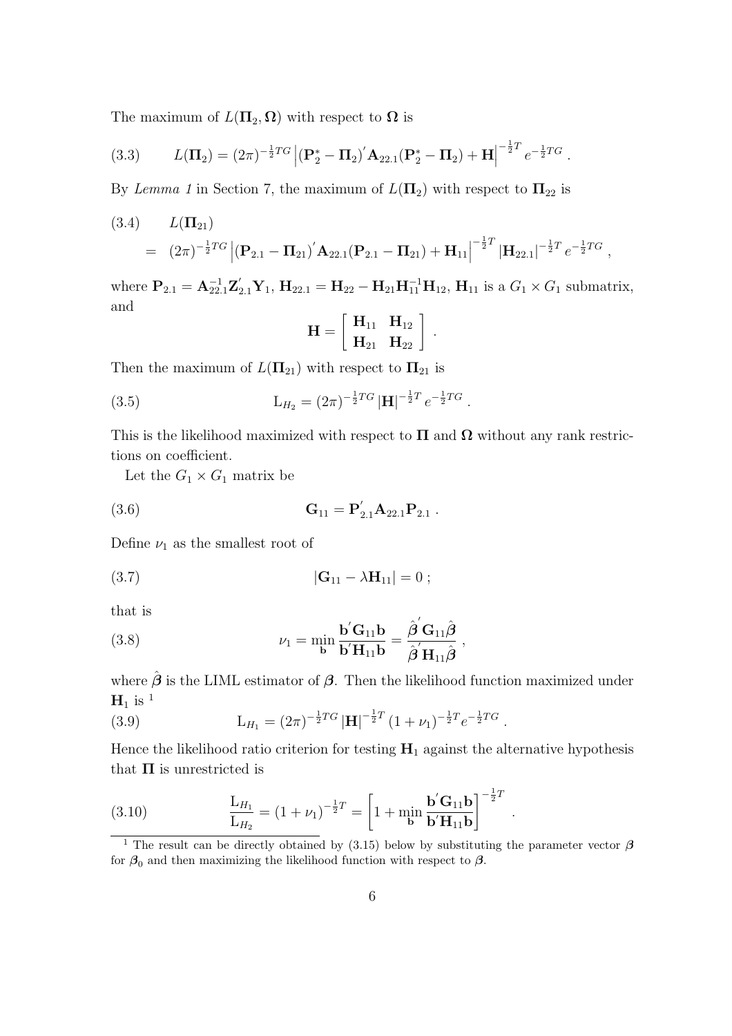The maximum of $L(\mathbf{\Pi}_2, \mathbf{\Omega})$ with respect to $\mathbf{\Omega}$ is

$$
(3.3) \qquad L(\mathbf{\Pi}_2) = (2\pi)^{-\frac{1}{2}TG} \left| (\mathbf{P}_2^* - \mathbf{\Pi}_2)^{'} \mathbf{A}_{22.1} (\mathbf{P}_2^* - \mathbf{\Pi}_2) + \mathbf{H} \right|^{-\frac{1}{2}T} e^{-\frac{1}{2}TG} .
$$

By *Lemma 1* in Section 7, the maximum of $L(\mathbf{\Pi}_2)$ with respect to $\mathbf{\Pi}_{22}$ is

$$
\begin{aligned}
(3.4) \qquad & L(\mathbf{\Pi}_{21}) \\
= \; & (2\pi)^{-\frac{1}{2}TG} \left| (\mathbf{P}_{2.1} - \mathbf{\Pi}_{21})^{'} \mathbf{A}_{22.1} (\mathbf{P}_{2.1} - \mathbf{\Pi}_{21}) + \mathbf{H}_{11} \right|^{-\frac{1}{2}T} \left| \mathbf{H}_{22.1} \right|^{-\frac{1}{2}T} e^{-\frac{1}{2}TG} ,
\end{aligned}
$$

where $\mathbf{P}_{2.1} = \mathbf{A}_{22.1}^{-1} \mathbf{Z}_{2.1}^{'} \mathbf{Y}_1$, $\mathbf{H}_{22.1} = \mathbf{H}_{22} - \mathbf{H}_{21} \mathbf{H}_{11}^{-1} \mathbf{H}_{12}$, $\mathbf{H}_{11}$ is a $G_1 \times G_1$ submatrix, and

$$
\mathbf{H} = \left[ \begin{array}{cc} \mathbf{H}_{11} & \mathbf{H}_{12} \\ \mathbf{H}_{21} & \mathbf{H}_{22} \end{array} \right] .
$$

Then the maximum of $L(\mathbf{\Pi}_{21})$ with respect to $\mathbf{\Pi}_{21}$ is

$$
(3.5) \qquad \mathrm{L}_{H_2} = (2\pi)^{-\frac{1}{2}TG} \left| \mathbf{H} \right|^{-\frac{1}{2}T} e^{-\frac{1}{2}TG} .
$$

This is the likelihood maximized with respect to $\mathbf{\Pi}$ and $\mathbf{\Omega}$ without any rank restrictions on coefficient.

Let the $G_1 \times G_1$ matrix be

$$
(3.6) \qquad \mathbf{G}_{11} = \mathbf{P}_{2.1}^{'} \mathbf{A}_{22.1} \mathbf{P}_{2.1} .
$$

Define $\nu_1$ as the smallest root of

$$
(3.7) \qquad \left| \mathbf{G}_{11} - \lambda \mathbf{H}_{11} \right| = 0 ;
$$

that is

$$
(3.8) \qquad \nu_1 = \min_{\mathbf{b}} \frac{\mathbf{b}^{'} \mathbf{G}_{11} \mathbf{b}}{\mathbf{b}^{'} \mathbf{H}_{11} \mathbf{b}} = \frac{\hat{\boldsymbol{\beta}}^{'} \mathbf{G}_{11} \hat{\boldsymbol{\beta}}}{\hat{\boldsymbol{\beta}}^{'} \mathbf{H}_{11} \hat{\boldsymbol{\beta}}} ,
$$

where $\hat{\boldsymbol{\beta}}$ is the LIML estimator of $\boldsymbol{\beta}$. Then the likelihood function maximized under $\mathbf{H}_1$ is [1]

$$
(3.9) \qquad \mathrm{L}_{H_1} = (2\pi)^{-\frac{1}{2}TG} \left| \mathbf{H} \right|^{-\frac{1}{2}T} (1 + \nu_1)^{-\frac{1}{2}T} e^{-\frac{1}{2}TG} .
$$

Hence the likelihood ratio criterion for testing $\mathbf{H}_1$ against the alternative hypothesis that $\mathbf{\Pi}$ is unrestricted is

$$
(3.10) \qquad \frac{\mathrm{L}_{H_1}}{\mathrm{L}_{H_2}} = (1 + \nu_1)^{-\frac{1}{2}T} = \left[ 1 + \min_{\mathbf{b}} \frac{\mathbf{b}^{'} \mathbf{G}_{11} \mathbf{b}}{\mathbf{b}^{'} \mathbf{H}_{11} \mathbf{b}} \right]^{-\frac{1}{2}T} .
$$

[1] The result can be directly obtained by (3.15) below by substituting the parameter vector $\boldsymbol{\beta}$ for $\boldsymbol{\beta}_0$ and then maximizing the likelihood function with respect to $\boldsymbol{\beta}$.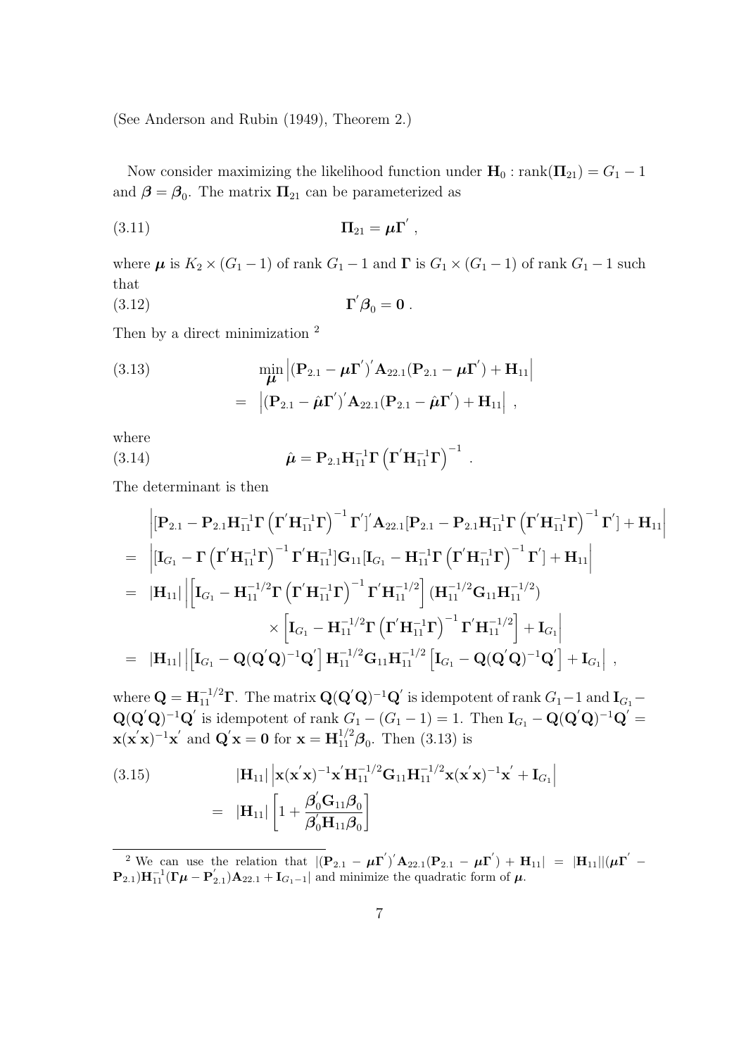(See Anderson and Rubin (1949), Theorem 2.)

Now consider maximizing the likelihood function under $\mathbf{H}_0 : \text{rank}(\mathbf{\Pi}_{21}) = G_1 - 1$ and $\boldsymbol{\beta} = \boldsymbol{\beta}_0$. The matrix $\mathbf{\Pi}_{21}$ can be parameterized as

$$
\mathbf{\Pi}_{21} = \boldsymbol{\mu}\mathbf{\Gamma}^{'} , \tag{3.11}
$$

where $\boldsymbol{\mu}$ is $K_2 \times (G_1 - 1)$ of rank $G_1 - 1$ and $\mathbf{\Gamma}$ is $G_1 \times (G_1 - 1)$ of rank $G_1 - 1$ such that

$$
\mathbf{\Gamma}^{'}\boldsymbol{\beta}_0 = \mathbf{0} . \tag{3.12}
$$

Then by a direct minimization [2]

$$
\begin{aligned}
&\min_{\boldsymbol{\mu}} \left| (\mathbf{P}_{2.1} - \boldsymbol{\mu}\mathbf{\Gamma}^{'})^{'}\mathbf{A}_{22.1}(\mathbf{P}_{2.1} - \boldsymbol{\mu}\mathbf{\Gamma}^{'}) + \mathbf{H}_{11} \right| \\
&= \left| (\mathbf{P}_{2.1} - \hat{\boldsymbol{\mu}}\mathbf{\Gamma}^{'})^{'}\mathbf{A}_{22.1}(\mathbf{P}_{2.1} - \hat{\boldsymbol{\mu}}\mathbf{\Gamma}^{'}) + \mathbf{H}_{11} \right| ,
\end{aligned} \tag{3.13}
$$

where

$$
\hat{\boldsymbol{\mu}} = \mathbf{P}_{2.1}\mathbf{H}_{11}^{-1}\mathbf{\Gamma}\left(\mathbf{\Gamma}^{'}\mathbf{H}_{11}^{-1}\mathbf{\Gamma}\right)^{-1} . \tag{3.14}
$$

The determinant is then

$$
\begin{aligned}
&\left| [\mathbf{P}_{2.1} - \mathbf{P}_{2.1}\mathbf{H}_{11}^{-1}\mathbf{\Gamma}\left(\mathbf{\Gamma}^{'}\mathbf{H}_{11}^{-1}\mathbf{\Gamma}\right)^{-1}\mathbf{\Gamma}^{'}]^{'}\mathbf{A}_{22.1}[\mathbf{P}_{2.1} - \mathbf{P}_{2.1}\mathbf{H}_{11}^{-1}\mathbf{\Gamma}\left(\mathbf{\Gamma}^{'}\mathbf{H}_{11}^{-1}\mathbf{\Gamma}\right)^{-1}\mathbf{\Gamma}^{'}] + \mathbf{H}_{11} \right| \\
= &\left| [\mathbf{I}_{G_1} - \mathbf{\Gamma}\left(\mathbf{\Gamma}^{'}\mathbf{H}_{11}^{-1}\mathbf{\Gamma}\right)^{-1}\mathbf{\Gamma}^{'}\mathbf{H}_{11}^{-1}]\mathbf{G}_{11}[\mathbf{I}_{G_1} - \mathbf{H}_{11}^{-1}\mathbf{\Gamma}\left(\mathbf{\Gamma}^{'}\mathbf{H}_{11}^{-1}\mathbf{\Gamma}\right)^{-1}\mathbf{\Gamma}^{'}] + \mathbf{H}_{11} \right| \\
= &|\mathbf{H}_{11}| \left| \left[\mathbf{I}_{G_1} - \mathbf{H}_{11}^{-1/2}\mathbf{\Gamma}\left(\mathbf{\Gamma}^{'}\mathbf{H}_{11}^{-1}\mathbf{\Gamma}\right)^{-1}\mathbf{\Gamma}^{'}\mathbf{H}_{11}^{-1/2}\right](\mathbf{H}_{11}^{-1/2}\mathbf{G}_{11}\mathbf{H}_{11}^{-1/2}) \right. \\
&\qquad \left. \times \left[\mathbf{I}_{G_1} - \mathbf{H}_{11}^{-1/2}\mathbf{\Gamma}\left(\mathbf{\Gamma}^{'}\mathbf{H}_{11}^{-1}\mathbf{\Gamma}\right)^{-1}\mathbf{\Gamma}^{'}\mathbf{H}_{11}^{-1/2}\right] + \mathbf{I}_{G_1} \right| \\
= &|\mathbf{H}_{11}| \left| \left[\mathbf{I}_{G_1} - \mathbf{Q}(\mathbf{Q}^{'}\mathbf{Q})^{-1}\mathbf{Q}^{'}\right]\mathbf{H}_{11}^{-1/2}\mathbf{G}_{11}\mathbf{H}_{11}^{-1/2}\left[\mathbf{I}_{G_1} - \mathbf{Q}(\mathbf{Q}^{'}\mathbf{Q})^{-1}\mathbf{Q}^{'}\right] + \mathbf{I}_{G_1} \right| ,
\end{aligned}
$$

where $\mathbf{Q} = \mathbf{H}_{11}^{-1/2}\mathbf{\Gamma}$. The matrix $\mathbf{Q}(\mathbf{Q}^{'}\mathbf{Q})^{-1}\mathbf{Q}^{'}$ is idempotent of rank $G_1 - 1$ and $\mathbf{I}_{G_1} - \mathbf{Q}(\mathbf{Q}^{'}\mathbf{Q})^{-1}\mathbf{Q}^{'}$ is idempotent of rank $G_1 - (G_1 - 1) = 1$. Then $\mathbf{I}_{G_1} - \mathbf{Q}(\mathbf{Q}^{'}\mathbf{Q})^{-1}\mathbf{Q}^{'} = \mathbf{x}(\mathbf{x}^{'}\mathbf{x})^{-1}\mathbf{x}^{'}$ and $\mathbf{Q}^{'}\mathbf{x} = \mathbf{0}$ for $\mathbf{x} = \mathbf{H}_{11}^{1/2}\boldsymbol{\beta}_0$. Then (3.13) is

$$
\begin{aligned}
&|\mathbf{H}_{11}| \left| \mathbf{x}(\mathbf{x}^{'}\mathbf{x})^{-1}\mathbf{x}^{'}\mathbf{H}_{11}^{-1/2}\mathbf{G}_{11}\mathbf{H}_{11}^{-1/2}\mathbf{x}(\mathbf{x}^{'}\mathbf{x})^{-1}\mathbf{x}^{'} + \mathbf{I}_{G_1} \right| \\
= &|\mathbf{H}_{11}| \left[1 + \frac{\boldsymbol{\beta}_0^{'}\mathbf{G}_{11}\boldsymbol{\beta}_0}{\boldsymbol{\beta}_0^{'}\mathbf{H}_{11}\boldsymbol{\beta}_0}\right]
\end{aligned} \tag{3.15}
$$

---

[2] We can use the relation that $|(\mathbf{P}_{2.1} - \boldsymbol{\mu}\mathbf{\Gamma}^{'})^{'}\mathbf{A}_{22.1}(\mathbf{P}_{2.1} - \boldsymbol{\mu}\mathbf{\Gamma}^{'}) + \mathbf{H}_{11}| = |\mathbf{H}_{11}||(\boldsymbol{\mu}\mathbf{\Gamma}^{'} - \mathbf{P}_{2.1})\mathbf{H}_{11}^{-1}(\mathbf{\Gamma}\boldsymbol{\mu} - \mathbf{P}_{2.1}^{'})\mathbf{A}_{22.1} + \mathbf{I}_{G_1 - 1}|$ and minimize the quadratic form of $\boldsymbol{\mu}$.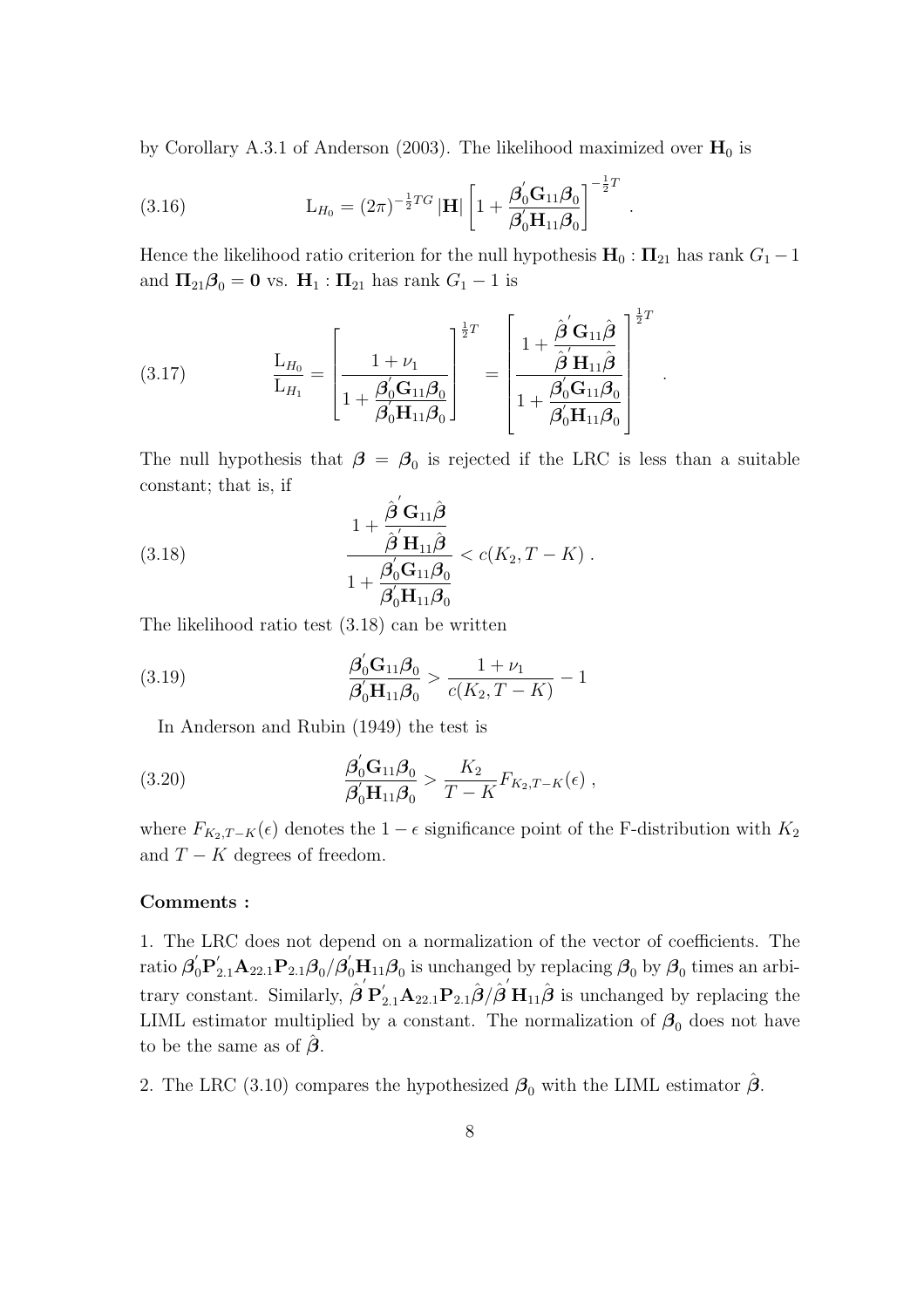by Corollary A.3.1 of Anderson (2003). The likelihood maximized over $\mathbf{H}_0$ is

$$\mathrm{L}_{H_0} = (2\pi)^{-\frac{1}{2}TG} \, |\mathbf{H}| \left[ 1 + \frac{\boldsymbol{\beta}_0^{'}\mathbf{G}_{11}\boldsymbol{\beta}_0}{\boldsymbol{\beta}_0^{'}\mathbf{H}_{11}\boldsymbol{\beta}_0} \right]^{-\frac{1}{2}T} . \tag{3.16}$$

Hence the likelihood ratio criterion for the null hypothesis $\mathbf{H}_0 : \mathbf{\Pi}_{21}$ has rank $G_1 - 1$ and $\mathbf{\Pi}_{21}\boldsymbol{\beta}_0 = \mathbf{0}$ vs. $\mathbf{H}_1 : \mathbf{\Pi}_{21}$ has rank $G_1 - 1$ is

$$\frac{\mathrm{L}_{H_0}}{\mathrm{L}_{H_1}} = \left[ \frac{1 + \nu_1}{1 + \dfrac{\boldsymbol{\beta}_0^{'}\mathbf{G}_{11}\boldsymbol{\beta}_0}{\boldsymbol{\beta}_0^{'}\mathbf{H}_{11}\boldsymbol{\beta}_0}} \right]^{\frac{1}{2}T} = \left[ \frac{1 + \dfrac{\hat{\boldsymbol{\beta}}^{'}\mathbf{G}_{11}\hat{\boldsymbol{\beta}}}{\hat{\boldsymbol{\beta}}^{'}\mathbf{H}_{11}\hat{\boldsymbol{\beta}}}}{1 + \dfrac{\boldsymbol{\beta}_0^{'}\mathbf{G}_{11}\boldsymbol{\beta}_0}{\boldsymbol{\beta}_0^{'}\mathbf{H}_{11}\boldsymbol{\beta}_0}} \right]^{\frac{1}{2}T} . \tag{3.17}$$

The null hypothesis that $\boldsymbol{\beta} = \boldsymbol{\beta}_0$ is rejected if the LRC is less than a suitable constant; that is, if

$$\frac{1 + \dfrac{\hat{\boldsymbol{\beta}}^{'}\mathbf{G}_{11}\hat{\boldsymbol{\beta}}}{\hat{\boldsymbol{\beta}}^{'}\mathbf{H}_{11}\hat{\boldsymbol{\beta}}}}{1 + \dfrac{\boldsymbol{\beta}_0^{'}\mathbf{G}_{11}\boldsymbol{\beta}_0}{\boldsymbol{\beta}_0^{'}\mathbf{H}_{11}\boldsymbol{\beta}_0}} < c(K_2, T-K) . \tag{3.18}$$

The likelihood ratio test (3.18) can be written

$$\frac{\boldsymbol{\beta}_0^{'}\mathbf{G}_{11}\boldsymbol{\beta}_0}{\boldsymbol{\beta}_0^{'}\mathbf{H}_{11}\boldsymbol{\beta}_0} > \frac{1 + \nu_1}{c(K_2, T-K)} - 1 \tag{3.19}$$

In Anderson and Rubin (1949) the test is

$$\frac{\boldsymbol{\beta}_0^{'}\mathbf{G}_{11}\boldsymbol{\beta}_0}{\boldsymbol{\beta}_0^{'}\mathbf{H}_{11}\boldsymbol{\beta}_0} > \frac{K_2}{T-K} F_{K_2, T-K}(\epsilon) , \tag{3.20}$$

where $F_{K_2,T-K}(\epsilon)$ denotes the $1-\epsilon$ significance point of the F-distribution with $K_2$ and $T-K$ degrees of freedom.

**Comments :**

1. The LRC does not depend on a normalization of the vector of coefficients. The ratio $\boldsymbol{\beta}_0^{'}\mathbf{P}_{2.1}^{'}\mathbf{A}_{22.1}\mathbf{P}_{2.1}\boldsymbol{\beta}_0/\boldsymbol{\beta}_0^{'}\mathbf{H}_{11}\boldsymbol{\beta}_0$ is unchanged by replacing $\boldsymbol{\beta}_0$ by $\boldsymbol{\beta}_0$ times an arbitrary constant. Similarly, $\hat{\boldsymbol{\beta}}^{'}\mathbf{P}_{2.1}^{'}\mathbf{A}_{22.1}\mathbf{P}_{2.1}\hat{\boldsymbol{\beta}}/\hat{\boldsymbol{\beta}}^{'}\mathbf{H}_{11}\hat{\boldsymbol{\beta}}$ is unchanged by replacing the LIML estimator multiplied by a constant. The normalization of $\boldsymbol{\beta}_0$ does not have to be the same as of $\hat{\boldsymbol{\beta}}$.

2. The LRC (3.10) compares the hypothesized $\boldsymbol{\beta}_0$ with the LIML estimator $\hat{\boldsymbol{\beta}}$.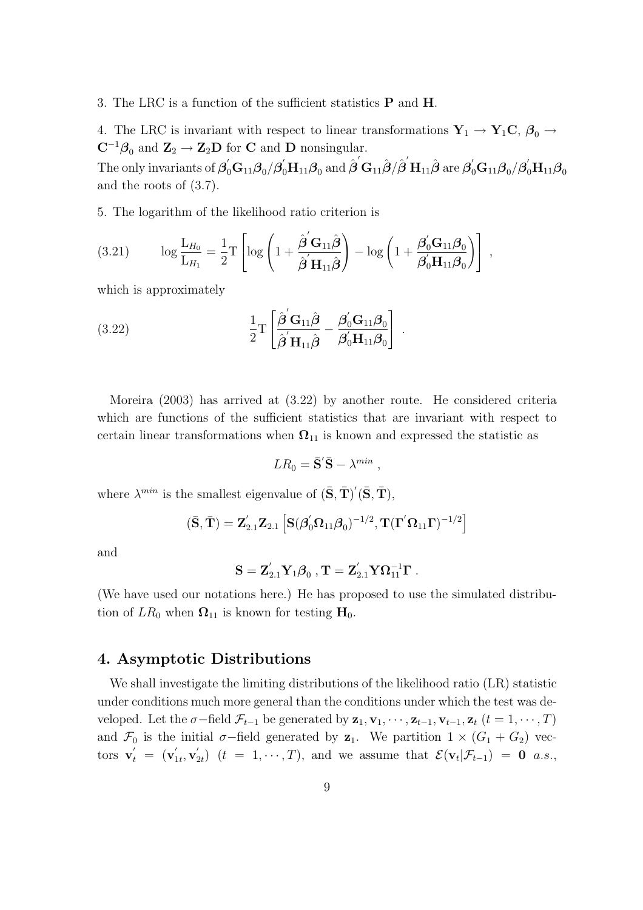3. The LRC is a function of the sufficient statistics $\mathbf{P}$ and $\mathbf{H}$.

4. The LRC is invariant with respect to linear transformations $\mathbf{Y}_1 \to \mathbf{Y}_1\mathbf{C}$, $\boldsymbol{\beta}_0 \to \mathbf{C}^{-1}\boldsymbol{\beta}_0$ and $\mathbf{Z}_2 \to \mathbf{Z}_2\mathbf{D}$ for $\mathbf{C}$ and $\mathbf{D}$ nonsingular.
The only invariants of $\boldsymbol{\beta}_0^{'}\mathbf{G}_{11}\boldsymbol{\beta}_0/\boldsymbol{\beta}_0^{'}\mathbf{H}_{11}\boldsymbol{\beta}_0$ and $\hat{\boldsymbol{\beta}}^{'}\mathbf{G}_{11}\hat{\boldsymbol{\beta}}/\hat{\boldsymbol{\beta}}^{'}\mathbf{H}_{11}\hat{\boldsymbol{\beta}}$ are $\boldsymbol{\beta}_0^{'}\mathbf{G}_{11}\boldsymbol{\beta}_0/\boldsymbol{\beta}_0^{'}\mathbf{H}_{11}\boldsymbol{\beta}_0$ and the roots of (3.7).

5. The logarithm of the likelihood ratio criterion is

$$\log \frac{\mathrm{L}_{H_0}}{\mathrm{L}_{H_1}} = \frac{1}{2}\mathrm{T}\left[\log\left(1 + \frac{\hat{\boldsymbol{\beta}}^{'}\mathbf{G}_{11}\hat{\boldsymbol{\beta}}}{\hat{\boldsymbol{\beta}}^{'}\mathbf{H}_{11}\hat{\boldsymbol{\beta}}}\right) - \log\left(1 + \frac{\boldsymbol{\beta}_0^{'}\mathbf{G}_{11}\boldsymbol{\beta}_0}{\boldsymbol{\beta}_0^{'}\mathbf{H}_{11}\boldsymbol{\beta}_0}\right)\right] , \tag{3.21}$$

which is approximately

$$\frac{1}{2}\mathrm{T}\left[\frac{\hat{\boldsymbol{\beta}}^{'}\mathbf{G}_{11}\hat{\boldsymbol{\beta}}}{\hat{\boldsymbol{\beta}}^{'}\mathbf{H}_{11}\hat{\boldsymbol{\beta}}} - \frac{\boldsymbol{\beta}_0^{'}\mathbf{G}_{11}\boldsymbol{\beta}_0}{\boldsymbol{\beta}_0^{'}\mathbf{H}_{11}\boldsymbol{\beta}_0}\right] . \tag{3.22}$$

Moreira (2003) has arrived at (3.22) by another route. He considered criteria which are functions of the sufficient statistics that are invariant with respect to certain linear transformations when $\boldsymbol{\Omega}_{11}$ is known and expressed the statistic as

$$LR_0 = \bar{\mathbf{S}}^{'}\bar{\mathbf{S}} - \lambda^{min} ,$$

where $\lambda^{min}$ is the smallest eigenvalue of $(\bar{\mathbf{S}}, \bar{\mathbf{T}})^{'}(\bar{\mathbf{S}}, \bar{\mathbf{T}})$,

$$(\bar{\mathbf{S}}, \bar{\mathbf{T}}) = \mathbf{Z}_{2.1}^{'}\mathbf{Z}_{2.1}\left[\mathbf{S}(\boldsymbol{\beta}_0^{'}\boldsymbol{\Omega}_{11}\boldsymbol{\beta}_0)^{-1/2}, \mathbf{T}(\boldsymbol{\Gamma}^{'}\boldsymbol{\Omega}_{11}\boldsymbol{\Gamma})^{-1/2}\right]$$

and

$$\mathbf{S} = \mathbf{Z}_{2.1}^{'}\mathbf{Y}_1\boldsymbol{\beta}_0 \ , \mathbf{T} = \mathbf{Z}_{2.1}^{'}\mathbf{Y}\boldsymbol{\Omega}_{11}^{-1}\boldsymbol{\Gamma} \ .$$

(We have used our notations here.) He has proposed to use the simulated distribution of $LR_0$ when $\boldsymbol{\Omega}_{11}$ is known for testing $\mathbf{H}_0$.

## 4. Asymptotic Distributions

We shall investigate the limiting distributions of the likelihood ratio (LR) statistic under conditions much more general than the conditions under which the test was developed. Let the $\sigma-$field $\mathcal{F}_{t-1}$ be generated by $\mathbf{z}_1, \mathbf{v}_1, \cdots, \mathbf{z}_{t-1}, \mathbf{v}_{t-1}, \mathbf{z}_t$ $(t = 1, \cdots, T)$ and $\mathcal{F}_0$ is the initial $\sigma-$field generated by $\mathbf{z}_1$. We partition $1 \times (G_1 + G_2)$ vectors $\mathbf{v}_t^{'} = (\mathbf{v}_{1t}^{'}, \mathbf{v}_{2t}^{'})$ $(t = 1, \cdots, T)$, and we assume that $\mathcal{E}(\mathbf{v}_t|\mathcal{F}_{t-1}) = \mathbf{0}$ *a.s.*,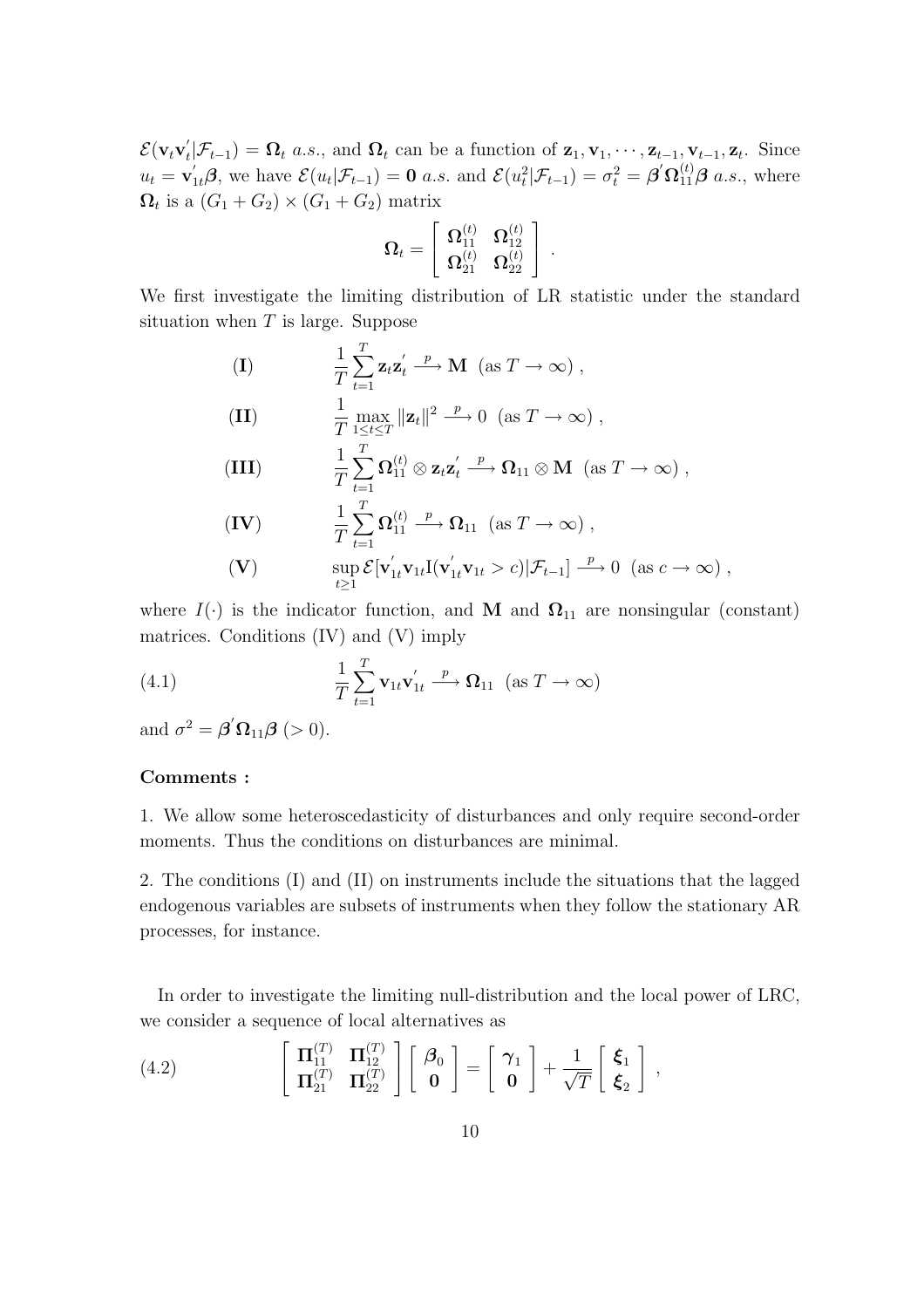$\mathcal{E}(\mathbf{v}_t\mathbf{v}_t^{'}|\mathcal{F}_{t-1}) = \mathbf{\Omega}_t$ *a.s.*, and $\mathbf{\Omega}_t$ can be a function of $\mathbf{z}_1, \mathbf{v}_1, \cdots, \mathbf{z}_{t-1}, \mathbf{v}_{t-1}, \mathbf{z}_t$. Since $u_t = \mathbf{v}_{1t}^{'}\boldsymbol{\beta}$, we have $\mathcal{E}(u_t|\mathcal{F}_{t-1}) = \mathbf{0}$ *a.s.* and $\mathcal{E}(u_t^2|\mathcal{F}_{t-1}) = \sigma_t^2 = \boldsymbol{\beta}^{'}\mathbf{\Omega}_{11}^{(t)}\boldsymbol{\beta}$ *a.s.*, where $\mathbf{\Omega}_t$ is a $(G_1 + G_2) \times (G_1 + G_2)$ matrix

$$\mathbf{\Omega}_t = \left[ \begin{array}{cc} \mathbf{\Omega}_{11}^{(t)} & \mathbf{\Omega}_{12}^{(t)} \\ \mathbf{\Omega}_{21}^{(t)} & \mathbf{\Omega}_{22}^{(t)} \end{array} \right] .$$

We first investigate the limiting distribution of LR statistic under the standard situation when $T$ is large. Suppose

$$\textbf{(I)} \qquad \frac{1}{T}\sum_{t=1}^{T}\mathbf{z}_t\mathbf{z}_t^{'} \xrightarrow{\ p\ } \mathbf{M} \ \ (\text{as } T \to \infty) \ ,$$

$$\textbf{(II)} \qquad \frac{1}{T}\max_{1\le t\le T}\|\mathbf{z}_t\|^2 \xrightarrow{\ p\ } 0 \ \ (\text{as } T \to \infty) \ ,$$

$$\textbf{(III)} \qquad \frac{1}{T}\sum_{t=1}^{T}\mathbf{\Omega}_{11}^{(t)} \otimes \mathbf{z}_t\mathbf{z}_t^{'} \xrightarrow{\ p\ } \mathbf{\Omega}_{11} \otimes \mathbf{M} \ \ (\text{as } T \to \infty) \ ,$$

$$\textbf{(IV)} \qquad \frac{1}{T}\sum_{t=1}^{T}\mathbf{\Omega}_{11}^{(t)} \xrightarrow{\ p\ } \mathbf{\Omega}_{11} \ \ (\text{as } T \to \infty) \ ,$$

$$\textbf{(V)} \qquad \sup_{t\ge 1}\mathcal{E}[\mathbf{v}_{1t}^{'}\mathbf{v}_{1t}\mathrm{I}(\mathbf{v}_{1t}^{'}\mathbf{v}_{1t} > c)|\mathcal{F}_{t-1}] \xrightarrow{\ p\ } 0 \ \ (\text{as } c \to \infty) \ ,$$

where $I(\cdot)$ is the indicator function, and $\mathbf{M}$ and $\mathbf{\Omega}_{11}$ are nonsingular (constant) matrices. Conditions (IV) and (V) imply

$$\frac{1}{T}\sum_{t=1}^{T}\mathbf{v}_{1t}\mathbf{v}_{1t}^{'} \xrightarrow{\ p\ } \mathbf{\Omega}_{11} \ \ (\text{as } T \to \infty) \tag{4.1}$$

and $\sigma^2 = \boldsymbol{\beta}^{'}\mathbf{\Omega}_{11}\boldsymbol{\beta}$ $(> 0)$.

**Comments :**

1. We allow some heteroscedasticity of disturbances and only require second-order moments. Thus the conditions on disturbances are minimal.

2. The conditions (I) and (II) on instruments include the situations that the lagged endogenous variables are subsets of instruments when they follow the stationary AR processes, for instance.

In order to investigate the limiting null-distribution and the local power of LRC, we consider a sequence of local alternatives as

$$\left[ \begin{array}{cc} \mathbf{\Pi}_{11}^{(T)} & \mathbf{\Pi}_{12}^{(T)} \\ \mathbf{\Pi}_{21}^{(T)} & \mathbf{\Pi}_{22}^{(T)} \end{array} \right] \left[ \begin{array}{c} \boldsymbol{\beta}_0 \\ \mathbf{0} \end{array} \right] = \left[ \begin{array}{c} \boldsymbol{\gamma}_1 \\ \mathbf{0} \end{array} \right] + \frac{1}{\sqrt{T}} \left[ \begin{array}{c} \boldsymbol{\xi}_1 \\ \boldsymbol{\xi}_2 \end{array} \right] , \tag{4.2}$$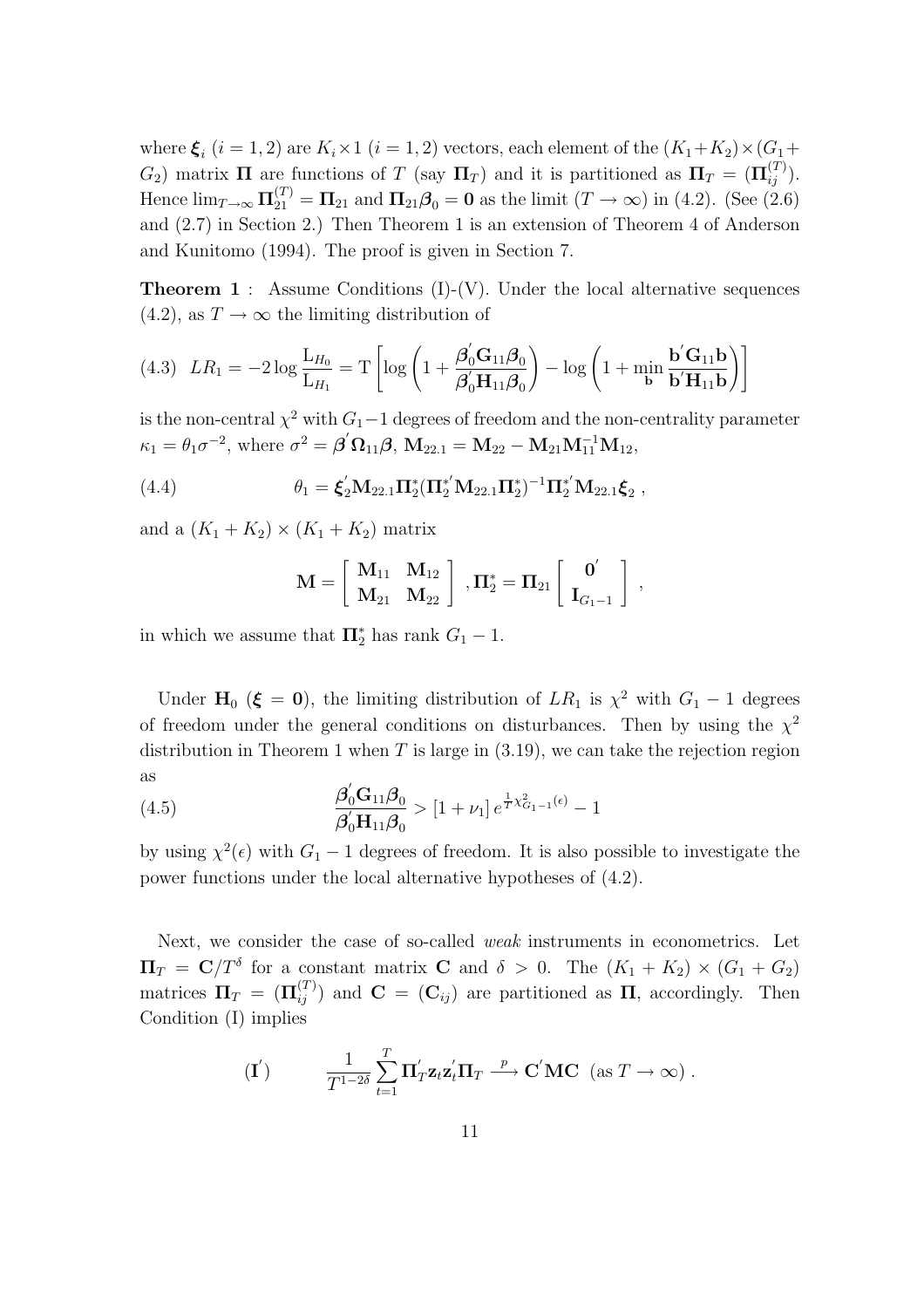where $\boldsymbol{\xi}_i$ $(i=1,2)$ are $K_i \times 1$ $(i=1,2)$ vectors, each element of the $(K_1+K_2)\times(G_1+G_2)$ matrix $\boldsymbol{\Pi}$ are functions of $T$ (say $\boldsymbol{\Pi}_T$) and it is partitioned as $\boldsymbol{\Pi}_T = (\boldsymbol{\Pi}_{ij}^{(T)})$. Hence $\lim_{T\to\infty} \boldsymbol{\Pi}_{21}^{(T)} = \boldsymbol{\Pi}_{21}$ and $\boldsymbol{\Pi}_{21}\boldsymbol{\beta}_0 = \mathbf{0}$ as the limit $(T\to\infty)$ in (4.2). (See (2.6) and (2.7) in Section 2.) Then Theorem 1 is an extension of Theorem 4 of Anderson and Kunitomo (1994). The proof is given in Section 7.

**Theorem 1** : Assume Conditions (I)-(V). Under the local alternative sequences (4.2), as $T\to\infty$ the limiting distribution of

$$
(4.3)\quad LR_1 = -2\log\frac{\mathrm{L}_{H_0}}{\mathrm{L}_{H_1}} = \mathrm{T}\left[\log\left(1+\frac{\boldsymbol{\beta}_0^{'}\mathbf{G}_{11}\boldsymbol{\beta}_0}{\boldsymbol{\beta}_0^{'}\mathbf{H}_{11}\boldsymbol{\beta}_0}\right) - \log\left(1+\min_{\mathbf{b}}\frac{\mathbf{b}^{'}\mathbf{G}_{11}\mathbf{b}}{\mathbf{b}^{'}\mathbf{H}_{11}\mathbf{b}}\right)\right]
$$

is the non-central $\chi^2$ with $G_1-1$ degrees of freedom and the non-centrality parameter $\kappa_1 = \theta_1\sigma^{-2}$, where $\sigma^2 = \boldsymbol{\beta}^{'}\boldsymbol{\Omega}_{11}\boldsymbol{\beta}$, $\mathbf{M}_{22.1} = \mathbf{M}_{22} - \mathbf{M}_{21}\mathbf{M}_{11}^{-1}\mathbf{M}_{12}$,

$$
(4.4)\qquad \theta_1 = \boldsymbol{\xi}_2^{'}\mathbf{M}_{22.1}\boldsymbol{\Pi}_2^{*}(\boldsymbol{\Pi}_2^{*'}\mathbf{M}_{22.1}\boldsymbol{\Pi}_2^{*})^{-1}\boldsymbol{\Pi}_2^{*'}\mathbf{M}_{22.1}\boldsymbol{\xi}_2\ ,
$$

and a $(K_1+K_2)\times(K_1+K_2)$ matrix

$$
\mathbf{M} = \begin{bmatrix} \mathbf{M}_{11} & \mathbf{M}_{12} \\ \mathbf{M}_{21} & \mathbf{M}_{22} \end{bmatrix}\ , \boldsymbol{\Pi}_2^{*} = \boldsymbol{\Pi}_{21}\begin{bmatrix} \mathbf{0}^{'} \\ \mathbf{I}_{G_1-1} \end{bmatrix}\ ,
$$

in which we assume that $\boldsymbol{\Pi}_2^{*}$ has rank $G_1-1$.

Under $\mathbf{H}_0$ ($\boldsymbol{\xi}=\mathbf{0}$), the limiting distribution of $LR_1$ is $\chi^2$ with $G_1-1$ degrees of freedom under the general conditions on disturbances. Then by using the $\chi^2$ distribution in Theorem 1 when $T$ is large in (3.19), we can take the rejection region as

$$
(4.5)\qquad \frac{\boldsymbol{\beta}_0^{'}\mathbf{G}_{11}\boldsymbol{\beta}_0}{\boldsymbol{\beta}_0^{'}\mathbf{H}_{11}\boldsymbol{\beta}_0} > [1+\nu_1]\, e^{\frac{1}{T}\chi^2_{G_1-1}(\epsilon)} - 1
$$

by using $\chi^2(\epsilon)$ with $G_1-1$ degrees of freedom. It is also possible to investigate the power functions under the local alternative hypotheses of (4.2).

Next, we consider the case of so-called *weak* instruments in econometrics. Let $\boldsymbol{\Pi}_T = \mathbf{C}/T^{\delta}$ for a constant matrix $\mathbf{C}$ and $\delta > 0$. The $(K_1+K_2)\times(G_1+G_2)$ matrices $\boldsymbol{\Pi}_T = (\boldsymbol{\Pi}_{ij}^{(T)})$ and $\mathbf{C} = (\mathbf{C}_{ij})$ are partitioned as $\boldsymbol{\Pi}$, accordingly. Then Condition (I) implies

$$
(\mathbf{I}^{'})\qquad \frac{1}{T^{1-2\delta}}\sum_{t=1}^{T}\boldsymbol{\Pi}_T^{'}\mathbf{z}_t\mathbf{z}_t^{'}\boldsymbol{\Pi}_T \xrightarrow{\ p\ } \mathbf{C}^{'}\mathbf{M}\mathbf{C}\ \ (\text{as } T\to\infty)\ .
$$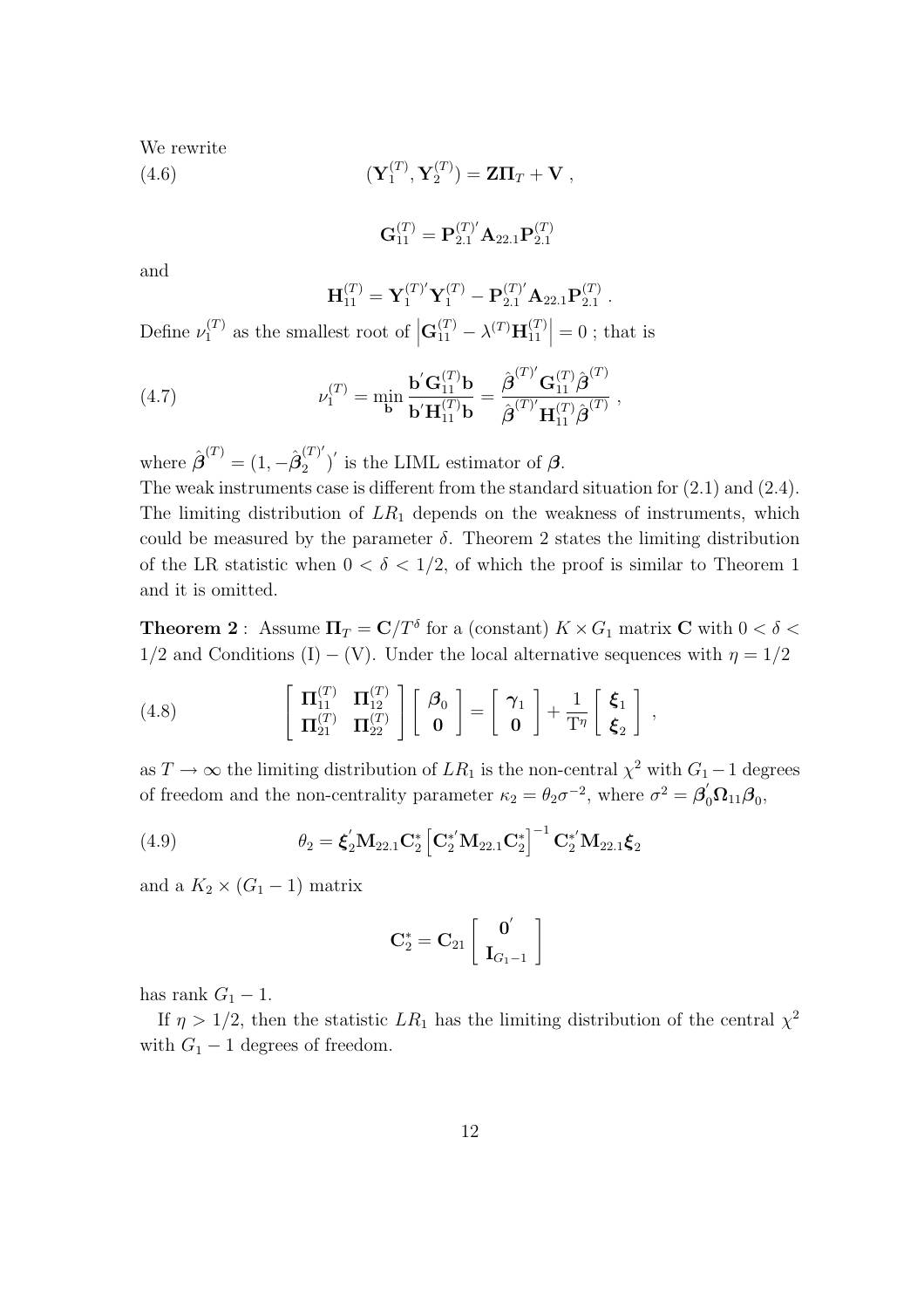We rewrite

$$(\mathbf{Y}_1^{(T)}, \mathbf{Y}_2^{(T)}) = \mathbf{Z}\mathbf{\Pi}_T + \mathbf{V} \; , \tag{4.6}$$

$$\mathbf{G}_{11}^{(T)} = \mathbf{P}_{2.1}^{(T)'} \mathbf{A}_{22.1} \mathbf{P}_{2.1}^{(T)}$$

and

$$\mathbf{H}_{11}^{(T)} = \mathbf{Y}_1^{(T)'} \mathbf{Y}_1^{(T)} - \mathbf{P}_{2.1}^{(T)'} \mathbf{A}_{22.1} \mathbf{P}_{2.1}^{(T)} \; .$$

Define $\nu_1^{(T)}$ as the smallest root of $\left| \mathbf{G}_{11}^{(T)} - \lambda^{(T)} \mathbf{H}_{11}^{(T)} \right| = 0$ ; that is

$$\nu_1^{(T)} = \min_{\mathbf{b}} \frac{\mathbf{b}' \mathbf{G}_{11}^{(T)} \mathbf{b}}{\mathbf{b}' \mathbf{H}_{11}^{(T)} \mathbf{b}} = \frac{\hat{\boldsymbol{\beta}}^{(T)'} \mathbf{G}_{11}^{(T)} \hat{\boldsymbol{\beta}}^{(T)}}{\hat{\boldsymbol{\beta}}^{(T)'} \mathbf{H}_{11}^{(T)} \hat{\boldsymbol{\beta}}^{(T)}} \; , \tag{4.7}$$

where $\hat{\boldsymbol{\beta}}^{(T)} = (1, -\hat{\boldsymbol{\beta}}_2^{(T)'})'$ is the LIML estimator of $\boldsymbol{\beta}$.

The weak instruments case is different from the standard situation for (2.1) and (2.4). The limiting distribution of $LR_1$ depends on the weakness of instruments, which could be measured by the parameter $\delta$. Theorem 2 states the limiting distribution of the LR statistic when $0 < \delta < 1/2$, of which the proof is similar to Theorem 1 and it is omitted.

**Theorem 2** : Assume $\mathbf{\Pi}_T = \mathbf{C}/T^{\delta}$ for a (constant) $K \times G_1$ matrix $\mathbf{C}$ with $0 < \delta < 1/2$ and Conditions (I) $-$ (V). Under the local alternative sequences with $\eta = 1/2$

$$\begin{bmatrix} \mathbf{\Pi}_{11}^{(T)} & \mathbf{\Pi}_{12}^{(T)} \\ \mathbf{\Pi}_{21}^{(T)} & \mathbf{\Pi}_{22}^{(T)} \end{bmatrix} \begin{bmatrix} \boldsymbol{\beta}_0 \\ \mathbf{0} \end{bmatrix} = \begin{bmatrix} \boldsymbol{\gamma}_1 \\ \mathbf{0} \end{bmatrix} + \frac{1}{\mathrm{T}^{\eta}} \begin{bmatrix} \boldsymbol{\xi}_1 \\ \boldsymbol{\xi}_2 \end{bmatrix} \; , \tag{4.8}$$

as $T \to \infty$ the limiting distribution of $LR_1$ is the non-central $\chi^2$ with $G_1 - 1$ degrees of freedom and the non-centrality parameter $\kappa_2 = \theta_2 \sigma^{-2}$, where $\sigma^2 = \boldsymbol{\beta}_0' \mathbf{\Omega}_{11} \boldsymbol{\beta}_0$,

$$\theta_2 = \boldsymbol{\xi}_2' \mathbf{M}_{22.1} \mathbf{C}_2^* \left[ \mathbf{C}_2^{*'} \mathbf{M}_{22.1} \mathbf{C}_2^* \right]^{-1} \mathbf{C}_2^{*'} \mathbf{M}_{22.1} \boldsymbol{\xi}_2 \tag{4.9}$$

and a $K_2 \times (G_1 - 1)$ matrix

$$\mathbf{C}_2^* = \mathbf{C}_{21} \begin{bmatrix} \mathbf{0}' \\ \mathbf{I}_{G_1 - 1} \end{bmatrix}$$

has rank $G_1 - 1$.

If $\eta > 1/2$, then the statistic $LR_1$ has the limiting distribution of the central $\chi^2$ with $G_1 - 1$ degrees of freedom.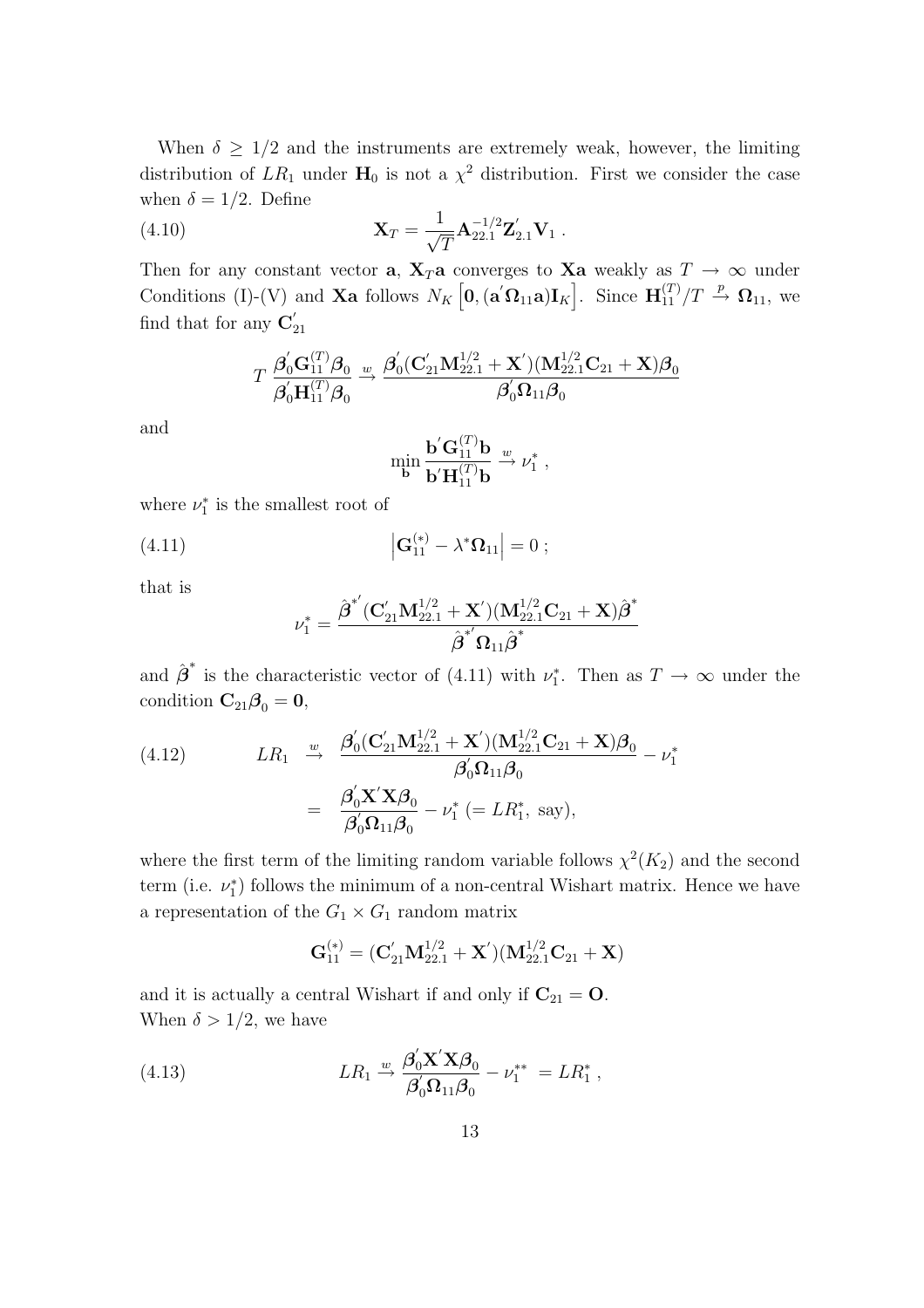When $\delta \geq 1/2$ and the instruments are extremely weak, however, the limiting distribution of $LR_1$ under $\mathbf{H}_0$ is not a $\chi^2$ distribution. First we consider the case when $\delta = 1/2$. Define

$$\mathbf{X}_T = \frac{1}{\sqrt{T}} \mathbf{A}_{22.1}^{-1/2} \mathbf{Z}_{2.1}^{'} \mathbf{V}_1 \ . \tag{4.10}$$

Then for any constant vector $\mathbf{a}$, $\mathbf{X}_T \mathbf{a}$ converges to $\mathbf{X}\mathbf{a}$ weakly as $T \to \infty$ under Conditions (I)-(V) and $\mathbf{X}\mathbf{a}$ follows $N_K \left[ \mathbf{0}, (\mathbf{a}^{'} \mathbf{\Omega}_{11} \mathbf{a}) \mathbf{I}_K \right]$. Since $\mathbf{H}_{11}^{(T)}/T \xrightarrow{p} \mathbf{\Omega}_{11}$, we find that for any $\mathbf{C}_{21}^{'}$

$$T \, \frac{\boldsymbol{\beta}_0^{'} \mathbf{G}_{11}^{(T)} \boldsymbol{\beta}_0}{\boldsymbol{\beta}_0^{'} \mathbf{H}_{11}^{(T)} \boldsymbol{\beta}_0} \xrightarrow{w} \frac{\boldsymbol{\beta}_0^{'} (\mathbf{C}_{21}^{'} \mathbf{M}_{22.1}^{1/2} + \mathbf{X}^{'})(\mathbf{M}_{22.1}^{1/2} \mathbf{C}_{21} + \mathbf{X}) \boldsymbol{\beta}_0}{\boldsymbol{\beta}_0^{'} \mathbf{\Omega}_{11} \boldsymbol{\beta}_0}$$

and

$$\min_{\mathbf{b}} \frac{\mathbf{b}^{'} \mathbf{G}_{11}^{(T)} \mathbf{b}}{\mathbf{b}^{'} \mathbf{H}_{11}^{(T)} \mathbf{b}} \xrightarrow{w} \nu_1^* \ ,$$

where $\nu_1^*$ is the smallest root of

$$\left| \mathbf{G}_{11}^{(*)} - \lambda^* \mathbf{\Omega}_{11} \right| = 0 \ ; \tag{4.11}$$

that is

$$\nu_1^* = \frac{\hat{\boldsymbol{\beta}}^{*'} (\mathbf{C}_{21}^{'} \mathbf{M}_{22.1}^{1/2} + \mathbf{X}^{'})(\mathbf{M}_{22.1}^{1/2} \mathbf{C}_{21} + \mathbf{X}) \hat{\boldsymbol{\beta}}^*}{\hat{\boldsymbol{\beta}}^{*'} \mathbf{\Omega}_{11} \hat{\boldsymbol{\beta}}^*}$$

and $\hat{\boldsymbol{\beta}}^*$ is the characteristic vector of (4.11) with $\nu_1^*$. Then as $T \to \infty$ under the condition $\mathbf{C}_{21} \boldsymbol{\beta}_0 = \mathbf{0}$,

$$\begin{aligned} LR_1 \ &\xrightarrow{w} \ \frac{\boldsymbol{\beta}_0^{'} (\mathbf{C}_{21}^{'} \mathbf{M}_{22.1}^{1/2} + \mathbf{X}^{'})(\mathbf{M}_{22.1}^{1/2} \mathbf{C}_{21} + \mathbf{X}) \boldsymbol{\beta}_0}{\boldsymbol{\beta}_0^{'} \mathbf{\Omega}_{11} \boldsymbol{\beta}_0} - \nu_1^* \\ &= \ \frac{\boldsymbol{\beta}_0^{'} \mathbf{X}^{'} \mathbf{X} \boldsymbol{\beta}_0}{\boldsymbol{\beta}_0^{'} \mathbf{\Omega}_{11} \boldsymbol{\beta}_0} - \nu_1^* \ (= LR_1^*, \text{ say}), \end{aligned} \tag{4.12}$$

where the first term of the limiting random variable follows $\chi^2(K_2)$ and the second term (i.e. $\nu_1^*$) follows the minimum of a non-central Wishart matrix. Hence we have a representation of the $G_1 \times G_1$ random matrix

$$\mathbf{G}_{11}^{(*)} = (\mathbf{C}_{21}^{'} \mathbf{M}_{22.1}^{1/2} + \mathbf{X}^{'})(\mathbf{M}_{22.1}^{1/2} \mathbf{C}_{21} + \mathbf{X})$$

and it is actually a central Wishart if and only if $\mathbf{C}_{21} = \mathbf{O}$.

When $\delta > 1/2$, we have

$$LR_1 \xrightarrow{w} \frac{\boldsymbol{\beta}_0^{'} \mathbf{X}^{'} \mathbf{X} \boldsymbol{\beta}_0}{\boldsymbol{\beta}_0^{'} \mathbf{\Omega}_{11} \boldsymbol{\beta}_0} - \nu_1^{**} \ = LR_1^* \ , \tag{4.13}$$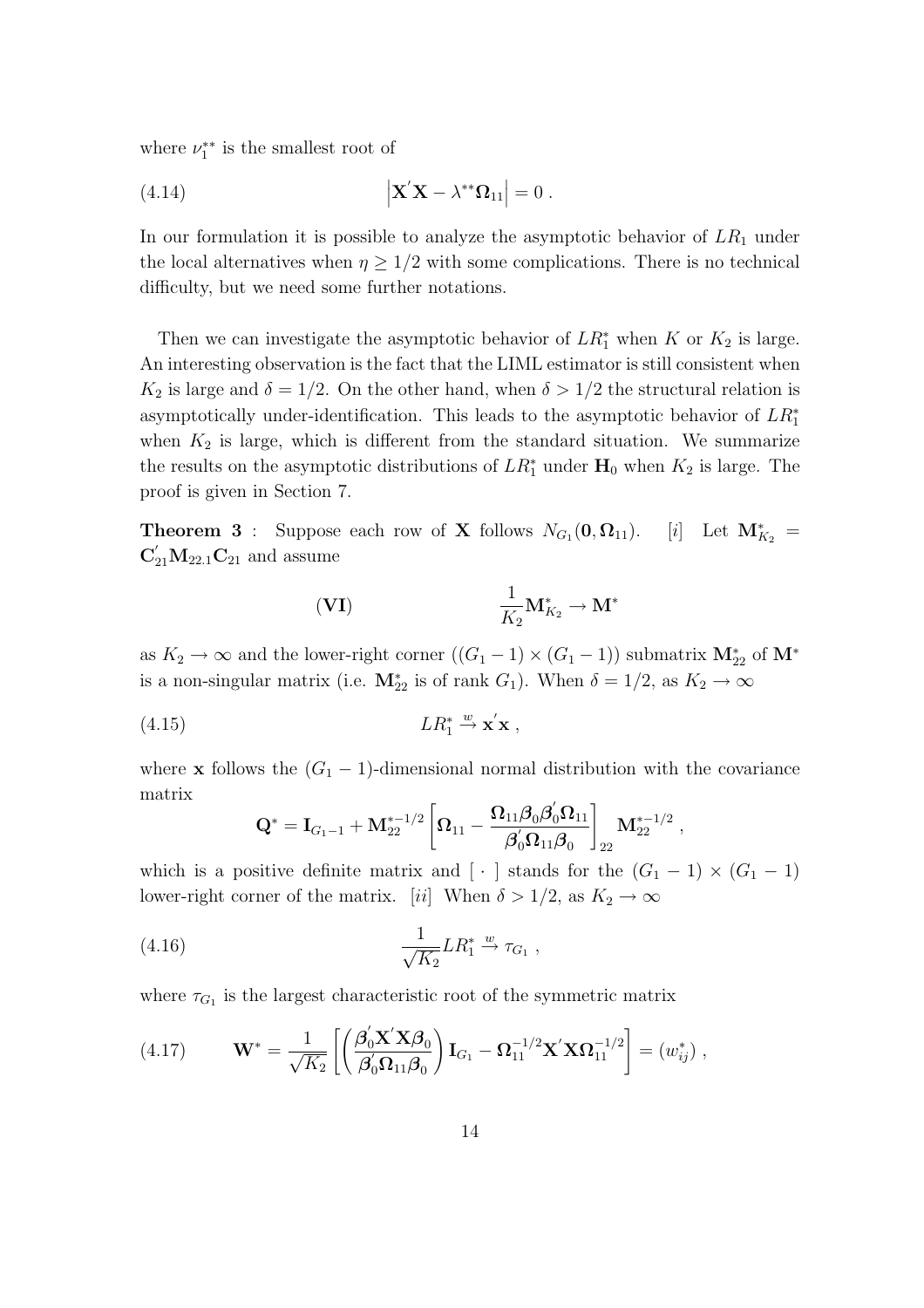where $\nu_1^{**}$ is the smallest root of

$$
\left|\mathbf{X}^{'}\mathbf{X} - \lambda^{**}\mathbf{\Omega}_{11}\right| = 0 \, . \tag{4.14}
$$

In our formulation it is possible to analyze the asymptotic behavior of $LR_1$ under the local alternatives when $\eta \geq 1/2$ with some complications. There is no technical difficulty, but we need some further notations.

Then we can investigate the asymptotic behavior of $LR_1^*$ when $K$ or $K_2$ is large. An interesting observation is the fact that the LIML estimator is still consistent when $K_2$ is large and $\delta = 1/2$. On the other hand, when $\delta > 1/2$ the structural relation is asymptotically under-identification. This leads to the asymptotic behavior of $LR_1^*$ when $K_2$ is large, which is different from the standard situation. We summarize the results on the asymptotic distributions of $LR_1^*$ under $\mathbf{H}_0$ when $K_2$ is large. The proof is given in Section 7.

**Theorem 3** : Suppose each row of $\mathbf{X}$ follows $N_{G_1}(\mathbf{0}, \mathbf{\Omega}_{11})$. [*i*] Let $\mathbf{M}_{K_2}^* = \mathbf{C}_{21}^{'}\mathbf{M}_{22.1}\mathbf{C}_{21}$ and assume

$$
(\mathbf{VI}) \qquad\qquad \frac{1}{K_2}\mathbf{M}_{K_2}^* \rightarrow \mathbf{M}^*
$$

as $K_2 \rightarrow \infty$ and the lower-right corner $((G_1 - 1) \times (G_1 - 1))$ submatrix $\mathbf{M}_{22}^*$ of $\mathbf{M}^*$ is a non-singular matrix (i.e. $\mathbf{M}_{22}^*$ is of rank $G_1$). When $\delta = 1/2$, as $K_2 \rightarrow \infty$

$$
LR_1^* \xrightarrow{w} \mathbf{x}^{'}\mathbf{x} \, , \tag{4.15}
$$

where $\mathbf{x}$ follows the $(G_1 - 1)$-dimensional normal distribution with the covariance matrix

$$
\mathbf{Q}^* = \mathbf{I}_{G_1-1} + \mathbf{M}_{22}^{*-1/2}\left[\mathbf{\Omega}_{11} - \frac{\mathbf{\Omega}_{11}\boldsymbol{\beta}_0\boldsymbol{\beta}_0^{'}\mathbf{\Omega}_{11}}{\boldsymbol{\beta}_0^{'}\mathbf{\Omega}_{11}\boldsymbol{\beta}_0}\right]_{22}\mathbf{M}_{22}^{*-1/2} \, ,
$$

which is a positive definite matrix and $[\,\cdot\,]$ stands for the $(G_1 - 1) \times (G_1 - 1)$ lower-right corner of the matrix. [*ii*] When $\delta > 1/2$, as $K_2 \rightarrow \infty$

$$
\frac{1}{\sqrt{K_2}}LR_1^* \xrightarrow{w} \tau_{G_1} \, , \tag{4.16}
$$

where $\tau_{G_1}$ is the largest characteristic root of the symmetric matrix

$$
\mathbf{W}^* = \frac{1}{\sqrt{K_2}}\left[\left(\frac{\boldsymbol{\beta}_0^{'}\mathbf{X}^{'}\mathbf{X}\boldsymbol{\beta}_0}{\boldsymbol{\beta}_0^{'}\mathbf{\Omega}_{11}\boldsymbol{\beta}_0}\right)\mathbf{I}_{G_1} - \mathbf{\Omega}_{11}^{-1/2}\mathbf{X}^{'}\mathbf{X}\mathbf{\Omega}_{11}^{-1/2}\right] = (w_{ij}^*) \, , \tag{4.17}
$$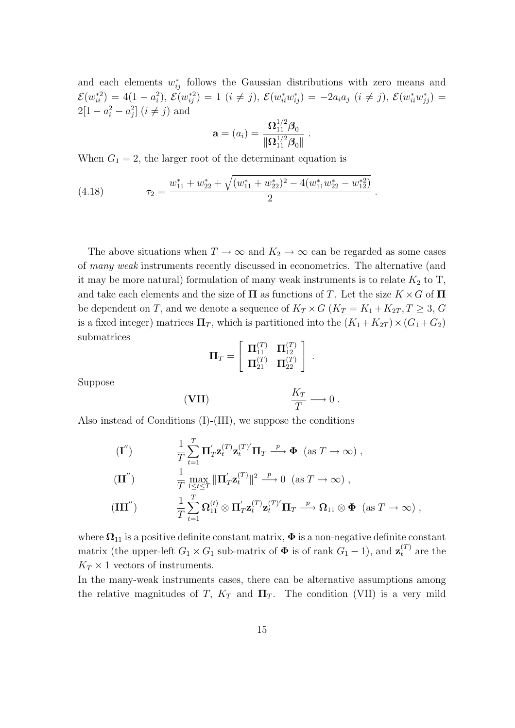and each elements $w_{ij}^*$ follows the Gaussian distributions with zero means and $\mathcal{E}(w_{ii}^{*2}) = 4(1-a_i^2)$, $\mathcal{E}(w_{ij}^{*2}) = 1$ $(i \neq j)$, $\mathcal{E}(w_{ii}^* w_{ij}^*) = -2a_i a_j$ $(i \neq j)$, $\mathcal{E}(w_{ii}^* w_{jj}^*) = 2[1 - a_i^2 - a_j^2]$ $(i \neq j)$ and

$$\mathbf{a} = (a_i) = \frac{\mathbf{\Omega}_{11}^{1/2}\boldsymbol{\beta}_0}{\|\mathbf{\Omega}_{11}^{1/2}\boldsymbol{\beta}_0\|} .$$

When $G_1 = 2$, the larger root of the determinant equation is

$$\tau_2 = \frac{w_{11}^* + w_{22}^* + \sqrt{(w_{11}^* + w_{22}^*)^2 - 4(w_{11}^* w_{22}^* - w_{12}^{*2})}}{2} . \tag{4.18}$$

The above situations when $T \to \infty$ and $K_2 \to \infty$ can be regarded as some cases of *many weak* instruments recently discussed in econometrics. The alternative (and it may be more natural) formulation of many weak instruments is to relate $K_2$ to T, and take each elements and the size of $\mathbf{\Pi}$ as functions of $T$. Let the size $K \times G$ of $\mathbf{\Pi}$ be dependent on $T$, and we denote a sequence of $K_T \times G$ ($K_T = K_1 + K_{2T}, T \geq 3$, $G$ is a fixed integer) matrices $\mathbf{\Pi}_T$, which is partitioned into the $(K_1 + K_{2T}) \times (G_1 + G_2)$ submatrices

$$\mathbf{\Pi}_T = \begin{bmatrix} \mathbf{\Pi}_{11}^{(T)} & \mathbf{\Pi}_{12}^{(T)} \\ \mathbf{\Pi}_{21}^{(T)} & \mathbf{\Pi}_{22}^{(T)} \end{bmatrix} .$$

Suppose

$$(\mathbf{VII}) \qquad \frac{K_T}{T} \longrightarrow 0 .$$

Also instead of Conditions (I)-(III), we suppose the conditions

$$(\mathbf{I}'') \qquad \frac{1}{T}\sum_{t=1}^{T} \mathbf{\Pi}_T' \mathbf{z}_t^{(T)} \mathbf{z}_t^{(T)'} \mathbf{\Pi}_T \xrightarrow{p} \mathbf{\Phi} \ \ (\text{as } T \to \infty) ,$$

$$(\mathbf{II}'') \qquad \frac{1}{T}\max_{1 \leq t \leq T} \|\mathbf{\Pi}_T' \mathbf{z}_t^{(T)}\|^2 \xrightarrow{p} 0 \ \ (\text{as } T \to \infty) ,$$

$$(\mathbf{III}'') \qquad \frac{1}{T}\sum_{t=1}^{T} \mathbf{\Omega}_{11}^{(t)} \otimes \mathbf{\Pi}_T' \mathbf{z}_t^{(T)} \mathbf{z}_t^{(T)'} \mathbf{\Pi}_T \xrightarrow{p} \mathbf{\Omega}_{11} \otimes \mathbf{\Phi} \ \ (\text{as } T \to \infty) ,$$

where $\mathbf{\Omega}_{11}$ is a positive definite constant matrix, $\mathbf{\Phi}$ is a non-negative definite constant matrix (the upper-left $G_1 \times G_1$ sub-matrix of $\mathbf{\Phi}$ is of rank $G_1 - 1$), and $\mathbf{z}_t^{(T)}$ are the $K_T \times 1$ vectors of instruments.

In the many-weak instruments cases, there can be alternative assumptions among the relative magnitudes of $T$, $K_T$ and $\mathbf{\Pi}_T$. The condition (VII) is a very mild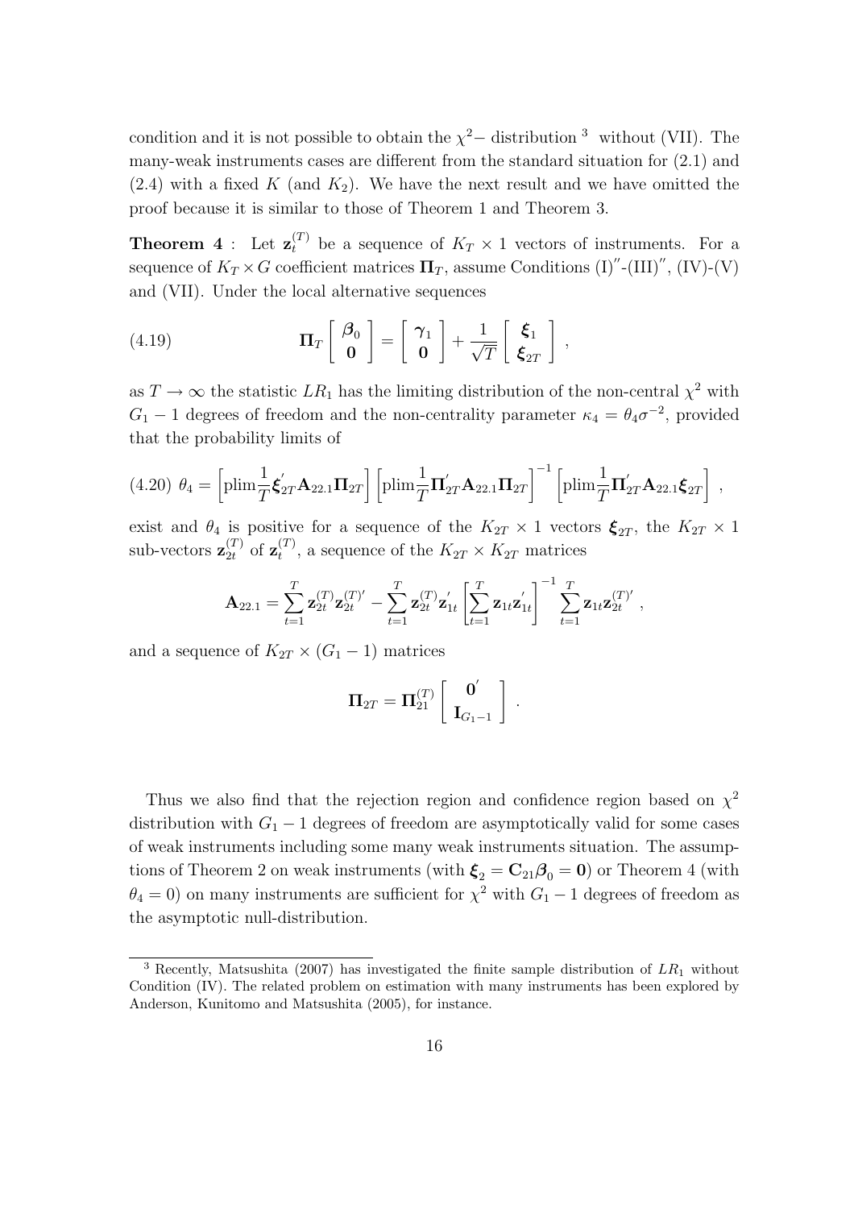condition and it is not possible to obtain the $\chi^2-$ distribution [3] without (VII). The many-weak instruments cases are different from the standard situation for (2.1) and (2.4) with a fixed $K$ (and $K_2$). We have the next result and we have omitted the proof because it is similar to those of Theorem 1 and Theorem 3.

**Theorem 4** : Let $\mathbf{z}_t^{(T)}$ be a sequence of $K_T \times 1$ vectors of instruments. For a sequence of $K_T \times G$ coefficient matrices $\mathbf{\Pi}_T$, assume Conditions (I)$''$-(III)$''$, (IV)-(V) and (VII). Under the local alternative sequences

$$
(4.19) \qquad \mathbf{\Pi}_T \begin{bmatrix} \boldsymbol{\beta}_0 \\ \mathbf{0} \end{bmatrix} = \begin{bmatrix} \boldsymbol{\gamma}_1 \\ \mathbf{0} \end{bmatrix} + \frac{1}{\sqrt{T}} \begin{bmatrix} \boldsymbol{\xi}_1 \\ \boldsymbol{\xi}_{2T} \end{bmatrix} ,
$$

as $T \to \infty$ the statistic $LR_1$ has the limiting distribution of the non-central $\chi^2$ with $G_1 - 1$ degrees of freedom and the non-centrality parameter $\kappa_4 = \theta_4 \sigma^{-2}$, provided that the probability limits of

$$
(4.20) \ \theta_4 = \left[ \text{plim} \frac{1}{T} \boldsymbol{\xi}_{2T}^{'} \mathbf{A}_{22.1} \mathbf{\Pi}_{2T} \right] \left[ \text{plim} \frac{1}{T} \mathbf{\Pi}_{2T}^{'} \mathbf{A}_{22.1} \mathbf{\Pi}_{2T} \right]^{-1} \left[ \text{plim} \frac{1}{T} \mathbf{\Pi}_{2T}^{'} \mathbf{A}_{22.1} \boldsymbol{\xi}_{2T} \right] ,
$$

exist and $\theta_4$ is positive for a sequence of the $K_{2T} \times 1$ vectors $\boldsymbol{\xi}_{2T}$, the $K_{2T} \times 1$ sub-vectors $\mathbf{z}_{2t}^{(T)}$ of $\mathbf{z}_t^{(T)}$, a sequence of the $K_{2T} \times K_{2T}$ matrices

$$
\mathbf{A}_{22.1} = \sum_{t=1}^{T} \mathbf{z}_{2t}^{(T)} \mathbf{z}_{2t}^{(T)'} - \sum_{t=1}^{T} \mathbf{z}_{2t}^{(T)} \mathbf{z}_{1t}^{'} \left[ \sum_{t=1}^{T} \mathbf{z}_{1t} \mathbf{z}_{1t}^{'} \right]^{-1} \sum_{t=1}^{T} \mathbf{z}_{1t} \mathbf{z}_{2t}^{(T)'} ,
$$

and a sequence of $K_{2T} \times (G_1 - 1)$ matrices

$$
\mathbf{\Pi}_{2T} = \mathbf{\Pi}_{21}^{(T)} \begin{bmatrix} \mathbf{0}^{'} \\ \mathbf{I}_{G_1 - 1} \end{bmatrix} .
$$

Thus we also find that the rejection region and confidence region based on $\chi^2$ distribution with $G_1 - 1$ degrees of freedom are asymptotically valid for some cases of weak instruments including some many weak instruments situation. The assumptions of Theorem 2 on weak instruments (with $\boldsymbol{\xi}_2 = \mathbf{C}_{21} \boldsymbol{\beta}_0 = \mathbf{0}$) or Theorem 4 (with $\theta_4 = 0$) on many instruments are sufficient for $\chi^2$ with $G_1 - 1$ degrees of freedom as the asymptotic null-distribution.

---

[3] Recently, Matsushita (2007) has investigated the finite sample distribution of $LR_1$ without Condition (IV). The related problem on estimation with many instruments has been explored by Anderson, Kunitomo and Matsushita (2005), for instance.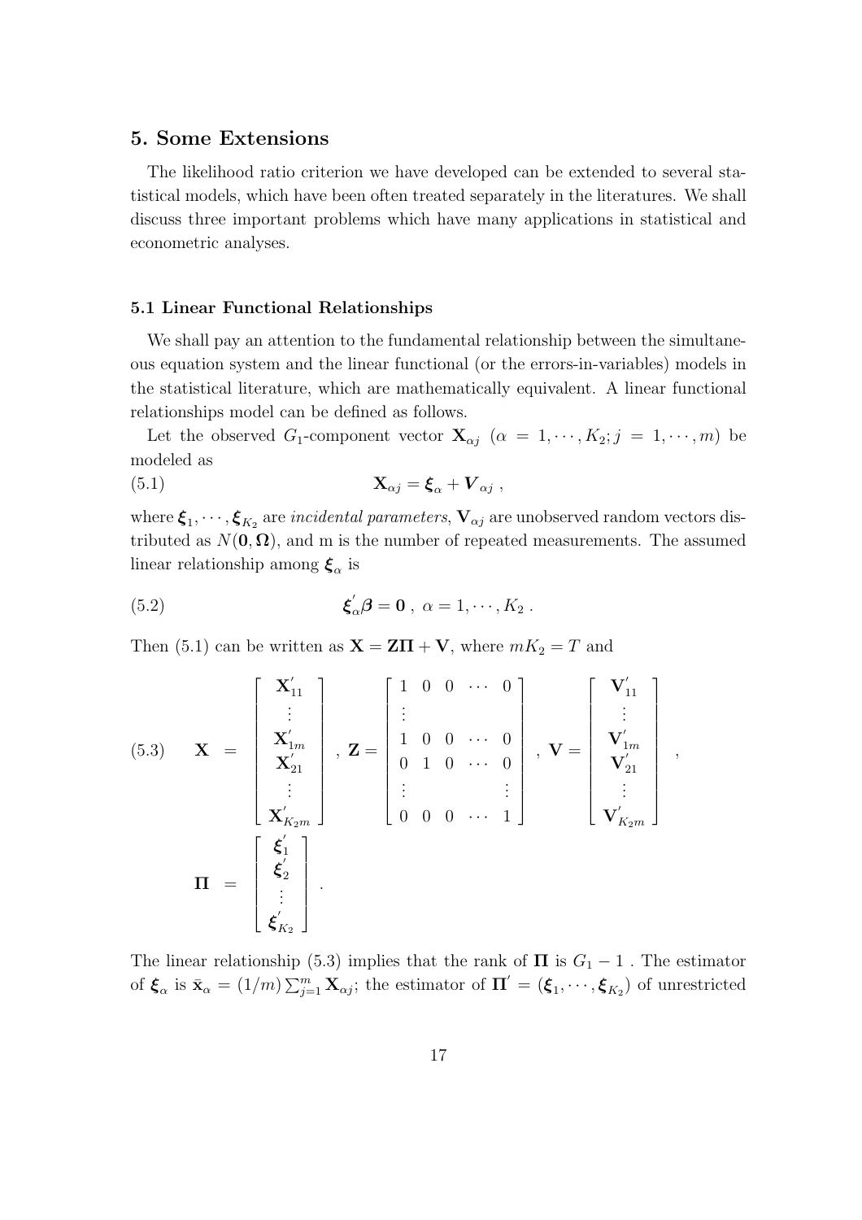## 5. Some Extensions

The likelihood ratio criterion we have developed can be extended to several statistical models, which have been often treated separately in the literatures. We shall discuss three important problems which have many applications in statistical and econometric analyses.

### 5.1 Linear Functional Relationships

We shall pay an attention to the fundamental relationship between the simultaneous equation system and the linear functional (or the errors-in-variables) models in the statistical literature, which are mathematically equivalent. A linear functional relationships model can be defined as follows.

Let the observed $G_1$-component vector $\mathbf{X}_{\alpha j}$ $(\alpha = 1, \cdots, K_2; j = 1, \cdots, m)$ be modeled as

$$\mathbf{X}_{\alpha j} = \boldsymbol{\xi}_\alpha + \boldsymbol{V}_{\alpha j} \ , \tag{5.1}$$

where $\boldsymbol{\xi}_1, \cdots, \boldsymbol{\xi}_{K_2}$ are *incidental parameters*, $\mathbf{V}_{\alpha j}$ are unobserved random vectors distributed as $N(\mathbf{0}, \boldsymbol{\Omega})$, and m is the number of repeated measurements. The assumed linear relationship among $\boldsymbol{\xi}_\alpha$ is

$$\boldsymbol{\xi}_\alpha^{'} \boldsymbol{\beta} = \mathbf{0} \ , \ \alpha = 1, \cdots, K_2 \ . \tag{5.2}$$

Then (5.1) can be written as $\mathbf{X} = \mathbf{Z}\boldsymbol{\Pi} + \mathbf{V}$, where $mK_2 = T$ and

$$\mathbf{X} = \begin{bmatrix} \mathbf{X}_{11}^{'} \\ \vdots \\ \mathbf{X}_{1m}^{'} \\ \mathbf{X}_{21}^{'} \\ \vdots \\ \mathbf{X}_{K_2 m}^{'} \end{bmatrix} , \ \mathbf{Z} = \begin{bmatrix} 1 & 0 & 0 & \cdots & 0 \\ \vdots & & & & \\ 1 & 0 & 0 & \cdots & 0 \\ 0 & 1 & 0 & \cdots & 0 \\ \vdots & & & & \vdots \\ 0 & 0 & 0 & \cdots & 1 \end{bmatrix} , \ \mathbf{V} = \begin{bmatrix} \mathbf{V}_{11}^{'} \\ \vdots \\ \mathbf{V}_{1m}^{'} \\ \mathbf{V}_{21}^{'} \\ \vdots \\ \mathbf{V}_{K_2 m}^{'} \end{bmatrix} ,$$

$$\boldsymbol{\Pi} = \begin{bmatrix} \boldsymbol{\xi}_1^{'} \\ \boldsymbol{\xi}_2^{'} \\ \vdots \\ \boldsymbol{\xi}_{K_2}^{'} \end{bmatrix} . \tag{5.3}$$

The linear relationship (5.3) implies that the rank of $\boldsymbol{\Pi}$ is $G_1 - 1$ . The estimator of $\boldsymbol{\xi}_\alpha$ is $\bar{\mathbf{x}}_\alpha = (1/m)\sum_{j=1}^{m} \mathbf{X}_{\alpha j}$; the estimator of $\boldsymbol{\Pi}^{'} = (\boldsymbol{\xi}_1, \cdots, \boldsymbol{\xi}_{K_2})$ of unrestricted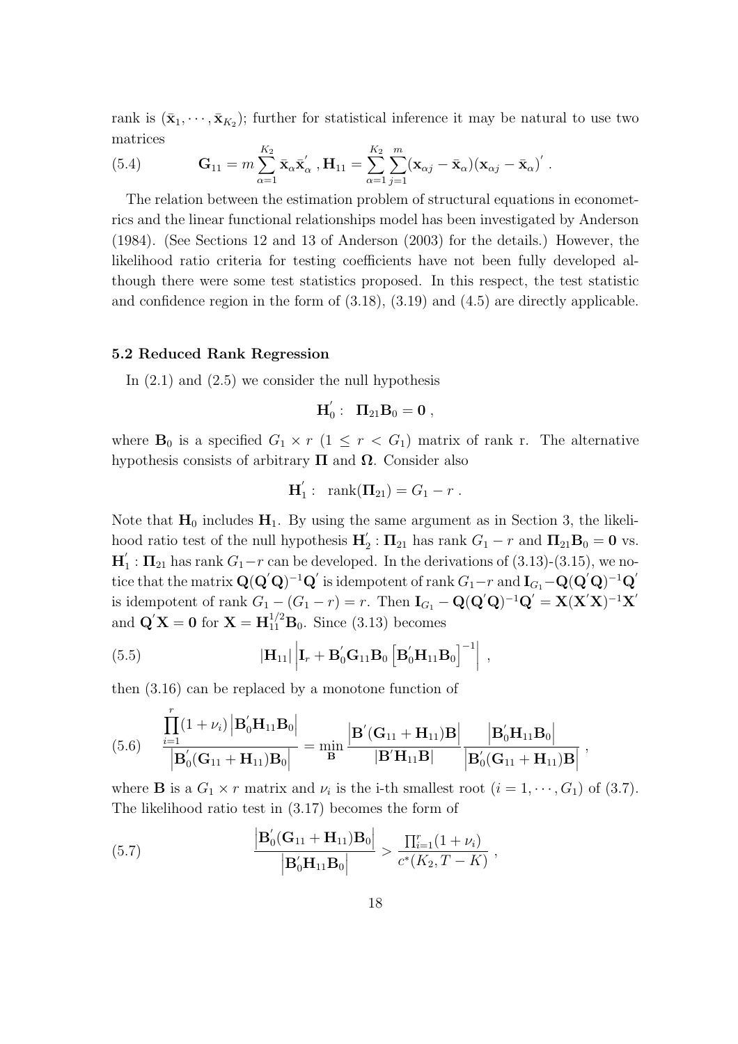rank is $(\bar{\mathbf{x}}_1, \cdots, \bar{\mathbf{x}}_{K_2})$; further for statistical inference it may be natural to use two matrices

$$
\mathbf{G}_{11} = m \sum_{\alpha=1}^{K_2} \bar{\mathbf{x}}_\alpha \bar{\mathbf{x}}_\alpha^{'} \, , \mathbf{H}_{11} = \sum_{\alpha=1}^{K_2} \sum_{j=1}^{m} (\mathbf{x}_{\alpha j} - \bar{\mathbf{x}}_\alpha)(\mathbf{x}_{\alpha j} - \bar{\mathbf{x}}_\alpha)^{'} \, . \tag{5.4}
$$

The relation between the estimation problem of structural equations in econometrics and the linear functional relationships model has been investigated by Anderson (1984). (See Sections 12 and 13 of Anderson (2003) for the details.) However, the likelihood ratio criteria for testing coefficients have not been fully developed although there were some test statistics proposed. In this respect, the test statistic and confidence region in the form of (3.18), (3.19) and (4.5) are directly applicable.

#### 5.2 Reduced Rank Regression

In (2.1) and (2.5) we consider the null hypothesis

$$
\mathbf{H}_0^{'} : \ \mathbf{\Pi}_{21} \mathbf{B}_0 = \mathbf{0} \ ,
$$

where $\mathbf{B}_0$ is a specified $G_1 \times r$ $(1 \leq r < G_1)$ matrix of rank r. The alternative hypothesis consists of arbitrary $\mathbf{\Pi}$ and $\mathbf{\Omega}$. Consider also

$$
\mathbf{H}_1^{'} : \ \operatorname{rank}(\mathbf{\Pi}_{21}) = G_1 - r \ .
$$

Note that $\mathbf{H}_0$ includes $\mathbf{H}_1$. By using the same argument as in Section 3, the likelihood ratio test of the null hypothesis $\mathbf{H}_2^{'} : \mathbf{\Pi}_{21}$ has rank $G_1 - r$ and $\mathbf{\Pi}_{21}\mathbf{B}_0 = \mathbf{0}$ vs. $\mathbf{H}_1^{'} : \mathbf{\Pi}_{21}$ has rank $G_1 - r$ can be developed. In the derivations of (3.13)-(3.15), we notice that the matrix $\mathbf{Q}(\mathbf{Q}^{'}\mathbf{Q})^{-1}\mathbf{Q}^{'}$ is idempotent of rank $G_1 - r$ and $\mathbf{I}_{G_1} - \mathbf{Q}(\mathbf{Q}^{'}\mathbf{Q})^{-1}\mathbf{Q}^{'}$ is idempotent of rank $G_1 - (G_1 - r) = r$. Then $\mathbf{I}_{G_1} - \mathbf{Q}(\mathbf{Q}^{'}\mathbf{Q})^{-1}\mathbf{Q}^{'} = \mathbf{X}(\mathbf{X}^{'}\mathbf{X})^{-1}\mathbf{X}^{'}$ and $\mathbf{Q}^{'}\mathbf{X} = \mathbf{0}$ for $\mathbf{X} = \mathbf{H}_{11}^{1/2}\mathbf{B}_0$. Since (3.13) becomes

$$
|\mathbf{H}_{11}| \left| \mathbf{I}_r + \mathbf{B}_0^{'} \mathbf{G}_{11} \mathbf{B}_0 \left[ \mathbf{B}_0^{'} \mathbf{H}_{11} \mathbf{B}_0 \right]^{-1} \right| \ , \tag{5.5}
$$

then (3.16) can be replaced by a monotone function of

$$
\frac{\prod_{i=1}^{r} (1 + \nu_i) \left| \mathbf{B}_0^{'} \mathbf{H}_{11} \mathbf{B}_0 \right|}{\left| \mathbf{B}_0^{'} (\mathbf{G}_{11} + \mathbf{H}_{11}) \mathbf{B}_0 \right|} = \min_{\mathbf{B}} \frac{\left| \mathbf{B}^{'} (\mathbf{G}_{11} + \mathbf{H}_{11}) \mathbf{B} \right|}{\left| \mathbf{B}^{'} \mathbf{H}_{11} \mathbf{B} \right|} \frac{\left| \mathbf{B}_0^{'} \mathbf{H}_{11} \mathbf{B}_0 \right|}{\left| \mathbf{B}_0^{'} (\mathbf{G}_{11} + \mathbf{H}_{11}) \mathbf{B} \right|} \ , \tag{5.6}
$$

where $\mathbf{B}$ is a $G_1 \times r$ matrix and $\nu_i$ is the i-th smallest root $(i = 1, \cdots, G_1)$ of (3.7). The likelihood ratio test in (3.17) becomes the form of

$$
\frac{\left| \mathbf{B}_0^{'} (\mathbf{G}_{11} + \mathbf{H}_{11}) \mathbf{B}_0 \right|}{\left| \mathbf{B}_0^{'} \mathbf{H}_{11} \mathbf{B}_0 \right|} > \frac{\prod_{i=1}^{r} (1 + \nu_i)}{c^*(K_2, T - K)} \ , \tag{5.7}
$$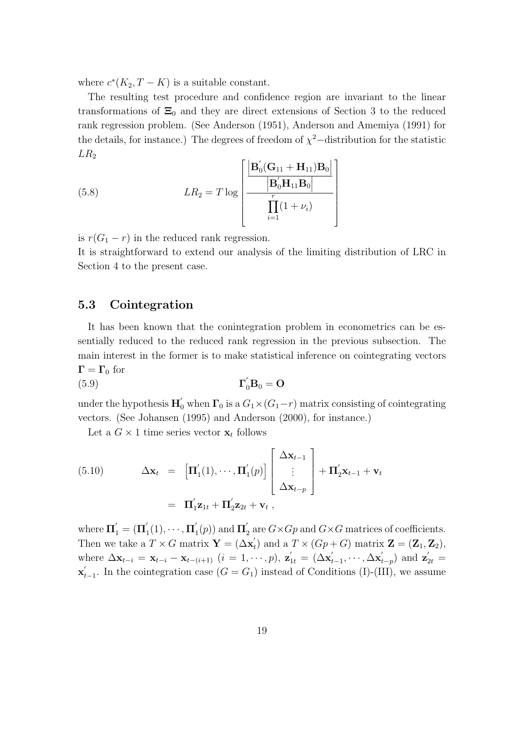where $c^*(K_2, T-K)$ is a suitable constant.

The resulting test procedure and confidence region are invariant to the linear transformations of $\mathbf{\Xi}_0$ and they are direct extensions of Section 3 to the reduced rank regression problem. (See Anderson (1951), Anderson and Amemiya (1991) for the details, for instance.) The degrees of freedom of $\chi^2-$distribution for the statistic $LR_2$

$$
LR_2 = T \log \left[ \frac{\frac{\left| \mathbf{B}_0^{'}(\mathbf{G}_{11} + \mathbf{H}_{11})\mathbf{B}_0 \right|}{\left| \mathbf{B}_0^{'}\mathbf{H}_{11}\mathbf{B}_0 \right|}}{\prod_{i=1}^{r}(1+\nu_i)} \right] \tag{5.8}
$$

is $r(G_1 - r)$ in the reduced rank regression.

It is straightforward to extend our analysis of the limiting distribution of LRC in Section 4 to the present case.

## 5.3 Cointegration

It has been known that the conintegration problem in econometrics can be essentially reduced to the reduced rank regression in the previous subsection. The main interest in the former is to make statistical inference on cointegrating vectors $\mathbf{\Gamma} = \mathbf{\Gamma}_0$ for

$$
\mathbf{\Gamma}_0^{'}\mathbf{B}_0 = \mathbf{O} \tag{5.9}
$$

under the hypothesis $\mathbf{H}_0^{'}$ when $\mathbf{\Gamma}_0$ is a $G_1 \times (G_1 - r)$ matrix consisting of cointegrating vectors. (See Johansen (1995) and Anderson (2000), for instance.)

Let a $G \times 1$ time series vector $\mathbf{x}_t$ follows

$$
\begin{aligned}
\Delta \mathbf{x}_t &= \left[ \mathbf{\Pi}_1^{'}(1), \cdots, \mathbf{\Pi}_1^{'}(p) \right] \begin{bmatrix} \Delta \mathbf{x}_{t-1} \\ \vdots \\ \Delta \mathbf{x}_{t-p} \end{bmatrix} + \mathbf{\Pi}_2^{'}\mathbf{x}_{t-1} + \mathbf{v}_t \\
&= \mathbf{\Pi}_1^{'}\mathbf{z}_{1t} + \mathbf{\Pi}_2^{'}\mathbf{z}_{2t} + \mathbf{v}_t \ ,
\end{aligned} \tag{5.10}
$$

where $\mathbf{\Pi}_1^{'} = (\mathbf{\Pi}_1^{'}(1), \cdots, \mathbf{\Pi}_1^{'}(p))$ and $\mathbf{\Pi}_2^{'}$ are $G \times Gp$ and $G \times G$ matrices of coefficients. Then we take a $T \times G$ matrix $\mathbf{Y} = (\Delta \mathbf{x}_t^{'})$ and a $T \times (Gp + G)$ matrix $\mathbf{Z} = (\mathbf{Z}_1, \mathbf{Z}_2)$, where $\Delta \mathbf{x}_{t-i} = \mathbf{x}_{t-i} - \mathbf{x}_{t-(i+1)}$ $(i = 1, \cdots, p)$, $\mathbf{z}_{1t}^{'} = (\Delta \mathbf{x}_{t-1}^{'}, \cdots, \Delta \mathbf{x}_{t-p}^{'})$ and $\mathbf{z}_{2t}^{'} = \mathbf{x}_{t-1}^{'}$. In the cointegration case $(G = G_1)$ instead of Conditions (I)-(III), we assume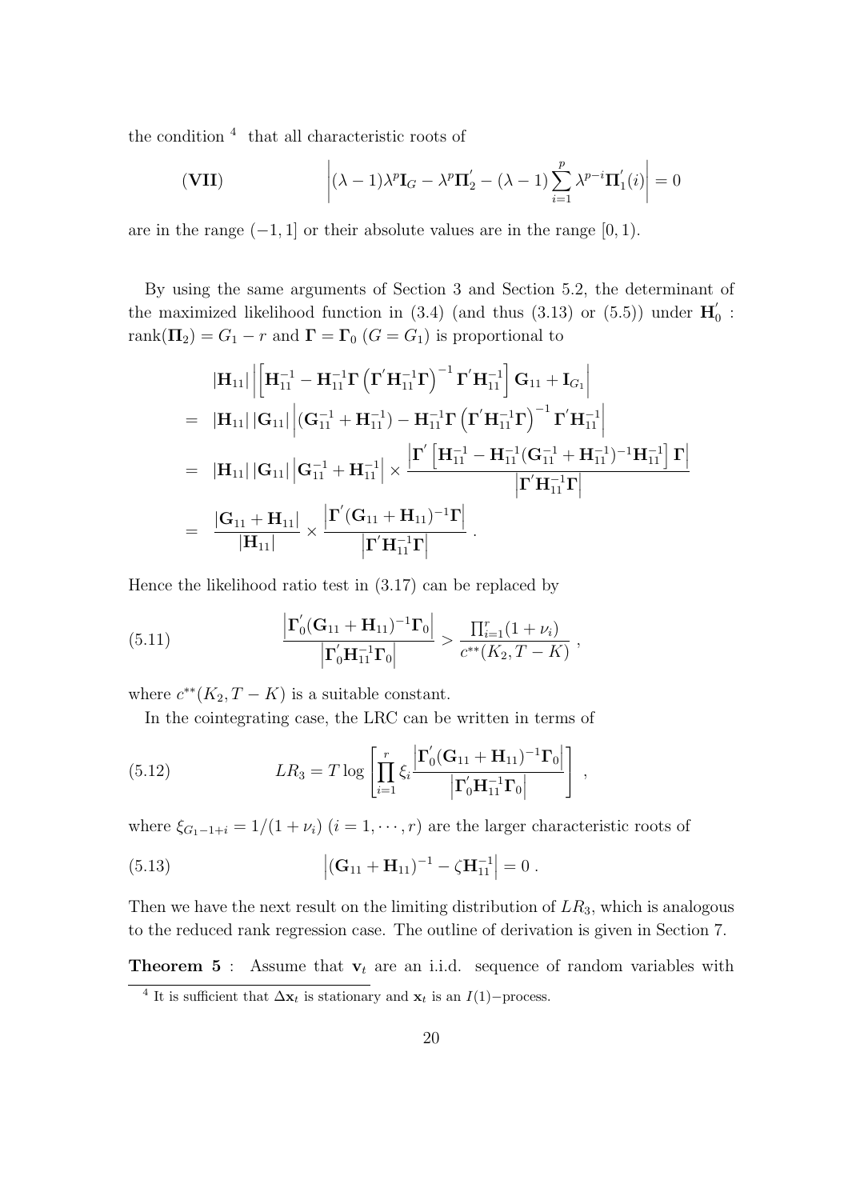the condition [4] that all characteristic roots of

$$
\textbf{(VII)} \qquad \left| (\lambda - 1)\lambda^p \mathbf{I}_G - \lambda^p \mathbf{\Pi}_2^{'} - (\lambda - 1)\sum_{i=1}^{p} \lambda^{p-i} \mathbf{\Pi}_1^{'}(i) \right| = 0
$$

are in the range $(-1, 1]$ or their absolute values are in the range $[0, 1)$.

By using the same arguments of Section 3 and Section 5.2, the determinant of the maximized likelihood function in (3.4) (and thus (3.13) or (5.5)) under $\mathbf{H}_0^{'}$ : $\text{rank}(\mathbf{\Pi}_2) = G_1 - r$ and $\mathbf{\Gamma} = \mathbf{\Gamma}_0$ $(G = G_1)$ is proportional to

$$
\begin{aligned}
& |\mathbf{H}_{11}| \left| \left[ \mathbf{H}_{11}^{-1} - \mathbf{H}_{11}^{-1}\mathbf{\Gamma}\left(\mathbf{\Gamma}^{'}\mathbf{H}_{11}^{-1}\mathbf{\Gamma}\right)^{-1}\mathbf{\Gamma}^{'}\mathbf{H}_{11}^{-1} \right] \mathbf{G}_{11} + \mathbf{I}_{G_1} \right| \\
= \; & |\mathbf{H}_{11}| \, |\mathbf{G}_{11}| \left| (\mathbf{G}_{11}^{-1} + \mathbf{H}_{11}^{-1}) - \mathbf{H}_{11}^{-1}\mathbf{\Gamma}\left(\mathbf{\Gamma}^{'}\mathbf{H}_{11}^{-1}\mathbf{\Gamma}\right)^{-1}\mathbf{\Gamma}^{'}\mathbf{H}_{11}^{-1} \right| \\
= \; & |\mathbf{H}_{11}| \, |\mathbf{G}_{11}| \left| \mathbf{G}_{11}^{-1} + \mathbf{H}_{11}^{-1} \right| \times \frac{\left| \mathbf{\Gamma}^{'}\left[ \mathbf{H}_{11}^{-1} - \mathbf{H}_{11}^{-1}(\mathbf{G}_{11}^{-1} + \mathbf{H}_{11}^{-1})^{-1}\mathbf{H}_{11}^{-1} \right]\mathbf{\Gamma} \right|}{\left| \mathbf{\Gamma}^{'}\mathbf{H}_{11}^{-1}\mathbf{\Gamma} \right|} \\
= \; & \frac{|\mathbf{G}_{11} + \mathbf{H}_{11}|}{|\mathbf{H}_{11}|} \times \frac{\left| \mathbf{\Gamma}^{'}(\mathbf{G}_{11} + \mathbf{H}_{11})^{-1}\mathbf{\Gamma} \right|}{\left| \mathbf{\Gamma}^{'}\mathbf{H}_{11}^{-1}\mathbf{\Gamma} \right|} \; .
\end{aligned}
$$

Hence the likelihood ratio test in (3.17) can be replaced by

$$
(5.11) \qquad \frac{\left| \mathbf{\Gamma}_0^{'}(\mathbf{G}_{11} + \mathbf{H}_{11})^{-1}\mathbf{\Gamma}_0 \right|}{\left| \mathbf{\Gamma}_0^{'}\mathbf{H}_{11}^{-1}\mathbf{\Gamma}_0 \right|} > \frac{\prod_{i=1}^{r}(1 + \nu_i)}{c^{**}(K_2, T - K)} \; ,
$$

where $c^{**}(K_2, T - K)$ is a suitable constant.

In the cointegrating case, the LRC can be written in terms of

$$
(5.12) \qquad LR_3 = T \log \left[ \prod_{i=1}^{r} \xi_i \frac{\left| \mathbf{\Gamma}_0^{'}(\mathbf{G}_{11} + \mathbf{H}_{11})^{-1}\mathbf{\Gamma}_0 \right|}{\left| \mathbf{\Gamma}_0^{'}\mathbf{H}_{11}^{-1}\mathbf{\Gamma}_0 \right|} \right] \; ,
$$

where $\xi_{G_1 - 1 + i} = 1/(1 + \nu_i)$ $(i = 1, \cdots, r)$ are the larger characteristic roots of

$$
(5.13) \qquad \left| (\mathbf{G}_{11} + \mathbf{H}_{11})^{-1} - \zeta \mathbf{H}_{11}^{-1} \right| = 0 \; .
$$

Then we have the next result on the limiting distribution of $LR_3$, which is analogous to the reduced rank regression case. The outline of derivation is given in Section 7.

**Theorem 5** : Assume that $\mathbf{v}_t$ are an i.i.d. sequence of random variables with

---

[4] It is sufficient that $\Delta\mathbf{x}_t$ is stationary and $\mathbf{x}_t$ is an $I(1)-$process.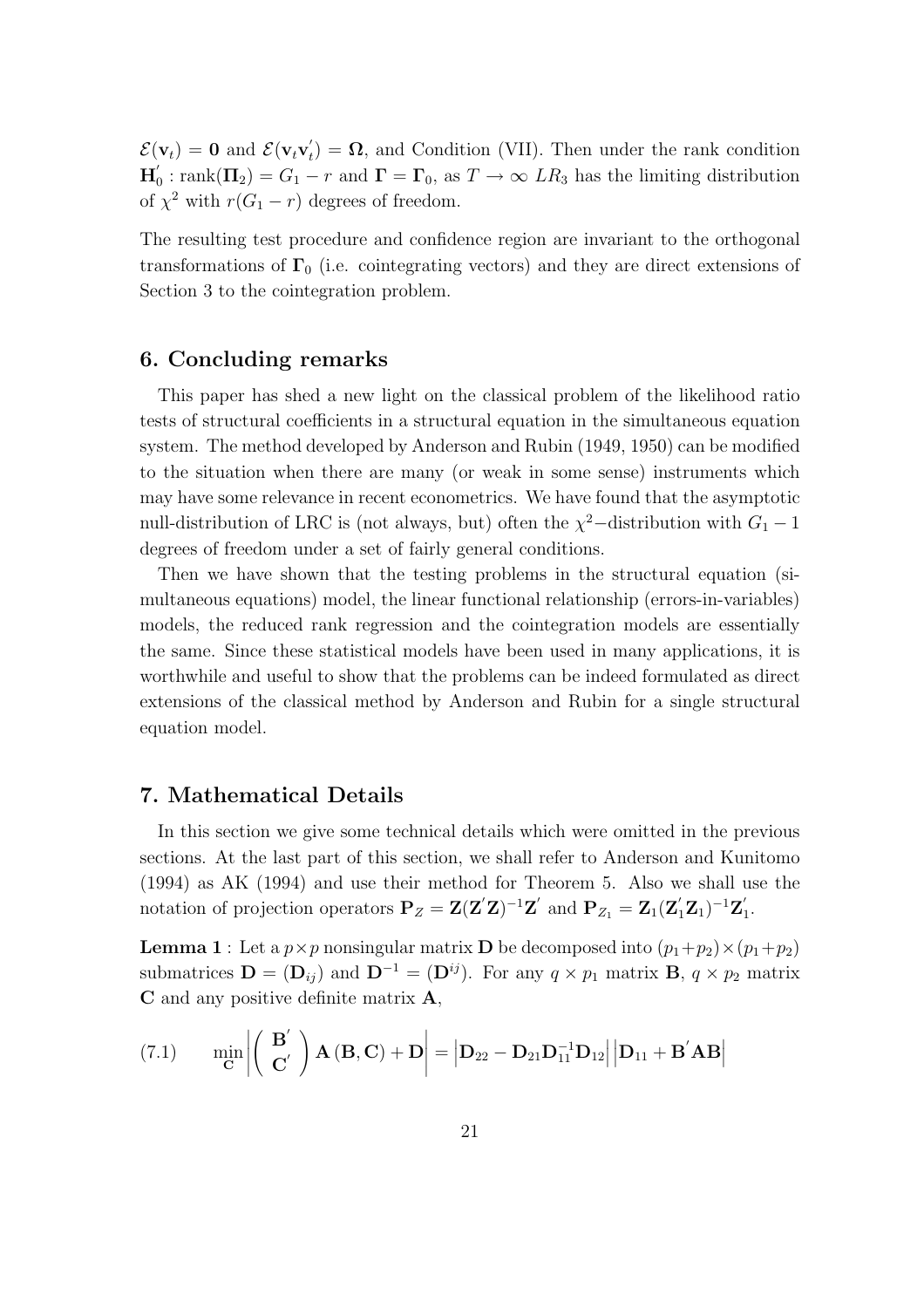$\mathcal{E}(\mathbf{v}_t) = \mathbf{0}$ and $\mathcal{E}(\mathbf{v}_t \mathbf{v}_t^{'}) = \mathbf{\Omega}$, and Condition (VII). Then under the rank condition $\mathbf{H}_0^{'}$ : $\text{rank}(\mathbf{\Pi}_2) = G_1 - r$ and $\mathbf{\Gamma} = \mathbf{\Gamma}_0$, as $T \to \infty$ $LR_3$ has the limiting distribution of $\chi^2$ with $r(G_1 - r)$ degrees of freedom.

The resulting test procedure and confidence region are invariant to the orthogonal transformations of $\mathbf{\Gamma}_0$ (i.e. cointegrating vectors) and they are direct extensions of Section 3 to the cointegration problem.

## 6. Concluding remarks

This paper has shed a new light on the classical problem of the likelihood ratio tests of structural coefficients in a structural equation in the simultaneous equation system. The method developed by Anderson and Rubin (1949, 1950) can be modified to the situation when there are many (or weak in some sense) instruments which may have some relevance in recent econometrics. We have found that the asymptotic null-distribution of LRC is (not always, but) often the $\chi^2-$distribution with $G_1 - 1$ degrees of freedom under a set of fairly general conditions.

Then we have shown that the testing problems in the structural equation (simultaneous equations) model, the linear functional relationship (errors-in-variables) models, the reduced rank regression and the cointegration models are essentially the same. Since these statistical models have been used in many applications, it is worthwhile and useful to show that the problems can be indeed formulated as direct extensions of the classical method by Anderson and Rubin for a single structural equation model.

## 7. Mathematical Details

In this section we give some technical details which were omitted in the previous sections. At the last part of this section, we shall refer to Anderson and Kunitomo (1994) as AK (1994) and use their method for Theorem 5. Also we shall use the notation of projection operators $\mathbf{P}_Z = \mathbf{Z}(\mathbf{Z}^{'}\mathbf{Z})^{-1}\mathbf{Z}^{'}$ and $\mathbf{P}_{Z_1} = \mathbf{Z}_1(\mathbf{Z}_1^{'}\mathbf{Z}_1)^{-1}\mathbf{Z}_1^{'}$.

**Lemma 1** : Let a $p \times p$ nonsingular matrix $\mathbf{D}$ be decomposed into $(p_1+p_2)\times(p_1+p_2)$ submatrices $\mathbf{D} = (\mathbf{D}_{ij})$ and $\mathbf{D}^{-1} = (\mathbf{D}^{ij})$. For any $q \times p_1$ matrix $\mathbf{B}$, $q \times p_2$ matrix $\mathbf{C}$ and any positive definite matrix $\mathbf{A}$,

$$
(7.1) \qquad \min_{\mathbf{C}} \left| \begin{pmatrix} \mathbf{B}^{'} \\ \mathbf{C}^{'} \end{pmatrix} \mathbf{A} \left( \mathbf{B}, \mathbf{C} \right) + \mathbf{D} \right| = \left| \mathbf{D}_{22} - \mathbf{D}_{21}\mathbf{D}_{11}^{-1}\mathbf{D}_{12} \right| \left| \mathbf{D}_{11} + \mathbf{B}^{'}\mathbf{A}\mathbf{B} \right|
$$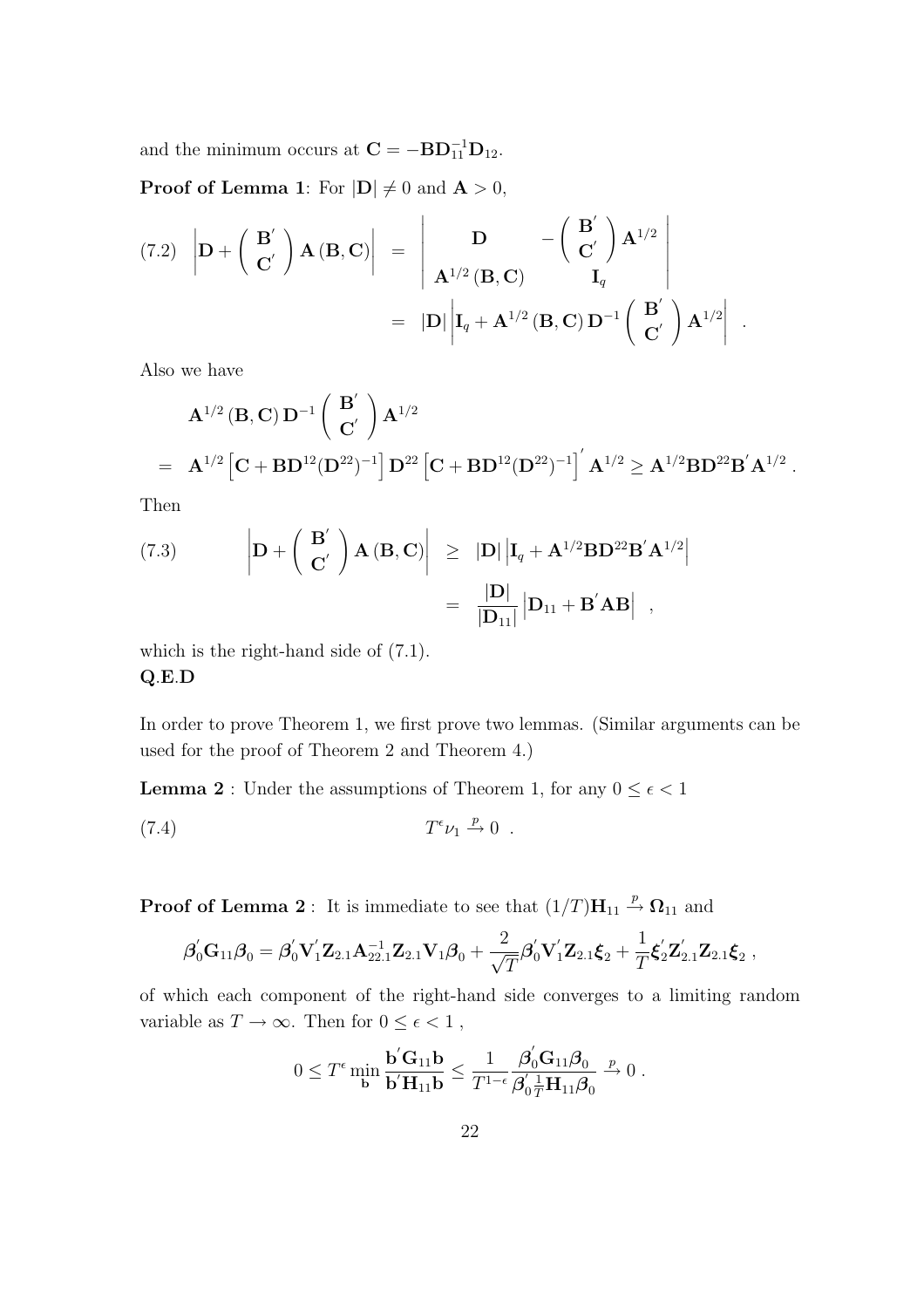and the minimum occurs at $\mathbf{C} = -\mathbf{B}\mathbf{D}_{11}^{-1}\mathbf{D}_{12}$.

**Proof of Lemma 1**: For $|\mathbf{D}| \neq 0$ and $\mathbf{A} > 0$,

$$
\begin{aligned}
(7.2) \quad \left| \mathbf{D} + \begin{pmatrix} \mathbf{B}' \\ \mathbf{C}' \end{pmatrix} \mathbf{A} (\mathbf{B}, \mathbf{C}) \right| &= \begin{vmatrix} \mathbf{D} & -\begin{pmatrix} \mathbf{B}' \\ \mathbf{C}' \end{pmatrix} \mathbf{A}^{1/2} \\ \mathbf{A}^{1/2} (\mathbf{B}, \mathbf{C}) & \mathbf{I}_q \end{vmatrix} \\
&= |\mathbf{D}| \left| \mathbf{I}_q + \mathbf{A}^{1/2} (\mathbf{B}, \mathbf{C}) \mathbf{D}^{-1} \begin{pmatrix} \mathbf{B}' \\ \mathbf{C}' \end{pmatrix} \mathbf{A}^{1/2} \right| .
\end{aligned}
$$

Also we have

$$
\begin{aligned}
& \mathbf{A}^{1/2} (\mathbf{B}, \mathbf{C}) \mathbf{D}^{-1} \begin{pmatrix} \mathbf{B}' \\ \mathbf{C}' \end{pmatrix} \mathbf{A}^{1/2} \\
= \ & \mathbf{A}^{1/2} \left[ \mathbf{C} + \mathbf{B}\mathbf{D}^{12}(\mathbf{D}^{22})^{-1} \right] \mathbf{D}^{22} \left[ \mathbf{C} + \mathbf{B}\mathbf{D}^{12}(\mathbf{D}^{22})^{-1} \right]' \mathbf{A}^{1/2} \geq \mathbf{A}^{1/2}\mathbf{B}\mathbf{D}^{22}\mathbf{B}'\mathbf{A}^{1/2} .
\end{aligned}
$$

Then

$$
\begin{aligned}
(7.3) \qquad \left| \mathbf{D} + \begin{pmatrix} \mathbf{B}' \\ \mathbf{C}' \end{pmatrix} \mathbf{A} (\mathbf{B}, \mathbf{C}) \right| &\geq |\mathbf{D}| \left| \mathbf{I}_q + \mathbf{A}^{1/2}\mathbf{B}\mathbf{D}^{22}\mathbf{B}'\mathbf{A}^{1/2} \right| \\
&= \frac{|\mathbf{D}|}{|\mathbf{D}_{11}|} \left| \mathbf{D}_{11} + \mathbf{B}'\mathbf{A}\mathbf{B} \right| ,
\end{aligned}
$$

which is the right-hand side of (7.1).
**Q.E.D**

In order to prove Theorem 1, we first prove two lemmas. (Similar arguments can be used for the proof of Theorem 2 and Theorem 4.)

**Lemma 2** : Under the assumptions of Theorem 1, for any $0 \leq \epsilon < 1$

$$
(7.4) \qquad T^{\epsilon} \nu_1 \xrightarrow{p} 0 \ .
$$

**Proof of Lemma 2** : It is immediate to see that $(1/T)\mathbf{H}_{11} \xrightarrow{p} \mathbf{\Omega}_{11}$ and

$$
\boldsymbol{\beta}_0'\mathbf{G}_{11}\boldsymbol{\beta}_0 = \boldsymbol{\beta}_0'\mathbf{V}_1'\mathbf{Z}_{2.1}\mathbf{A}_{22.1}^{-1}\mathbf{Z}_{2.1}\mathbf{V}_1\boldsymbol{\beta}_0 + \frac{2}{\sqrt{T}}\boldsymbol{\beta}_0'\mathbf{V}_1'\mathbf{Z}_{2.1}\boldsymbol{\xi}_2 + \frac{1}{T}\boldsymbol{\xi}_2'\mathbf{Z}_{2.1}'\mathbf{Z}_{2.1}\boldsymbol{\xi}_2 ,
$$

of which each component of the right-hand side converges to a limiting random variable as $T \to \infty$. Then for $0 \leq \epsilon < 1$ ,

$$
0 \leq T^{\epsilon} \min_{\mathbf{b}} \frac{\mathbf{b}'\mathbf{G}_{11}\mathbf{b}}{\mathbf{b}'\mathbf{H}_{11}\mathbf{b}} \leq \frac{1}{T^{1-\epsilon}} \frac{\boldsymbol{\beta}_0'\mathbf{G}_{11}\boldsymbol{\beta}_0}{\boldsymbol{\beta}_0'\frac{1}{T}\mathbf{H}_{11}\boldsymbol{\beta}_0} \xrightarrow{p} 0 .
$$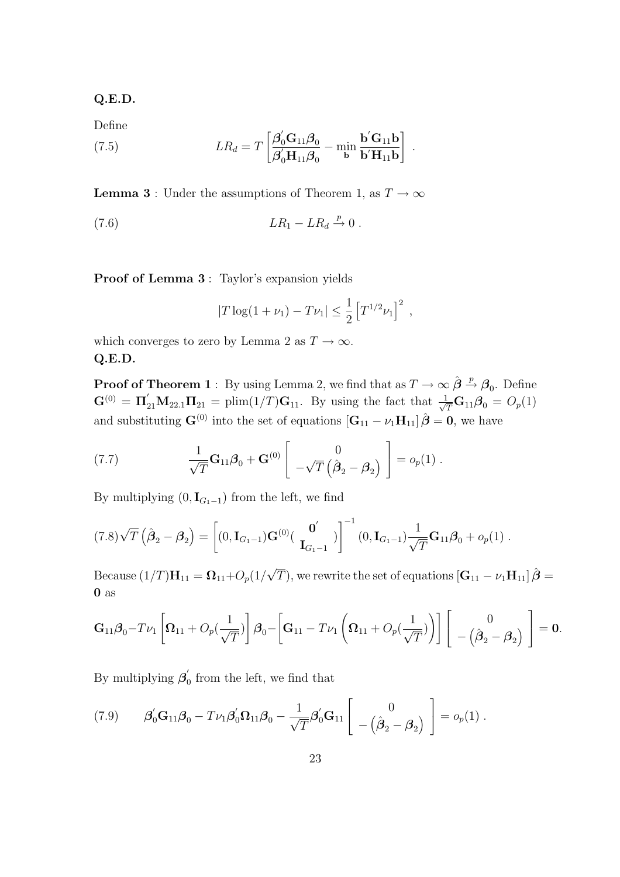**Q.E.D.**

Define

$$LR_d = T\left[\frac{\boldsymbol{\beta}_0^{'}\mathbf{G}_{11}\boldsymbol{\beta}_0}{\boldsymbol{\beta}_0^{'}\mathbf{H}_{11}\boldsymbol{\beta}_0} - \min_{\mathbf{b}}\frac{\mathbf{b}^{'}\mathbf{G}_{11}\mathbf{b}}{\mathbf{b}^{'}\mathbf{H}_{11}\mathbf{b}}\right] . \tag{7.5}$$

**Lemma 3** : Under the assumptions of Theorem 1, as $T \to \infty$

$$LR_1 - LR_d \xrightarrow{p} 0 . \tag{7.6}$$

**Proof of Lemma 3** : Taylor's expansion yields

$$|T\log(1+\nu_1) - T\nu_1| \leq \frac{1}{2}\left[T^{1/2}\nu_1\right]^2 ,$$

which converges to zero by Lemma 2 as $T \to \infty$.
**Q.E.D.**

**Proof of Theorem 1** : By using Lemma 2, we find that as $T \to \infty$ $\hat{\boldsymbol{\beta}} \xrightarrow{p} \boldsymbol{\beta}_0$. Define $\mathbf{G}^{(0)} = \boldsymbol{\Pi}_{21}^{'}\mathbf{M}_{22.1}\boldsymbol{\Pi}_{21} = \text{plim}(1/T)\mathbf{G}_{11}$. By using the fact that $\frac{1}{\sqrt{T}}\mathbf{G}_{11}\boldsymbol{\beta}_0 = O_p(1)$ and substituting $\mathbf{G}^{(0)}$ into the set of equations $\left[\mathbf{G}_{11} - \nu_1\mathbf{H}_{11}\right]\hat{\boldsymbol{\beta}} = \mathbf{0}$, we have

$$\frac{1}{\sqrt{T}}\mathbf{G}_{11}\boldsymbol{\beta}_0 + \mathbf{G}^{(0)}\left[\begin{array}{c} 0 \\ -\sqrt{T}\left(\hat{\boldsymbol{\beta}}_2 - \boldsymbol{\beta}_2\right)\end{array}\right] = o_p(1) . \tag{7.7}$$

By multiplying $(0, \mathbf{I}_{G_1-1})$ from the left, we find

$$\sqrt{T}\left(\hat{\boldsymbol{\beta}}_2 - \boldsymbol{\beta}_2\right) = \left[(0, \mathbf{I}_{G_1-1})\mathbf{G}^{(0)}\left(\begin{array}{c}\mathbf{0}^{'} \\ \mathbf{I}_{G_1-1}\end{array}\right)\right]^{-1}(0, \mathbf{I}_{G_1-1})\frac{1}{\sqrt{T}}\mathbf{G}_{11}\boldsymbol{\beta}_0 + o_p(1) . \tag{7.8}$$

Because $(1/T)\mathbf{H}_{11} = \boldsymbol{\Omega}_{11} + O_p(1/\sqrt{T})$, we rewrite the set of equations $\left[\mathbf{G}_{11} - \nu_1\mathbf{H}_{11}\right]\hat{\boldsymbol{\beta}} = \mathbf{0}$ as

$$\mathbf{G}_{11}\boldsymbol{\beta}_0 - T\nu_1\left[\boldsymbol{\Omega}_{11} + O_p(\frac{1}{\sqrt{T}})\right]\boldsymbol{\beta}_0 - \left[\mathbf{G}_{11} - T\nu_1\left(\boldsymbol{\Omega}_{11} + O_p(\frac{1}{\sqrt{T}})\right)\right]\left[\begin{array}{c} 0 \\ -\left(\hat{\boldsymbol{\beta}}_2 - \boldsymbol{\beta}_2\right)\end{array}\right] = \mathbf{0}.$$

By multiplying $\boldsymbol{\beta}_0^{'}$ from the left, we find that

$$\boldsymbol{\beta}_0^{'}\mathbf{G}_{11}\boldsymbol{\beta}_0 - T\nu_1\boldsymbol{\beta}_0^{'}\boldsymbol{\Omega}_{11}\boldsymbol{\beta}_0 - \frac{1}{\sqrt{T}}\boldsymbol{\beta}_0^{'}\mathbf{G}_{11}\left[\begin{array}{c} 0 \\ -\left(\hat{\boldsymbol{\beta}}_2 - \boldsymbol{\beta}_2\right)\end{array}\right] = o_p(1) . \tag{7.9}$$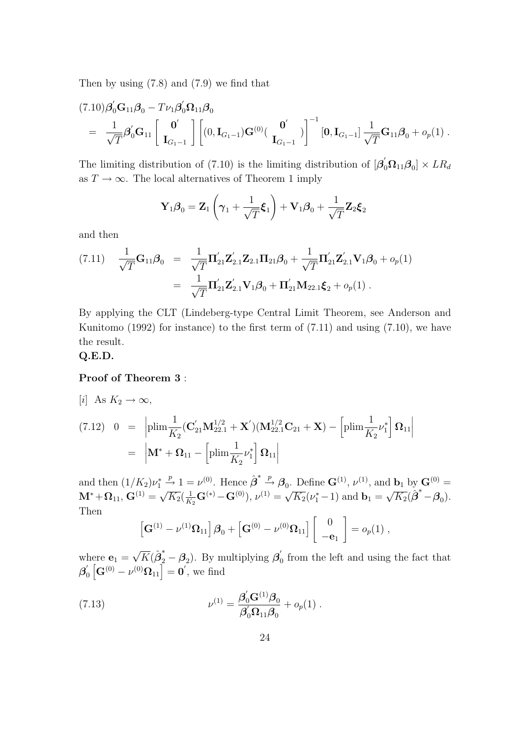Then by using (7.8) and (7.9) we find that

$$
\begin{aligned}
(7.10)\,&\boldsymbol{\beta}_0^{'}\mathbf{G}_{11}\boldsymbol{\beta}_0 - T\nu_1\boldsymbol{\beta}_0^{'}\boldsymbol{\Omega}_{11}\boldsymbol{\beta}_0 \\
&= \frac{1}{\sqrt{T}}\boldsymbol{\beta}_0^{'}\mathbf{G}_{11}\left[\begin{array}{c}\mathbf{0}^{'}\\ \mathbf{I}_{G_1-1}\end{array}\right]\left[(0,\mathbf{I}_{G_1-1})\mathbf{G}^{(0)}(\begin{array}{c}\mathbf{0}^{'}\\ \mathbf{I}_{G_1-1}\end{array})\right]^{-1}[\mathbf{0},\mathbf{I}_{G_1-1}]\frac{1}{\sqrt{T}}\mathbf{G}_{11}\boldsymbol{\beta}_0 + o_p(1)\ .
\end{aligned}
$$

The limiting distribution of (7.10) is the limiting distribution of $[\boldsymbol{\beta}_0^{'}\boldsymbol{\Omega}_{11}\boldsymbol{\beta}_0] \times LR_d$ as $T \to \infty$. The local alternatives of Theorem 1 imply

$$
\mathbf{Y}_1\boldsymbol{\beta}_0 = \mathbf{Z}_1\left(\boldsymbol{\gamma}_1 + \frac{1}{\sqrt{T}}\boldsymbol{\xi}_1\right) + \mathbf{V}_1\boldsymbol{\beta}_0 + \frac{1}{\sqrt{T}}\mathbf{Z}_2\boldsymbol{\xi}_2
$$

and then

$$
\begin{aligned}
(7.11)\quad \frac{1}{\sqrt{T}}\mathbf{G}_{11}\boldsymbol{\beta}_0 &= \frac{1}{\sqrt{T}}\boldsymbol{\Pi}_{21}^{'}\mathbf{Z}_{2.1}^{'}\mathbf{Z}_{2.1}\boldsymbol{\Pi}_{21}\boldsymbol{\beta}_0 + \frac{1}{\sqrt{T}}\boldsymbol{\Pi}_{21}^{'}\mathbf{Z}_{2.1}^{'}\mathbf{V}_1\boldsymbol{\beta}_0 + o_p(1) \\
&= \frac{1}{\sqrt{T}}\boldsymbol{\Pi}_{21}^{'}\mathbf{Z}_{2.1}^{'}\mathbf{V}_1\boldsymbol{\beta}_0 + \boldsymbol{\Pi}_{21}^{'}\mathbf{M}_{22.1}\boldsymbol{\xi}_2 + o_p(1)\ .
\end{aligned}
$$

By applying the CLT (Lindeberg-type Central Limit Theorem, see Anderson and Kunitomo (1992) for instance) to the first term of (7.11) and using (7.10), we have the result.

**Q.E.D.**

**Proof of Theorem 3** :

[*i*] As $K_2 \to \infty$,

$$
\begin{aligned}
(7.12)\quad 0 &= \left|\text{plim}\frac{1}{K_2}(\mathbf{C}_{21}^{'}\mathbf{M}_{22.1}^{1/2} + \mathbf{X}^{'})(\mathbf{M}_{22.1}^{1/2}\mathbf{C}_{21} + \mathbf{X}) - \left[\text{plim}\frac{1}{K_2}\nu_1^*\right]\boldsymbol{\Omega}_{11}\right| \\
&= \left|\mathbf{M}^* + \boldsymbol{\Omega}_{11} - \left[\text{plim}\frac{1}{K_2}\nu_1^*\right]\boldsymbol{\Omega}_{11}\right|
\end{aligned}
$$

and then $(1/K_2)\nu_1^* \xrightarrow{p} 1 = \nu^{(0)}$. Hence $\hat{\boldsymbol{\beta}}^* \xrightarrow{p} \boldsymbol{\beta}_0$. Define $\mathbf{G}^{(1)}$, $\nu^{(1)}$, and $\mathbf{b}_1$ by $\mathbf{G}^{(0)} = \mathbf{M}^* + \boldsymbol{\Omega}_{11}$, $\mathbf{G}^{(1)} = \sqrt{K_2}(\frac{1}{K_2}\mathbf{G}^{(*)} - \mathbf{G}^{(0)})$, $\nu^{(1)} = \sqrt{K_2}(\nu_1^* - 1)$ and $\mathbf{b}_1 = \sqrt{K_2}(\hat{\boldsymbol{\beta}}^* - \boldsymbol{\beta}_0)$. Then

$$
\left[\mathbf{G}^{(1)} - \nu^{(1)}\boldsymbol{\Omega}_{11}\right]\boldsymbol{\beta}_0 + \left[\mathbf{G}^{(0)} - \nu^{(0)}\boldsymbol{\Omega}_{11}\right]\left[\begin{array}{c}0\\ -\mathbf{e}_1\end{array}\right] = o_p(1)\ ,
$$

where $\mathbf{e}_1 = \sqrt{K}(\hat{\boldsymbol{\beta}}_2^* - \boldsymbol{\beta}_2)$. By multiplying $\boldsymbol{\beta}_0^{'}$ from the left and using the fact that $\boldsymbol{\beta}_0^{'}\left[\mathbf{G}^{(0)} - \nu^{(0)}\boldsymbol{\Omega}_{11}\right] = \mathbf{0}^{'}$, we find

$$
(7.13)\qquad \nu^{(1)} = \frac{\boldsymbol{\beta}_0^{'}\mathbf{G}^{(1)}\boldsymbol{\beta}_0}{\boldsymbol{\beta}_0^{'}\boldsymbol{\Omega}_{11}\boldsymbol{\beta}_0} + o_p(1)\ .
$$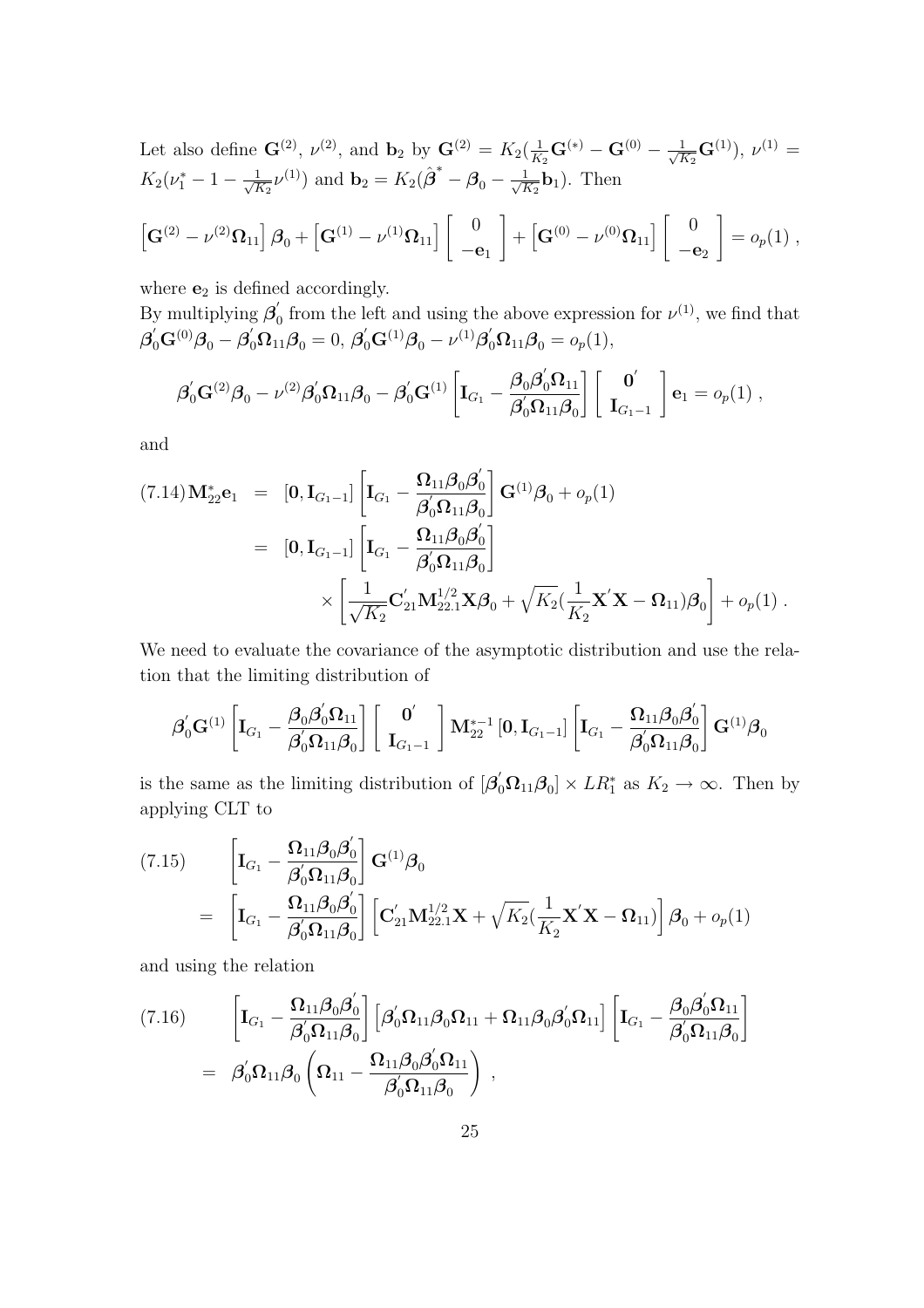Let also define $\mathbf{G}^{(2)}$, $\nu^{(2)}$, and $\mathbf{b}_2$ by $\mathbf{G}^{(2)} = K_2(\frac{1}{K_2}\mathbf{G}^{(*)} - \mathbf{G}^{(0)} - \frac{1}{\sqrt{K_2}}\mathbf{G}^{(1)})$, $\nu^{(1)} = K_2(\nu_1^* - 1 - \frac{1}{\sqrt{K_2}}\nu^{(1)})$ and $\mathbf{b}_2 = K_2(\hat{\boldsymbol{\beta}}^* - \boldsymbol{\beta}_0 - \frac{1}{\sqrt{K_2}}\mathbf{b}_1)$. Then

$$\left[\mathbf{G}^{(2)} - \nu^{(2)}\boldsymbol{\Omega}_{11}\right]\boldsymbol{\beta}_0 + \left[\mathbf{G}^{(1)} - \nu^{(1)}\boldsymbol{\Omega}_{11}\right]\left[\begin{array}{c} 0 \\ -\mathbf{e}_1 \end{array}\right] + \left[\mathbf{G}^{(0)} - \nu^{(0)}\boldsymbol{\Omega}_{11}\right]\left[\begin{array}{c} 0 \\ -\mathbf{e}_2 \end{array}\right] = o_p(1) ,$$

where $\mathbf{e}_2$ is defined accordingly.

By multiplying $\boldsymbol{\beta}_0^{'}$ from the left and using the above expression for $\nu^{(1)}$, we find that $\boldsymbol{\beta}_0^{'}\mathbf{G}^{(0)}\boldsymbol{\beta}_0 - \boldsymbol{\beta}_0^{'}\boldsymbol{\Omega}_{11}\boldsymbol{\beta}_0 = 0$, $\boldsymbol{\beta}_0^{'}\mathbf{G}^{(1)}\boldsymbol{\beta}_0 - \nu^{(1)}\boldsymbol{\beta}_0^{'}\boldsymbol{\Omega}_{11}\boldsymbol{\beta}_0 = o_p(1)$,

$$\boldsymbol{\beta}_0^{'}\mathbf{G}^{(2)}\boldsymbol{\beta}_0 - \nu^{(2)}\boldsymbol{\beta}_0^{'}\boldsymbol{\Omega}_{11}\boldsymbol{\beta}_0 - \boldsymbol{\beta}_0^{'}\mathbf{G}^{(1)}\left[\mathbf{I}_{G_1} - \frac{\boldsymbol{\beta}_0\boldsymbol{\beta}_0^{'}\boldsymbol{\Omega}_{11}}{\boldsymbol{\beta}_0^{'}\boldsymbol{\Omega}_{11}\boldsymbol{\beta}_0}\right]\left[\begin{array}{c} \mathbf{0}^{'} \\ \mathbf{I}_{G_1-1} \end{array}\right]\mathbf{e}_1 = o_p(1) ,$$

and

$$\begin{aligned}
(7.14)\,\mathbf{M}_{22}^{*}\mathbf{e}_1 &= [\mathbf{0}, \mathbf{I}_{G_1-1}]\left[\mathbf{I}_{G_1} - \frac{\boldsymbol{\Omega}_{11}\boldsymbol{\beta}_0\boldsymbol{\beta}_0^{'}}{\boldsymbol{\beta}_0^{'}\boldsymbol{\Omega}_{11}\boldsymbol{\beta}_0}\right]\mathbf{G}^{(1)}\boldsymbol{\beta}_0 + o_p(1) \\
&= [\mathbf{0}, \mathbf{I}_{G_1-1}]\left[\mathbf{I}_{G_1} - \frac{\boldsymbol{\Omega}_{11}\boldsymbol{\beta}_0\boldsymbol{\beta}_0^{'}}{\boldsymbol{\beta}_0^{'}\boldsymbol{\Omega}_{11}\boldsymbol{\beta}_0}\right] \\
&\quad \times \left[\frac{1}{\sqrt{K_2}}\mathbf{C}_{21}^{'}\mathbf{M}_{22.1}^{1/2}\mathbf{X}\boldsymbol{\beta}_0 + \sqrt{K_2}(\frac{1}{K_2}\mathbf{X}^{'}\mathbf{X} - \boldsymbol{\Omega}_{11})\boldsymbol{\beta}_0\right] + o_p(1) .
\end{aligned}$$

We need to evaluate the covariance of the asymptotic distribution and use the relation that the limiting distribution of

$$\boldsymbol{\beta}_0^{'}\mathbf{G}^{(1)}\left[\mathbf{I}_{G_1} - \frac{\boldsymbol{\beta}_0\boldsymbol{\beta}_0^{'}\boldsymbol{\Omega}_{11}}{\boldsymbol{\beta}_0^{'}\boldsymbol{\Omega}_{11}\boldsymbol{\beta}_0}\right]\left[\begin{array}{c} \mathbf{0}^{'} \\ \mathbf{I}_{G_1-1} \end{array}\right]\mathbf{M}_{22}^{*-1}[\mathbf{0}, \mathbf{I}_{G_1-1}]\left[\mathbf{I}_{G_1} - \frac{\boldsymbol{\Omega}_{11}\boldsymbol{\beta}_0\boldsymbol{\beta}_0^{'}}{\boldsymbol{\beta}_0^{'}\boldsymbol{\Omega}_{11}\boldsymbol{\beta}_0}\right]\mathbf{G}^{(1)}\boldsymbol{\beta}_0$$

is the same as the limiting distribution of $[\boldsymbol{\beta}_0^{'}\boldsymbol{\Omega}_{11}\boldsymbol{\beta}_0] \times LR_1^*$ as $K_2 \to \infty$. Then by applying CLT to

$$\begin{aligned}
(7.15) \qquad & \left[\mathbf{I}_{G_1} - \frac{\boldsymbol{\Omega}_{11}\boldsymbol{\beta}_0\boldsymbol{\beta}_0^{'}}{\boldsymbol{\beta}_0^{'}\boldsymbol{\Omega}_{11}\boldsymbol{\beta}_0}\right]\mathbf{G}^{(1)}\boldsymbol{\beta}_0 \\
&= \left[\mathbf{I}_{G_1} - \frac{\boldsymbol{\Omega}_{11}\boldsymbol{\beta}_0\boldsymbol{\beta}_0^{'}}{\boldsymbol{\beta}_0^{'}\boldsymbol{\Omega}_{11}\boldsymbol{\beta}_0}\right]\left[\mathbf{C}_{21}^{'}\mathbf{M}_{22.1}^{1/2}\mathbf{X} + \sqrt{K_2}(\frac{1}{K_2}\mathbf{X}^{'}\mathbf{X} - \boldsymbol{\Omega}_{11})\right]\boldsymbol{\beta}_0 + o_p(1)
\end{aligned}$$

and using the relation

$$\begin{aligned}
(7.16) \qquad & \left[\mathbf{I}_{G_1} - \frac{\boldsymbol{\Omega}_{11}\boldsymbol{\beta}_0\boldsymbol{\beta}_0^{'}}{\boldsymbol{\beta}_0^{'}\boldsymbol{\Omega}_{11}\boldsymbol{\beta}_0}\right]\left[\boldsymbol{\beta}_0^{'}\boldsymbol{\Omega}_{11}\boldsymbol{\beta}_0\boldsymbol{\Omega}_{11} + \boldsymbol{\Omega}_{11}\boldsymbol{\beta}_0\boldsymbol{\beta}_0^{'}\boldsymbol{\Omega}_{11}\right]\left[\mathbf{I}_{G_1} - \frac{\boldsymbol{\beta}_0\boldsymbol{\beta}_0^{'}\boldsymbol{\Omega}_{11}}{\boldsymbol{\beta}_0^{'}\boldsymbol{\Omega}_{11}\boldsymbol{\beta}_0}\right] \\
&= \boldsymbol{\beta}_0^{'}\boldsymbol{\Omega}_{11}\boldsymbol{\beta}_0\left(\boldsymbol{\Omega}_{11} - \frac{\boldsymbol{\Omega}_{11}\boldsymbol{\beta}_0\boldsymbol{\beta}_0^{'}\boldsymbol{\Omega}_{11}}{\boldsymbol{\beta}_0^{'}\boldsymbol{\Omega}_{11}\boldsymbol{\beta}_0}\right) ,
\end{aligned}$$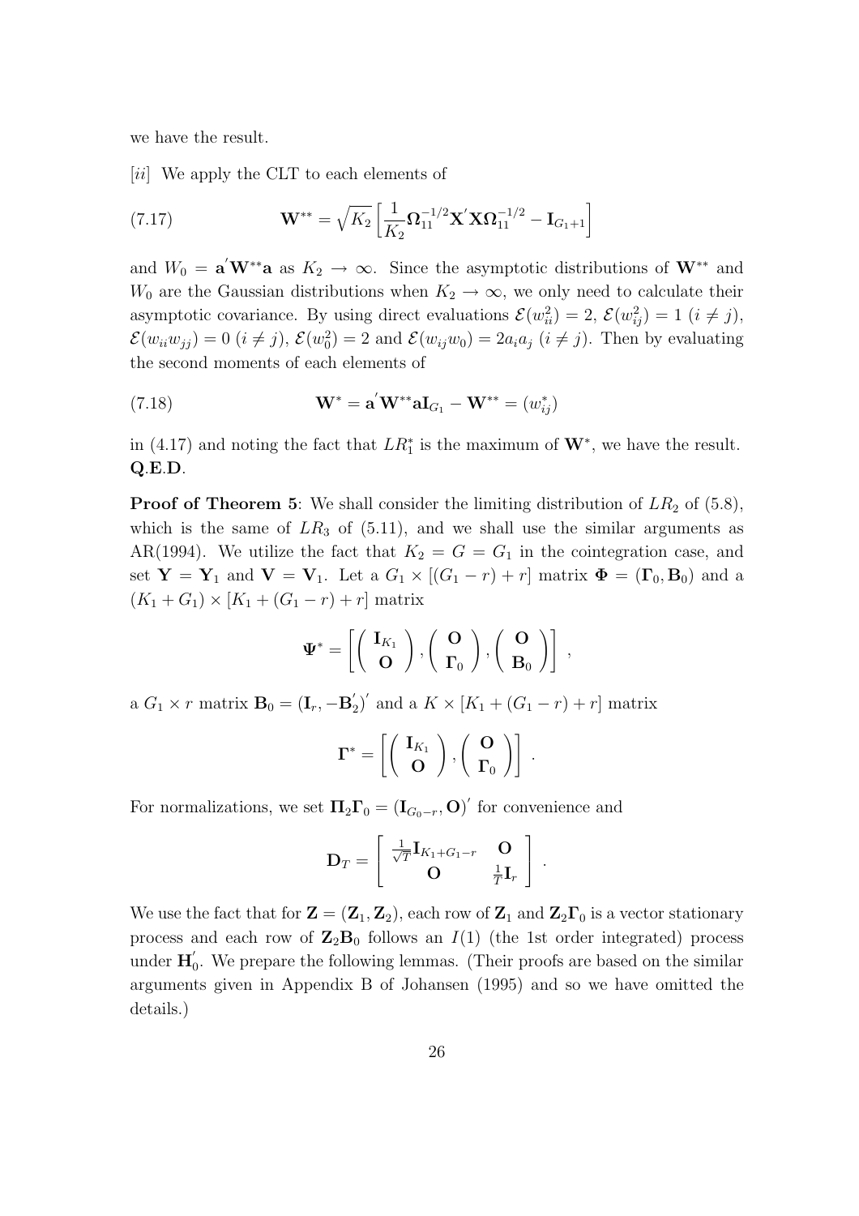we have the result.

[*ii*] We apply the CLT to each elements of

$$
\mathbf{W}^{**} = \sqrt{K_2}\left[\frac{1}{K_2}\mathbf{\Omega}_{11}^{-1/2}\mathbf{X}^{'}\mathbf{X}\mathbf{\Omega}_{11}^{-1/2} - \mathbf{I}_{G_1+1}\right] \tag{7.17}
$$

and $W_0 = \mathbf{a}^{'}\mathbf{W}^{**}\mathbf{a}$ as $K_2 \to \infty$. Since the asymptotic distributions of $\mathbf{W}^{**}$ and $W_0$ are the Gaussian distributions when $K_2 \to \infty$, we only need to calculate their asymptotic covariance. By using direct evaluations $\mathcal{E}(w_{ii}^2) = 2$, $\mathcal{E}(w_{ij}^2) = 1$ $(i \neq j)$, $\mathcal{E}(w_{ii}w_{jj}) = 0$ $(i \neq j)$, $\mathcal{E}(w_0^2) = 2$ and $\mathcal{E}(w_{ij}w_0) = 2a_ia_j$ $(i \neq j)$. Then by evaluating the second moments of each elements of

$$
\mathbf{W}^{*} = \mathbf{a}^{'}\mathbf{W}^{**}\mathbf{a}\mathbf{I}_{G_1} - \mathbf{W}^{**} = (w_{ij}^{*}) \tag{7.18}
$$

in (4.17) and noting the fact that $LR_1^*$ is the maximum of $\mathbf{W}^*$, we have the result. **Q.E.D.**

**Proof of Theorem 5**: We shall consider the limiting distribution of $LR_2$ of (5.8), which is the same of $LR_3$ of (5.11), and we shall use the similar arguments as AR(1994). We utilize the fact that $K_2 = G = G_1$ in the cointegration case, and set $\mathbf{Y} = \mathbf{Y}_1$ and $\mathbf{V} = \mathbf{V}_1$. Let a $G_1 \times [(G_1 - r) + r]$ matrix $\mathbf{\Phi} = (\mathbf{\Gamma}_0, \mathbf{B}_0)$ and a $(K_1 + G_1) \times [K_1 + (G_1 - r) + r]$ matrix

$$
\mathbf{\Psi}^* = \left[\begin{pmatrix} \mathbf{I}_{K_1} \\ \mathbf{O} \end{pmatrix}, \begin{pmatrix} \mathbf{O} \\ \mathbf{\Gamma}_0 \end{pmatrix}, \begin{pmatrix} \mathbf{O} \\ \mathbf{B}_0 \end{pmatrix}\right] ,
$$

a $G_1 \times r$ matrix $\mathbf{B}_0 = (\mathbf{I}_r, -\mathbf{B}_2^{'})^{'}$ and a $K \times [K_1 + (G_1 - r) + r]$ matrix

$$
\mathbf{\Gamma}^* = \left[\begin{pmatrix} \mathbf{I}_{K_1} \\ \mathbf{O} \end{pmatrix}, \begin{pmatrix} \mathbf{O} \\ \mathbf{\Gamma}_0 \end{pmatrix}\right] .
$$

For normalizations, we set $\mathbf{\Pi}_2\mathbf{\Gamma}_0 = (\mathbf{I}_{G_0 - r}, \mathbf{O})^{'}$ for convenience and

$$
\mathbf{D}_T = \begin{bmatrix} \frac{1}{\sqrt{T}}\mathbf{I}_{K_1+G_1-r} & \mathbf{O} \\ \mathbf{O} & \frac{1}{T}\mathbf{I}_r \end{bmatrix} .
$$

We use the fact that for $\mathbf{Z} = (\mathbf{Z}_1, \mathbf{Z}_2)$, each row of $\mathbf{Z}_1$ and $\mathbf{Z}_2\mathbf{\Gamma}_0$ is a vector stationary process and each row of $\mathbf{Z}_2\mathbf{B}_0$ follows an $I(1)$ (the 1st order integrated) process under $\mathbf{H}_0^{'}$. We prepare the following lemmas. (Their proofs are based on the similar arguments given in Appendix B of Johansen (1995) and so we have omitted the details.)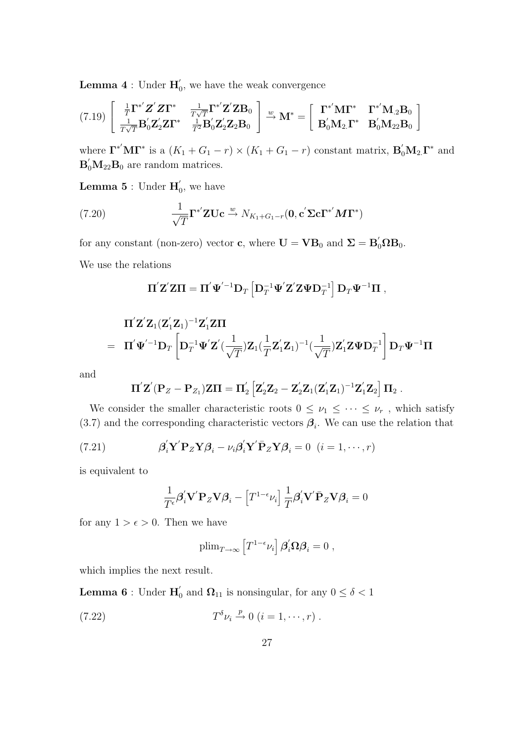**Lemma 4** : Under $\mathbf{H}_0^{'}$, we have the weak convergence

$$
(7.19)\quad \left[ \begin{array}{cc} \frac{1}{T}\mathbf{\Gamma}^{*'}\boldsymbol{Z}^{'}\boldsymbol{Z}\mathbf{\Gamma}^{*} & \frac{1}{T\sqrt{T}}\mathbf{\Gamma}^{*'}\mathbf{Z}^{'}\mathbf{Z}\mathbf{B}_0 \\ \frac{1}{T\sqrt{T}}\mathbf{B}_0^{'}\mathbf{Z}_2^{'}\mathbf{Z}\mathbf{\Gamma}^{*} & \frac{1}{T^2}\mathbf{B}_0^{'}\mathbf{Z}_2^{'}\mathbf{Z}_2\mathbf{B}_0 \end{array} \right] \xrightarrow{w} \mathbf{M}^{*} = \left[ \begin{array}{cc} \mathbf{\Gamma}^{*'}\mathbf{M}\mathbf{\Gamma}^{*} & \mathbf{\Gamma}^{*'}\mathbf{M}_{.2}\mathbf{B}_0 \\ \mathbf{B}_0^{'}\mathbf{M}_{2.}\mathbf{\Gamma}^{*} & \mathbf{B}_0^{'}\mathbf{M}_{22}\mathbf{B}_0 \end{array} \right]
$$

where $\mathbf{\Gamma}^{*'}\mathbf{M}\mathbf{\Gamma}^{*}$ is a $(K_1+G_1-r)\times(K_1+G_1-r)$ constant matrix, $\mathbf{B}_0^{'}\mathbf{M}_{2.}\mathbf{\Gamma}^{*}$ and $\mathbf{B}_0^{'}\mathbf{M}_{22}\mathbf{B}_0$ are random matrices.

**Lemma 5** : Under $\mathbf{H}_0^{'}$, we have

$$
(7.20)\qquad \frac{1}{\sqrt{T}}\mathbf{\Gamma}^{*'}\mathbf{Z}\mathbf{U}\mathbf{c} \xrightarrow{w} N_{K_1+G_1-r}(\mathbf{0},\mathbf{c}^{'}\mathbf{\Sigma}\mathbf{c}\mathbf{\Gamma}^{*'}\boldsymbol{M}\mathbf{\Gamma}^{*})
$$

for any constant (non-zero) vector $\mathbf{c}$, where $\mathbf{U}=\mathbf{V}\mathbf{B}_0$ and $\mathbf{\Sigma}=\mathbf{B}_0^{'}\mathbf{\Omega}\mathbf{B}_0$.

We use the relations

$$
\mathbf{\Pi}^{'}\mathbf{Z}^{'}\mathbf{Z}\mathbf{\Pi} = \mathbf{\Pi}^{'}\mathbf{\Psi}^{'-1}\mathbf{D}_T\left[\mathbf{D}_T^{-1}\mathbf{\Psi}^{'}\mathbf{Z}^{'}\mathbf{Z}\mathbf{\Psi}\mathbf{D}_T^{-1}\right]\mathbf{D}_T\mathbf{\Psi}^{-1}\mathbf{\Pi}\ ,
$$

$$
\begin{aligned}
&\mathbf{\Pi}^{'}\mathbf{Z}^{'}\mathbf{Z}_1(\mathbf{Z}_1^{'}\mathbf{Z}_1)^{-1}\mathbf{Z}_1^{'}\mathbf{Z}\mathbf{\Pi} \\
=\ & \mathbf{\Pi}^{'}\mathbf{\Psi}^{'-1}\mathbf{D}_T\left[\mathbf{D}_T^{-1}\mathbf{\Psi}^{'}\mathbf{Z}^{'}(\frac{1}{\sqrt{T}})\mathbf{Z}_1(\frac{1}{T}\mathbf{Z}_1^{'}\mathbf{Z}_1)^{-1}(\frac{1}{\sqrt{T}})\mathbf{Z}_1^{'}\mathbf{Z}\mathbf{\Psi}\mathbf{D}_T^{-1}\right]\mathbf{D}_T\mathbf{\Psi}^{-1}\mathbf{\Pi}
\end{aligned}
$$

and

$$
\mathbf{\Pi}^{'}\mathbf{Z}^{'}(\mathbf{P}_Z-\mathbf{P}_{Z_1})\mathbf{Z}\mathbf{\Pi} = \mathbf{\Pi}_2^{'}\left[\mathbf{Z}_2^{'}\mathbf{Z}_2-\mathbf{Z}_2^{'}\mathbf{Z}_1(\mathbf{Z}_1^{'}\mathbf{Z}_1)^{-1}\mathbf{Z}_1^{'}\mathbf{Z}_2\right]\mathbf{\Pi}_2\ .
$$

We consider the smaller characteristic roots $0\le\nu_1\le\cdots\le\nu_r$ , which satisfy (3.7) and the corresponding characteristic vectors $\boldsymbol{\beta}_i$. We can use the relation that

$$
(7.21)\qquad \boldsymbol{\beta}_i^{'}\mathbf{Y}^{'}\mathbf{P}_Z\mathbf{Y}\boldsymbol{\beta}_i-\nu_i\boldsymbol{\beta}_i^{'}\mathbf{Y}^{'}\bar{\mathbf{P}}_Z\mathbf{Y}\boldsymbol{\beta}_i=0\ \ (i=1,\cdots,r)
$$

is equivalent to

$$
\frac{1}{T^{\epsilon}}\boldsymbol{\beta}_i^{'}\mathbf{V}^{'}\mathbf{P}_Z\mathbf{V}\boldsymbol{\beta}_i-\left[T^{1-\epsilon}\nu_i\right]\frac{1}{T}\boldsymbol{\beta}_i^{'}\mathbf{V}^{'}\bar{\mathbf{P}}_Z\mathbf{V}\boldsymbol{\beta}_i=0
$$

for any $1>\epsilon>0$. Then we have

$$
\mathrm{plim}_{T\to\infty}\left[T^{1-\epsilon}\nu_i\right]\boldsymbol{\beta}_i^{'}\mathbf{\Omega}\boldsymbol{\beta}_i=0\ ,
$$

which implies the next result.

**Lemma 6** : Under $\mathbf{H}_0^{'}$ and $\mathbf{\Omega}_{11}$ is nonsingular, for any $0\le\delta<1$

$$
(7.22)\qquad T^{\delta}\nu_i\xrightarrow{p}0\ (i=1,\cdots,r)\ .
$$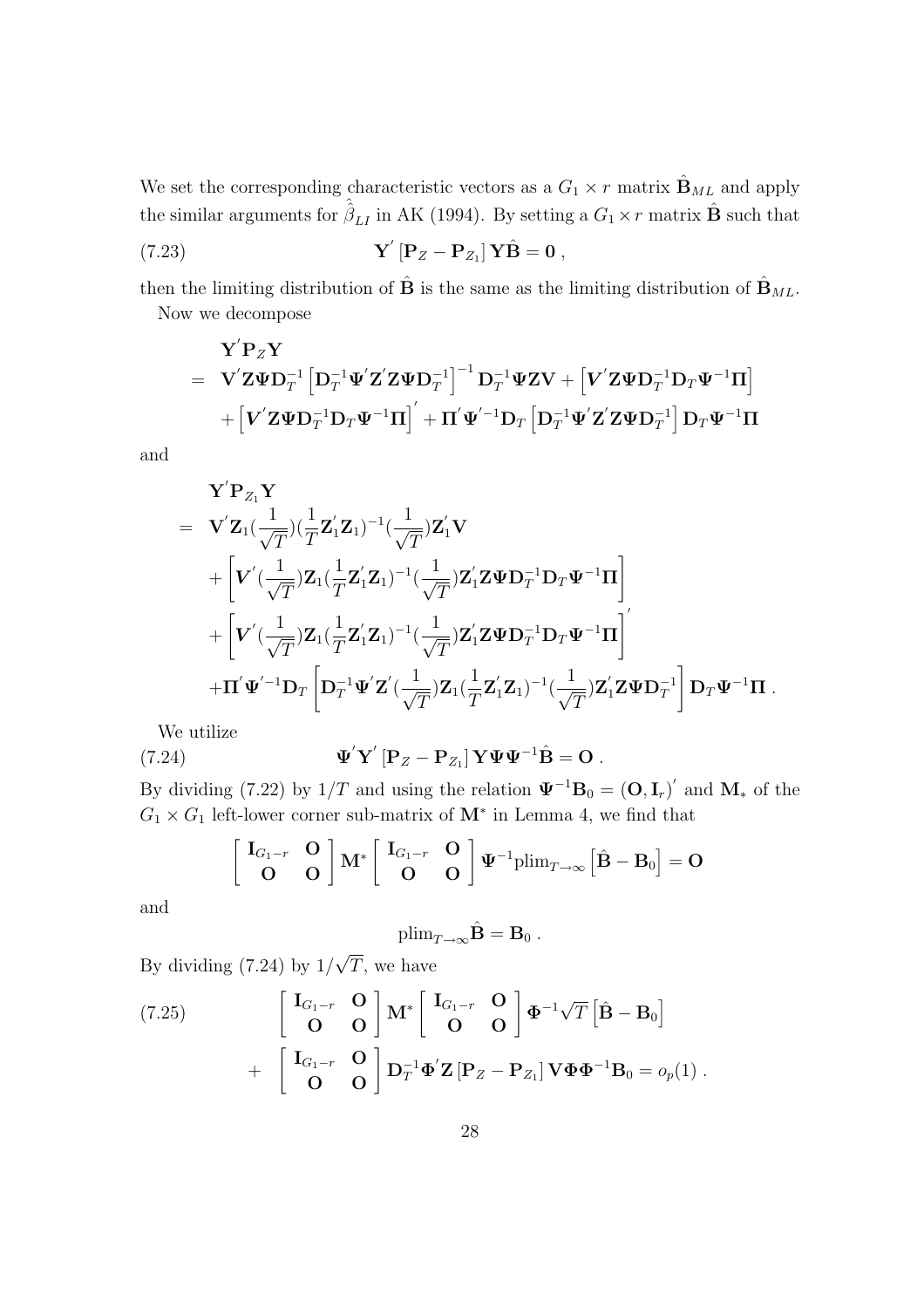We set the corresponding characteristic vectors as a $G_1 \times r$ matrix $\hat{\mathbf{B}}_{ML}$ and apply the similar arguments for $\hat{\hat{\beta}}_{LI}$ in AK (1994). By setting a $G_1 \times r$ matrix $\hat{\mathbf{B}}$ such that

$$
\mathbf{Y}^{'}\left[\mathbf{P}_Z - \mathbf{P}_{Z_1}\right]\mathbf{Y}\hat{\mathbf{B}} = \mathbf{0} \, , \tag{7.23}
$$

then the limiting distribution of $\hat{\mathbf{B}}$ is the same as the limiting distribution of $\hat{\mathbf{B}}_{ML}$.

Now we decompose

$$
\begin{aligned}
& \mathbf{Y}^{'}\mathbf{P}_Z\mathbf{Y} \\
= \; & \mathbf{V}^{'}\mathbf{Z}\boldsymbol{\Psi}\mathbf{D}_T^{-1}\left[\mathbf{D}_T^{-1}\boldsymbol{\Psi}^{'}\mathbf{Z}^{'}\mathbf{Z}\boldsymbol{\Psi}\mathbf{D}_T^{-1}\right]^{-1}\mathbf{D}_T^{-1}\boldsymbol{\Psi}\mathbf{Z}\mathbf{V} + \left[\boldsymbol{V}^{'}\mathbf{Z}\boldsymbol{\Psi}\mathbf{D}_T^{-1}\mathbf{D}_T\boldsymbol{\Psi}^{-1}\boldsymbol{\Pi}\right] \\
& + \left[\boldsymbol{V}^{'}\mathbf{Z}\boldsymbol{\Psi}\mathbf{D}_T^{-1}\mathbf{D}_T\boldsymbol{\Psi}^{-1}\boldsymbol{\Pi}\right]^{'} + \boldsymbol{\Pi}^{'}\boldsymbol{\Psi}^{'-1}\mathbf{D}_T\left[\mathbf{D}_T^{-1}\boldsymbol{\Psi}^{'}\mathbf{Z}^{'}\mathbf{Z}\boldsymbol{\Psi}\mathbf{D}_T^{-1}\right]\mathbf{D}_T\boldsymbol{\Psi}^{-1}\boldsymbol{\Pi}
\end{aligned}
$$

and

$$
\begin{aligned}
& \mathbf{Y}^{'}\mathbf{P}_{Z_1}\mathbf{Y} \\
= \; & \mathbf{V}^{'}\mathbf{Z}_1(\frac{1}{\sqrt{T}})(\frac{1}{T}\mathbf{Z}_1^{'}\mathbf{Z}_1)^{-1}(\frac{1}{\sqrt{T}})\mathbf{Z}_1^{'}\mathbf{V} \\
& + \left[\boldsymbol{V}^{'}(\frac{1}{\sqrt{T}})\mathbf{Z}_1(\frac{1}{T}\mathbf{Z}_1^{'}\mathbf{Z}_1)^{-1}(\frac{1}{\sqrt{T}})\mathbf{Z}_1^{'}\mathbf{Z}\boldsymbol{\Psi}\mathbf{D}_T^{-1}\mathbf{D}_T\boldsymbol{\Psi}^{-1}\boldsymbol{\Pi}\right] \\
& + \left[\boldsymbol{V}^{'}(\frac{1}{\sqrt{T}})\mathbf{Z}_1(\frac{1}{T}\mathbf{Z}_1^{'}\mathbf{Z}_1)^{-1}(\frac{1}{\sqrt{T}})\mathbf{Z}_1^{'}\mathbf{Z}\boldsymbol{\Psi}\mathbf{D}_T^{-1}\mathbf{D}_T\boldsymbol{\Psi}^{-1}\boldsymbol{\Pi}\right]^{'} \\
& + \boldsymbol{\Pi}^{'}\boldsymbol{\Psi}^{'-1}\mathbf{D}_T\left[\mathbf{D}_T^{-1}\boldsymbol{\Psi}^{'}\mathbf{Z}^{'}(\frac{1}{\sqrt{T}})\mathbf{Z}_1(\frac{1}{T}\mathbf{Z}_1^{'}\mathbf{Z}_1)^{-1}(\frac{1}{\sqrt{T}})\mathbf{Z}_1^{'}\mathbf{Z}\boldsymbol{\Psi}\mathbf{D}_T^{-1}\right]\mathbf{D}_T\boldsymbol{\Psi}^{-1}\boldsymbol{\Pi} \, .
\end{aligned}
$$

We utilize

$$
\boldsymbol{\Psi}^{'}\mathbf{Y}^{'}\left[\mathbf{P}_Z - \mathbf{P}_{Z_1}\right]\mathbf{Y}\boldsymbol{\Psi}\boldsymbol{\Psi}^{-1}\hat{\mathbf{B}} = \mathbf{O} \, . \tag{7.24}
$$

By dividing (7.22) by $1/T$ and using the relation $\boldsymbol{\Psi}^{-1}\mathbf{B}_0 = (\mathbf{O}, \mathbf{I}_r)^{'}$ and $\mathbf{M}_*$ of the $G_1 \times G_1$ left-lower corner sub-matrix of $\mathbf{M}^*$ in Lemma 4, we find that

$$
\begin{bmatrix} \mathbf{I}_{G_1-r} & \mathbf{O} \\ \mathbf{O} & \mathbf{O} \end{bmatrix} \mathbf{M}^* \begin{bmatrix} \mathbf{I}_{G_1-r} & \mathbf{O} \\ \mathbf{O} & \mathbf{O} \end{bmatrix} \boldsymbol{\Psi}^{-1}\text{plim}_{T\to\infty}\left[\hat{\mathbf{B}} - \mathbf{B}_0\right] = \mathbf{O}
$$

and

$$
\text{plim}_{T\to\infty}\hat{\mathbf{B}} = \mathbf{B}_0 \, .
$$

By dividing (7.24) by $1/\sqrt{T}$, we have

$$
\begin{aligned}
& \begin{bmatrix} \mathbf{I}_{G_1-r} & \mathbf{O} \\ \mathbf{O} & \mathbf{O} \end{bmatrix} \mathbf{M}^* \begin{bmatrix} \mathbf{I}_{G_1-r} & \mathbf{O} \\ \mathbf{O} & \mathbf{O} \end{bmatrix} \boldsymbol{\Phi}^{-1}\sqrt{T}\left[\hat{\mathbf{B}} - \mathbf{B}_0\right] \\
+ \; & \begin{bmatrix} \mathbf{I}_{G_1-r} & \mathbf{O} \\ \mathbf{O} & \mathbf{O} \end{bmatrix} \mathbf{D}_T^{-1}\boldsymbol{\Phi}^{'}\mathbf{Z}\left[\mathbf{P}_Z - \mathbf{P}_{Z_1}\right]\mathbf{V}\boldsymbol{\Phi}\boldsymbol{\Phi}^{-1}\mathbf{B}_0 = o_p(1) \, .
\end{aligned} \tag{7.25}
$$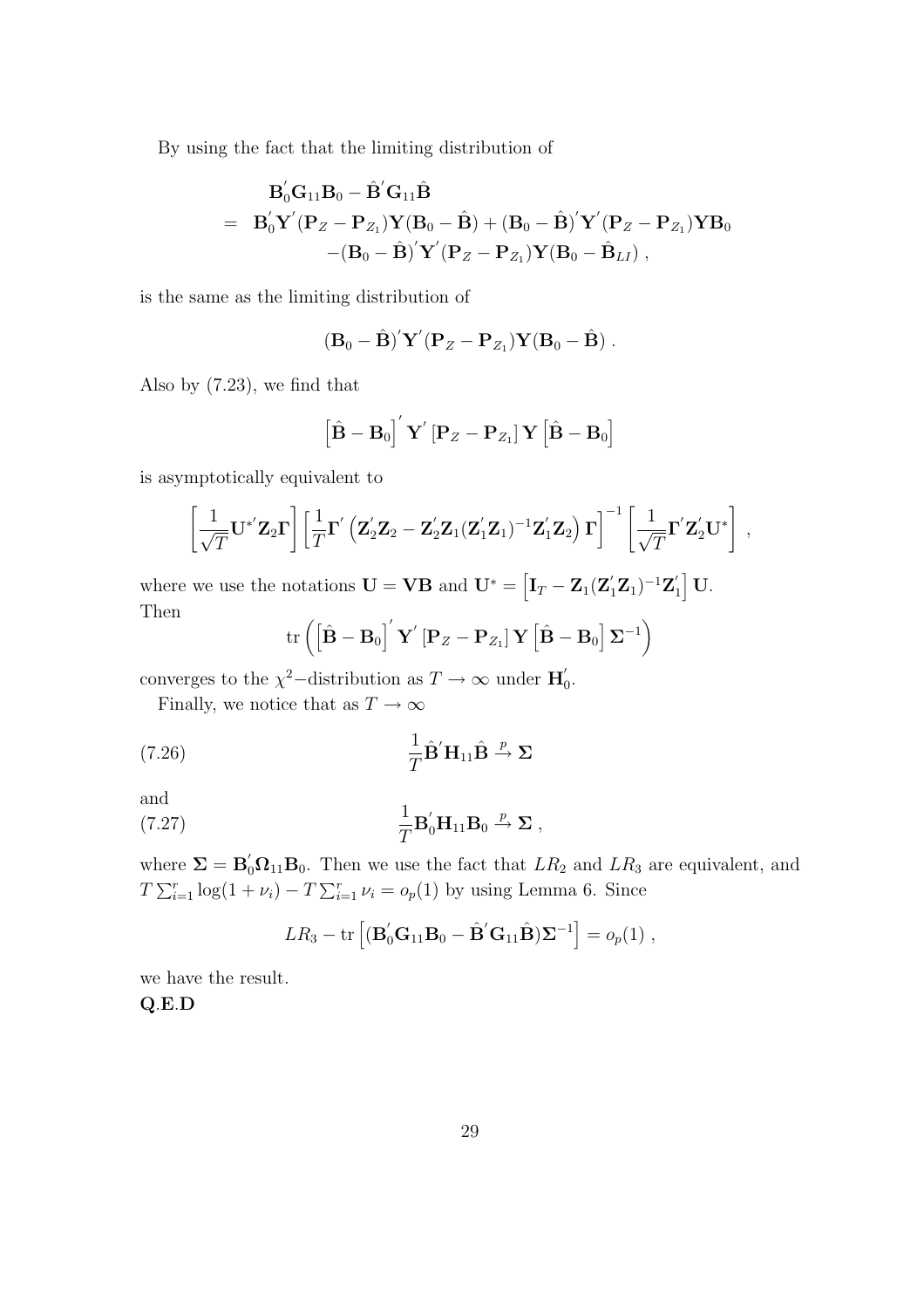By using the fact that the limiting distribution of

$$
\begin{aligned}
& \mathbf{B}_0^{'}\mathbf{G}_{11}\mathbf{B}_0 - \hat{\mathbf{B}}^{'}\mathbf{G}_{11}\hat{\mathbf{B}} \\
= \; & \mathbf{B}_0^{'}\mathbf{Y}^{'}(\mathbf{P}_Z - \mathbf{P}_{Z_1})\mathbf{Y}(\mathbf{B}_0 - \hat{\mathbf{B}}) + (\mathbf{B}_0 - \hat{\mathbf{B}})^{'}\mathbf{Y}^{'}(\mathbf{P}_Z - \mathbf{P}_{Z_1})\mathbf{Y}\mathbf{B}_0 \\
& -(\mathbf{B}_0 - \hat{\mathbf{B}})^{'}\mathbf{Y}^{'}(\mathbf{P}_Z - \mathbf{P}_{Z_1})\mathbf{Y}(\mathbf{B}_0 - \hat{\mathbf{B}}_{LI}) \, ,
\end{aligned}
$$

is the same as the limiting distribution of

$$
(\mathbf{B}_0 - \hat{\mathbf{B}})^{'}\mathbf{Y}^{'}(\mathbf{P}_Z - \mathbf{P}_{Z_1})\mathbf{Y}(\mathbf{B}_0 - \hat{\mathbf{B}}) \, .
$$

Also by (7.23), we find that

$$
\left[\hat{\mathbf{B}} - \mathbf{B}_0\right]^{'}\mathbf{Y}^{'}\left[\mathbf{P}_Z - \mathbf{P}_{Z_1}\right]\mathbf{Y}\left[\hat{\mathbf{B}} - \mathbf{B}_0\right]
$$

is asymptotically equivalent to

$$
\left[\frac{1}{\sqrt{T}}\mathbf{U}^{*'}\mathbf{Z}_2\mathbf{\Gamma}\right]\left[\frac{1}{T}\mathbf{\Gamma}^{'}\left(\mathbf{Z}_2^{'}\mathbf{Z}_2 - \mathbf{Z}_2^{'}\mathbf{Z}_1(\mathbf{Z}_1^{'}\mathbf{Z}_1)^{-1}\mathbf{Z}_1^{'}\mathbf{Z}_2\right)\mathbf{\Gamma}\right]^{-1}\left[\frac{1}{\sqrt{T}}\mathbf{\Gamma}^{'}\mathbf{Z}_2^{'}\mathbf{U}^{*}\right] \, ,
$$

where we use the notations $\mathbf{U} = \mathbf{V}\mathbf{B}$ and $\mathbf{U}^{*} = \left[\mathbf{I}_T - \mathbf{Z}_1(\mathbf{Z}_1^{'}\mathbf{Z}_1)^{-1}\mathbf{Z}_1^{'}\right]\mathbf{U}$. Then

$$
\operatorname{tr}\left(\left[\hat{\mathbf{B}} - \mathbf{B}_0\right]^{'}\mathbf{Y}^{'}\left[\mathbf{P}_Z - \mathbf{P}_{Z_1}\right]\mathbf{Y}\left[\hat{\mathbf{B}} - \mathbf{B}_0\right]\mathbf{\Sigma}^{-1}\right)
$$

converges to the $\chi^2-$distribution as $T \to \infty$ under $\mathbf{H}_0^{'}$.

Finally, we notice that as $T \to \infty$

$$
\frac{1}{T}\hat{\mathbf{B}}^{'}\mathbf{H}_{11}\hat{\mathbf{B}} \xrightarrow{p} \mathbf{\Sigma} \tag{7.26}
$$

and

$$
\frac{1}{T}\mathbf{B}_0^{'}\mathbf{H}_{11}\mathbf{B}_0 \xrightarrow{p} \mathbf{\Sigma} \, , \tag{7.27}
$$

where $\mathbf{\Sigma} = \mathbf{B}_0^{'}\mathbf{\Omega}_{11}\mathbf{B}_0$. Then we use the fact that $LR_2$ and $LR_3$ are equivalent, and $T\sum_{i=1}^{r}\log(1+\nu_i) - T\sum_{i=1}^{r}\nu_i = o_p(1)$ by using Lemma 6. Since

$$
LR_3 - \operatorname{tr}\left[(\mathbf{B}_0^{'}\mathbf{G}_{11}\mathbf{B}_0 - \hat{\mathbf{B}}^{'}\mathbf{G}_{11}\hat{\mathbf{B}})\mathbf{\Sigma}^{-1}\right] = o_p(1) \, ,
$$

we have the result.

**Q.E.D**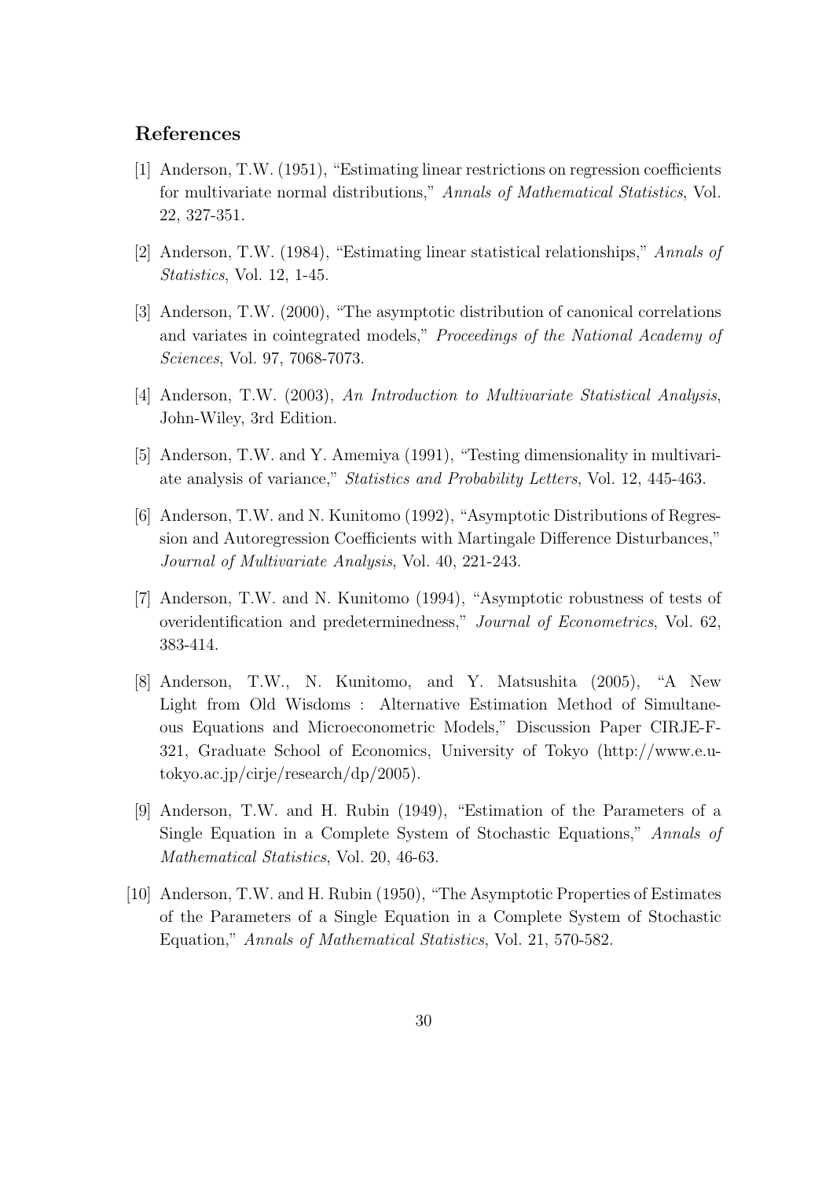## References

[1] Anderson, T.W. (1951), "Estimating linear restrictions on regression coefficients for multivariate normal distributions," *Annals of Mathematical Statistics*, Vol. 22, 327-351.

[2] Anderson, T.W. (1984), "Estimating linear statistical relationships," *Annals of Statistics*, Vol. 12, 1-45.

[3] Anderson, T.W. (2000), "The asymptotic distribution of canonical correlations and variates in cointegrated models," *Proceedings of the National Academy of Sciences*, Vol. 97, 7068-7073.

[4] Anderson, T.W. (2003), *An Introduction to Multivariate Statistical Analysis*, John-Wiley, 3rd Edition.

[5] Anderson, T.W. and Y. Amemiya (1991), "Testing dimensionality in multivariate analysis of variance," *Statistics and Probability Letters*, Vol. 12, 445-463.

[6] Anderson, T.W. and N. Kunitomo (1992), "Asymptotic Distributions of Regression and Autoregression Coefficients with Martingale Difference Disturbances," *Journal of Multivariate Analysis*, Vol. 40, 221-243.

[7] Anderson, T.W. and N. Kunitomo (1994), "Asymptotic robustness of tests of overidentification and predeterminedness," *Journal of Econometrics*, Vol. 62, 383-414.

[8] Anderson, T.W., N. Kunitomo, and Y. Matsushita (2005), "A New Light from Old Wisdoms : Alternative Estimation Method of Simultaneous Equations and Microeconometric Models," Discussion Paper CIRJE-F-321, Graduate School of Economics, University of Tokyo (http://www.e.u-tokyo.ac.jp/cirje/research/dp/2005).

[9] Anderson, T.W. and H. Rubin (1949), "Estimation of the Parameters of a Single Equation in a Complete System of Stochastic Equations," *Annals of Mathematical Statistics*, Vol. 20, 46-63.

[10] Anderson, T.W. and H. Rubin (1950), "The Asymptotic Properties of Estimates of the Parameters of a Single Equation in a Complete System of Stochastic Equation," *Annals of Mathematical Statistics*, Vol. 21, 570-582.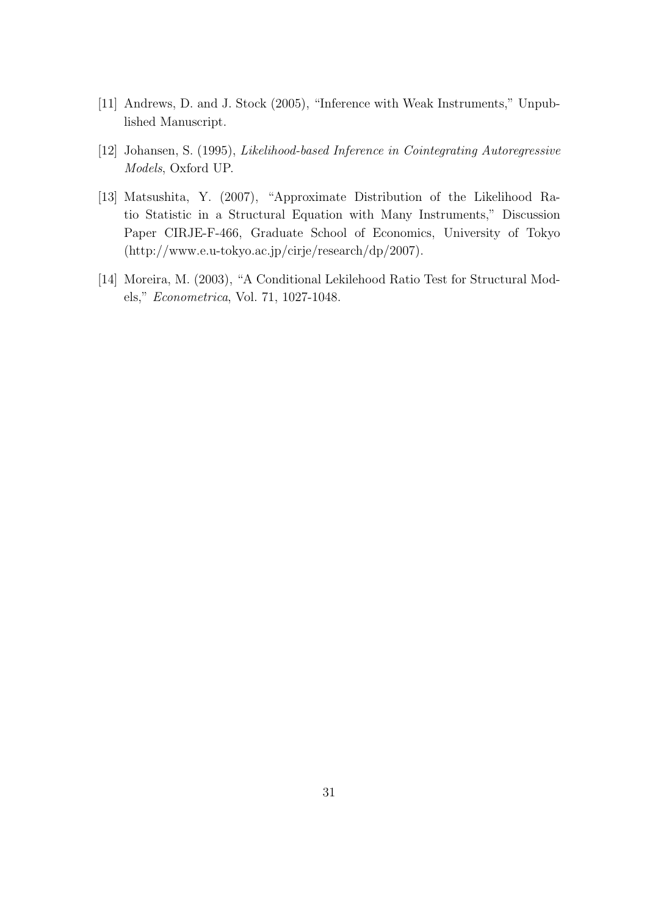[11] Andrews, D. and J. Stock (2005), "Inference with Weak Instruments," Unpublished Manuscript.

[12] Johansen, S. (1995), *Likelihood-based Inference in Cointegrating Autoregressive Models*, Oxford UP.

[13] Matsushita, Y. (2007), "Approximate Distribution of the Likelihood Ratio Statistic in a Structural Equation with Many Instruments," Discussion Paper CIRJE-F-466, Graduate School of Economics, University of Tokyo (http://www.e.u-tokyo.ac.jp/cirje/research/dp/2007).

[14] Moreira, M. (2003), "A Conditional Lekilehood Ratio Test for Structural Models," *Econometrica*, Vol. 71, 1027-1048.